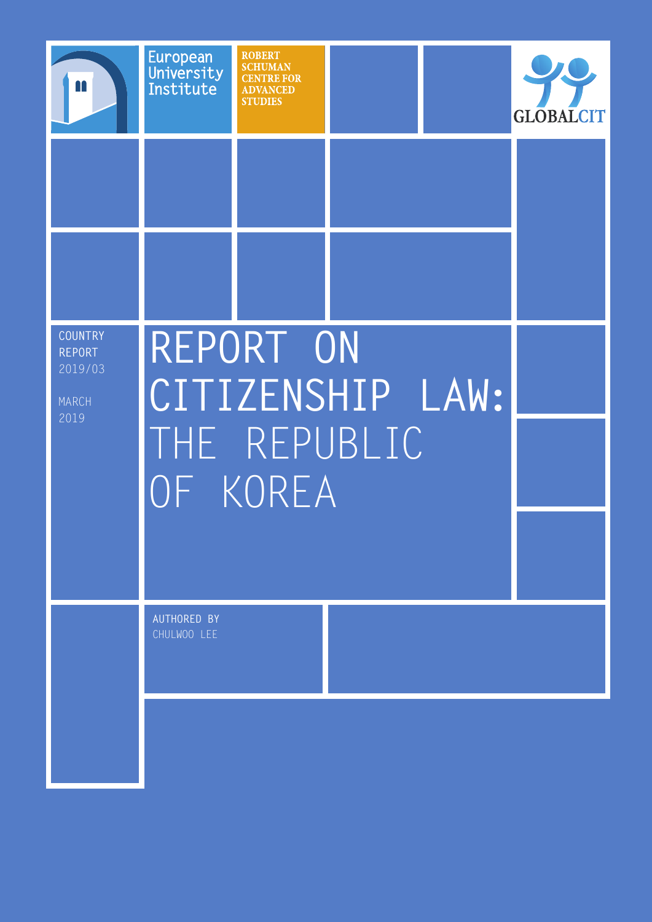European University Institute

ROBERT SCHUMAN CENTRE FOR ADVANCED STUDIES

GLOBALCIT

COUNTRY REPORT 2019/03

MARCH 2019

# REPORT ON CITIZENSHIP LAW: THE REPUBLIC OF KOREA

AUTHORED BY
CHULWOO LEE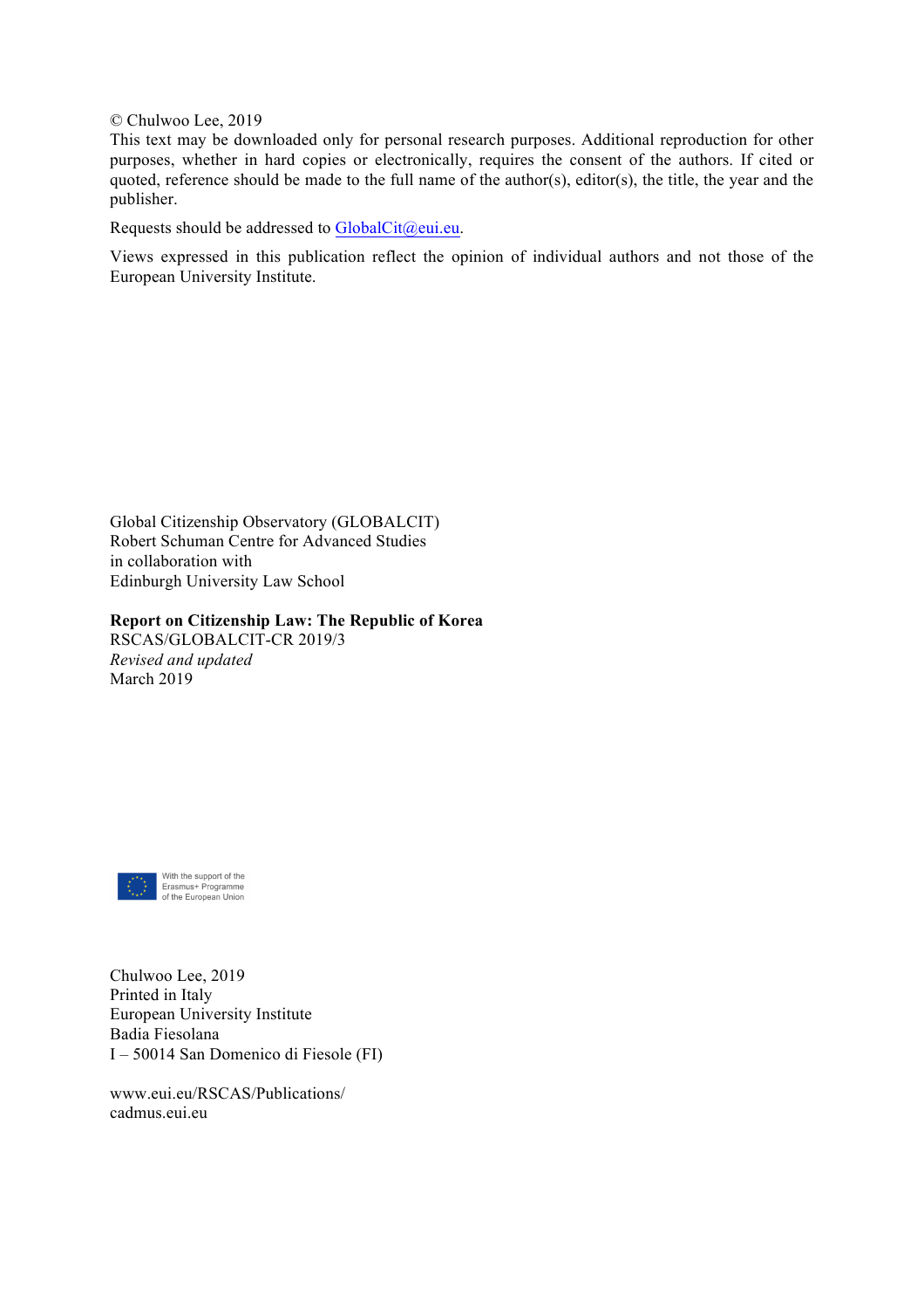© Chulwoo Lee, 2019

This text may be downloaded only for personal research purposes. Additional reproduction for other purposes, whether in hard copies or electronically, requires the consent of the authors. If cited or quoted, reference should be made to the full name of the author(s), editor(s), the title, the year and the publisher.

Requests should be addressed to GlobalCit@eui.eu.

Views expressed in this publication reflect the opinion of individual authors and not those of the European University Institute.

Global Citizenship Observatory (GLOBALCIT)
Robert Schuman Centre for Advanced Studies
in collaboration with
Edinburgh University Law School

**Report on Citizenship Law: The Republic of Korea**
RSCAS/GLOBALCIT-CR 2019/3
*Revised and updated*
March 2019

With the support of the Erasmus+ Programme of the European Union

Chulwoo Lee, 2019
Printed in Italy
European University Institute
Badia Fiesolana
I – 50014 San Domenico di Fiesole (FI)

www.eui.eu/RSCAS/Publications/
cadmus.eui.eu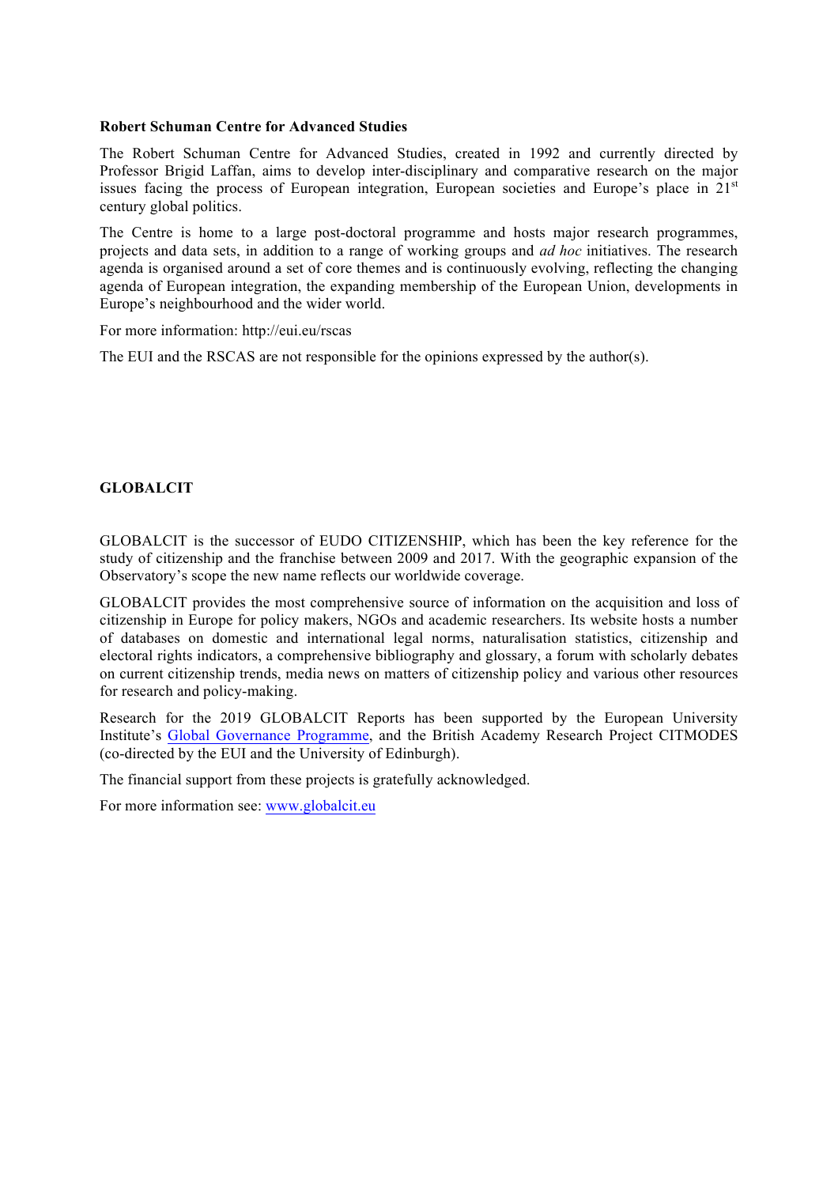**Robert Schuman Centre for Advanced Studies**

The Robert Schuman Centre for Advanced Studies, created in 1992 and currently directed by Professor Brigid Laffan, aims to develop inter-disciplinary and comparative research on the major issues facing the process of European integration, European societies and Europe's place in 21[st] century global politics.

The Centre is home to a large post-doctoral programme and hosts major research programmes, projects and data sets, in addition to a range of working groups and *ad hoc* initiatives. The research agenda is organised around a set of core themes and is continuously evolving, reflecting the changing agenda of European integration, the expanding membership of the European Union, developments in Europe's neighbourhood and the wider world.

For more information: http://eui.eu/rscas

The EUI and the RSCAS are not responsible for the opinions expressed by the author(s).

**GLOBALCIT**

GLOBALCIT is the successor of EUDO CITIZENSHIP, which has been the key reference for the study of citizenship and the franchise between 2009 and 2017. With the geographic expansion of the Observatory's scope the new name reflects our worldwide coverage.

GLOBALCIT provides the most comprehensive source of information on the acquisition and loss of citizenship in Europe for policy makers, NGOs and academic researchers. Its website hosts a number of databases on domestic and international legal norms, naturalisation statistics, citizenship and electoral rights indicators, a comprehensive bibliography and glossary, a forum with scholarly debates on current citizenship trends, media news on matters of citizenship policy and various other resources for research and policy-making.

Research for the 2019 GLOBALCIT Reports has been supported by the European University Institute's Global Governance Programme, and the British Academy Research Project CITMODES (co-directed by the EUI and the University of Edinburgh).

The financial support from these projects is gratefully acknowledged.

For more information see: www.globalcit.eu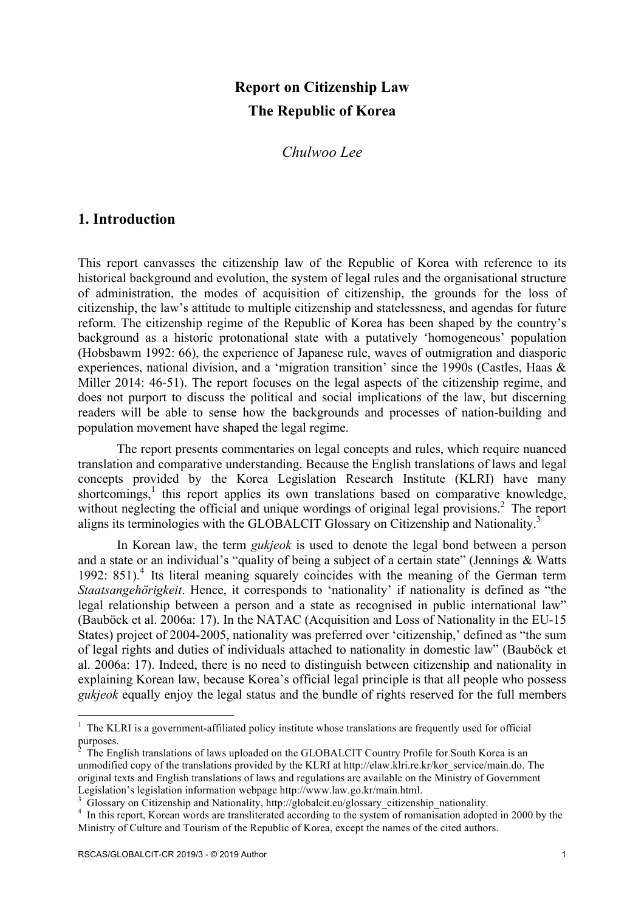# Report on Citizenship Law
# The Republic of Korea

*Chulwoo Lee*

## 1. Introduction

This report canvasses the citizenship law of the Republic of Korea with reference to its historical background and evolution, the system of legal rules and the organisational structure of administration, the modes of acquisition of citizenship, the grounds for the loss of citizenship, the law's attitude to multiple citizenship and statelessness, and agendas for future reform. The citizenship regime of the Republic of Korea has been shaped by the country's background as a historic protonational state with a putatively 'homogeneous' population (Hobsbawm 1992: 66), the experience of Japanese rule, waves of outmigration and diasporic experiences, national division, and a 'migration transition' since the 1990s (Castles, Haas & Miller 2014: 46-51). The report focuses on the legal aspects of the citizenship regime, and does not purport to discuss the political and social implications of the law, but discerning readers will be able to sense how the backgrounds and processes of nation-building and population movement have shaped the legal regime.

The report presents commentaries on legal concepts and rules, which require nuanced translation and comparative understanding. Because the English translations of laws and legal concepts provided by the Korea Legislation Research Institute (KLRI) have many shortcomings,[1] this report applies its own translations based on comparative knowledge, without neglecting the official and unique wordings of original legal provisions.[2] The report aligns its terminologies with the GLOBALCIT Glossary on Citizenship and Nationality.[3]

In Korean law, the term *gukjeok* is used to denote the legal bond between a person and a state or an individual's "quality of being a subject of a certain state" (Jennings & Watts 1992: 851).[4] Its literal meaning squarely coincides with the meaning of the German term *Staatsangehörigkeit*. Hence, it corresponds to 'nationality' if nationality is defined as "the legal relationship between a person and a state as recognised in public international law" (Bauböck et al. 2006a: 17). In the NATAC (Acquisition and Loss of Nationality in the EU-15 States) project of 2004-2005, nationality was preferred over 'citizenship,' defined as "the sum of legal rights and duties of individuals attached to nationality in domestic law" (Bauböck et al. 2006a: 17). Indeed, there is no need to distinguish between citizenship and nationality in explaining Korean law, because Korea's official legal principle is that all people who possess *gukjeok* equally enjoy the legal status and the bundle of rights reserved for the full members

---

[1] The KLRI is a government-affiliated policy institute whose translations are frequently used for official purposes.

[2] The English translations of laws uploaded on the GLOBALCIT Country Profile for South Korea is an unmodified copy of the translations provided by the KLRI at http://elaw.klri.re.kr/kor_service/main.do. The original texts and English translations of laws and regulations are available on the Ministry of Government Legislation's legislation information webpage http://www.law.go.kr/main.html.

[3] Glossary on Citizenship and Nationality, http://globalcit.eu/glossary_citizenship_nationality.

[4] In this report, Korean words are transliterated according to the system of romanisation adopted in 2000 by the Ministry of Culture and Tourism of the Republic of Korea, except the names of the cited authors.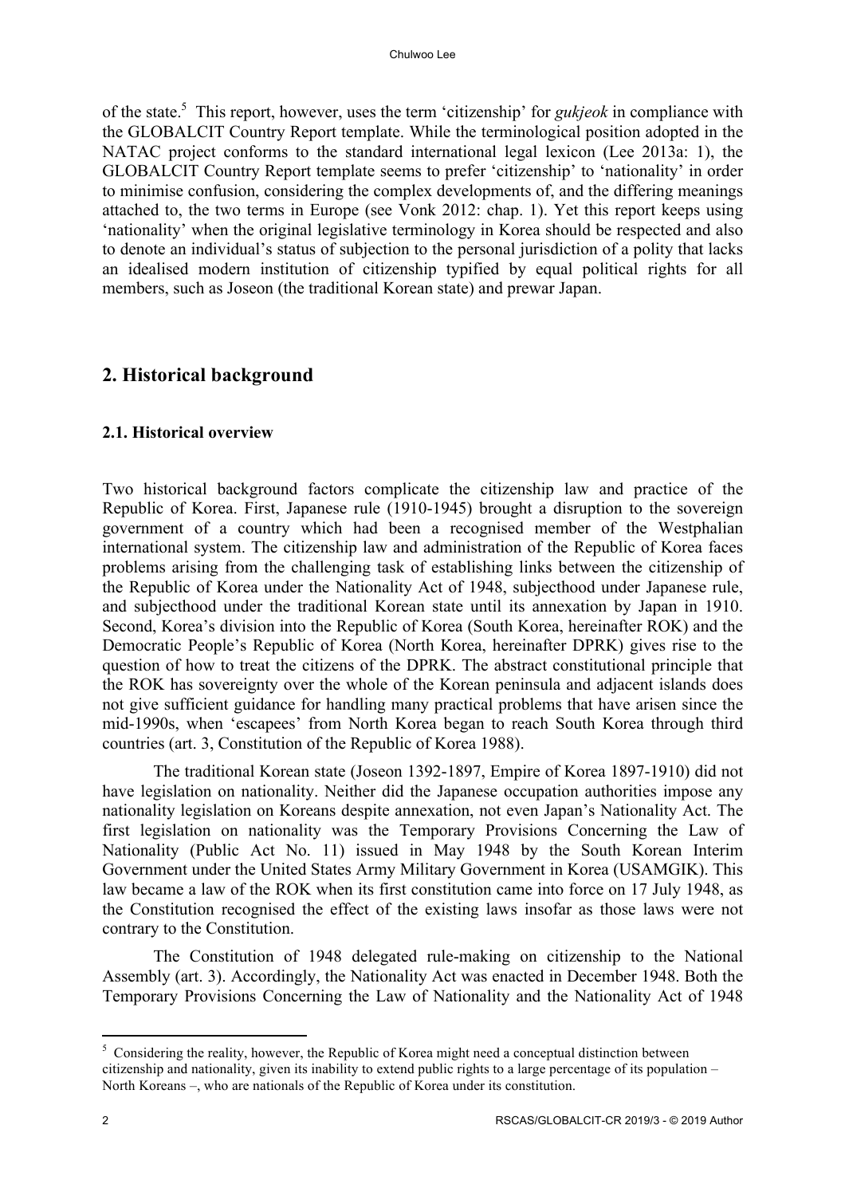of the state.[5] This report, however, uses the term 'citizenship' for *gukjeok* in compliance with the GLOBALCIT Country Report template. While the terminological position adopted in the NATAC project conforms to the standard international legal lexicon (Lee 2013a: 1), the GLOBALCIT Country Report template seems to prefer 'citizenship' to 'nationality' in order to minimise confusion, considering the complex developments of, and the differing meanings attached to, the two terms in Europe (see Vonk 2012: chap. 1). Yet this report keeps using 'nationality' when the original legislative terminology in Korea should be respected and also to denote an individual's status of subjection to the personal jurisdiction of a polity that lacks an idealised modern institution of citizenship typified by equal political rights for all members, such as Joseon (the traditional Korean state) and prewar Japan.

## 2. Historical background

### 2.1. Historical overview

Two historical background factors complicate the citizenship law and practice of the Republic of Korea. First, Japanese rule (1910-1945) brought a disruption to the sovereign government of a country which had been a recognised member of the Westphalian international system. The citizenship law and administration of the Republic of Korea faces problems arising from the challenging task of establishing links between the citizenship of the Republic of Korea under the Nationality Act of 1948, subjecthood under Japanese rule, and subjecthood under the traditional Korean state until its annexation by Japan in 1910. Second, Korea's division into the Republic of Korea (South Korea, hereinafter ROK) and the Democratic People's Republic of Korea (North Korea, hereinafter DPRK) gives rise to the question of how to treat the citizens of the DPRK. The abstract constitutional principle that the ROK has sovereignty over the whole of the Korean peninsula and adjacent islands does not give sufficient guidance for handling many practical problems that have arisen since the mid-1990s, when 'escapees' from North Korea began to reach South Korea through third countries (art. 3, Constitution of the Republic of Korea 1988).

The traditional Korean state (Joseon 1392-1897, Empire of Korea 1897-1910) did not have legislation on nationality. Neither did the Japanese occupation authorities impose any nationality legislation on Koreans despite annexation, not even Japan's Nationality Act. The first legislation on nationality was the Temporary Provisions Concerning the Law of Nationality (Public Act No. 11) issued in May 1948 by the South Korean Interim Government under the United States Army Military Government in Korea (USAMGIK). This law became a law of the ROK when its first constitution came into force on 17 July 1948, as the Constitution recognised the effect of the existing laws insofar as those laws were not contrary to the Constitution.

The Constitution of 1948 delegated rule-making on citizenship to the National Assembly (art. 3). Accordingly, the Nationality Act was enacted in December 1948. Both the Temporary Provisions Concerning the Law of Nationality and the Nationality Act of 1948

---

[5] Considering the reality, however, the Republic of Korea might need a conceptual distinction between citizenship and nationality, given its inability to extend public rights to a large percentage of its population – North Koreans –, who are nationals of the Republic of Korea under its constitution.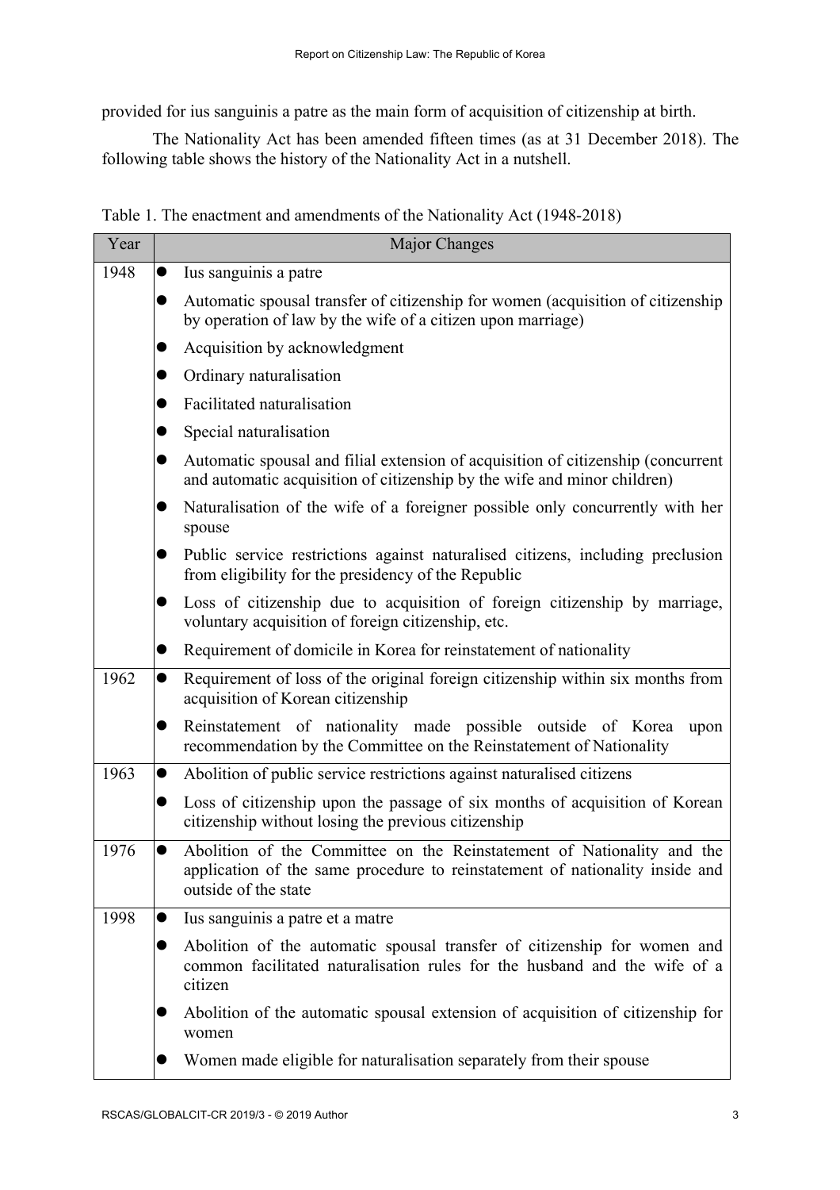provided for ius sanguinis a patre as the main form of acquisition of citizenship at birth.

The Nationality Act has been amended fifteen times (as at 31 December 2018). The following table shows the history of the Nationality Act in a nutshell.

Table 1. The enactment and amendments of the Nationality Act (1948-2018)

| Year | Major Changes |
|---|---|
| 1948 | ● Ius sanguinis a patre<br>● Automatic spousal transfer of citizenship for women (acquisition of citizenship by operation of law by the wife of a citizen upon marriage)<br>● Acquisition by acknowledgment<br>● Ordinary naturalisation<br>● Facilitated naturalisation<br>● Special naturalisation<br>● Automatic spousal and filial extension of acquisition of citizenship (concurrent and automatic acquisition of citizenship by the wife and minor children)<br>● Naturalisation of the wife of a foreigner possible only concurrently with her spouse<br>● Public service restrictions against naturalised citizens, including preclusion from eligibility for the presidency of the Republic<br>● Loss of citizenship due to acquisition of foreign citizenship by marriage, voluntary acquisition of foreign citizenship, etc.<br>● Requirement of domicile in Korea for reinstatement of nationality |
| 1962 | ● Requirement of loss of the original foreign citizenship within six months from acquisition of Korean citizenship<br>● Reinstatement of nationality made possible outside of Korea upon recommendation by the Committee on the Reinstatement of Nationality |
| 1963 | ● Abolition of public service restrictions against naturalised citizens<br>● Loss of citizenship upon the passage of six months of acquisition of Korean citizenship without losing the previous citizenship |
| 1976 | ● Abolition of the Committee on the Reinstatement of Nationality and the application of the same procedure to reinstatement of nationality inside and outside of the state |
| 1998 | ● Ius sanguinis a patre et a matre<br>● Abolition of the automatic spousal transfer of citizenship for women and common facilitated naturalisation rules for the husband and the wife of a citizen<br>● Abolition of the automatic spousal extension of acquisition of citizenship for women<br>● Women made eligible for naturalisation separately from their spouse |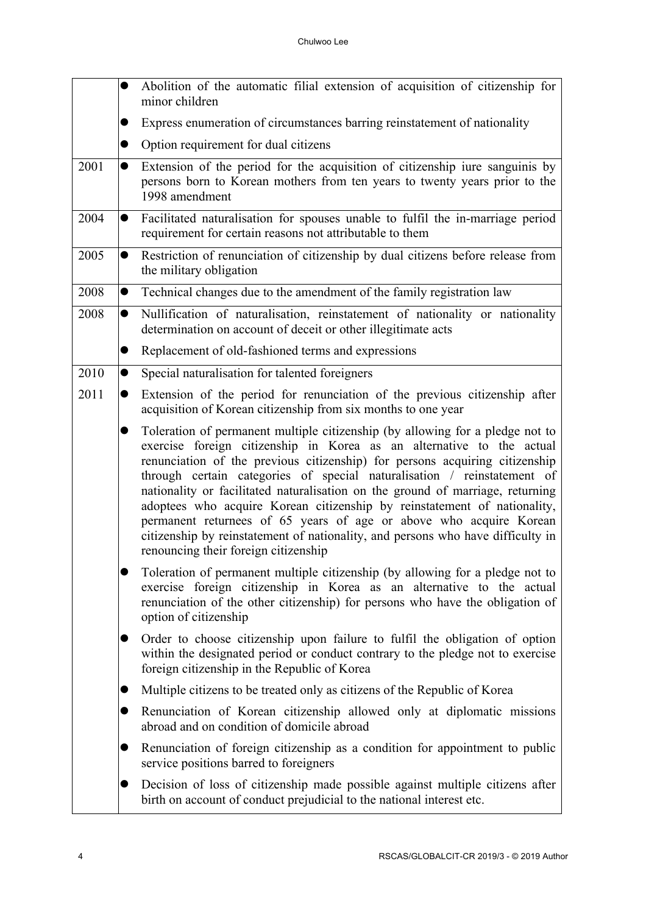| | |
|---|---|
| | • Abolition of the automatic filial extension of acquisition of citizenship for minor children<br>• Express enumeration of circumstances barring reinstatement of nationality<br>• Option requirement for dual citizens |
| 2001 | • Extension of the period for the acquisition of citizenship iure sanguinis by persons born to Korean mothers from ten years to twenty years prior to the 1998 amendment |
| 2004 | • Facilitated naturalisation for spouses unable to fulfil the in-marriage period requirement for certain reasons not attributable to them |
| 2005 | • Restriction of renunciation of citizenship by dual citizens before release from the military obligation |
| 2008 | • Technical changes due to the amendment of the family registration law |
| 2008 | • Nullification of naturalisation, reinstatement of nationality or nationality determination on account of deceit or other illegitimate acts<br>• Replacement of old-fashioned terms and expressions |
| 2010 | • Special naturalisation for talented foreigners |
| 2011 | • Extension of the period for renunciation of the previous citizenship after acquisition of Korean citizenship from six months to one year<br>• Toleration of permanent multiple citizenship (by allowing for a pledge not to exercise foreign citizenship in Korea as an alternative to the actual renunciation of the previous citizenship) for persons acquiring citizenship through certain categories of special naturalisation / reinstatement of nationality or facilitated naturalisation on the ground of marriage, returning adoptees who acquire Korean citizenship by reinstatement of nationality, permanent returnees of 65 years of age or above who acquire Korean citizenship by reinstatement of nationality, and persons who have difficulty in renouncing their foreign citizenship<br>• Toleration of permanent multiple citizenship (by allowing for a pledge not to exercise foreign citizenship in Korea as an alternative to the actual renunciation of the other citizenship) for persons who have the obligation of option of citizenship<br>• Order to choose citizenship upon failure to fulfil the obligation of option within the designated period or conduct contrary to the pledge not to exercise foreign citizenship in the Republic of Korea<br>• Multiple citizens to be treated only as citizens of the Republic of Korea<br>• Renunciation of Korean citizenship allowed only at diplomatic missions abroad and on condition of domicile abroad<br>• Renunciation of foreign citizenship as a condition for appointment to public service positions barred to foreigners<br>• Decision of loss of citizenship made possible against multiple citizens after birth on account of conduct prejudicial to the national interest etc. |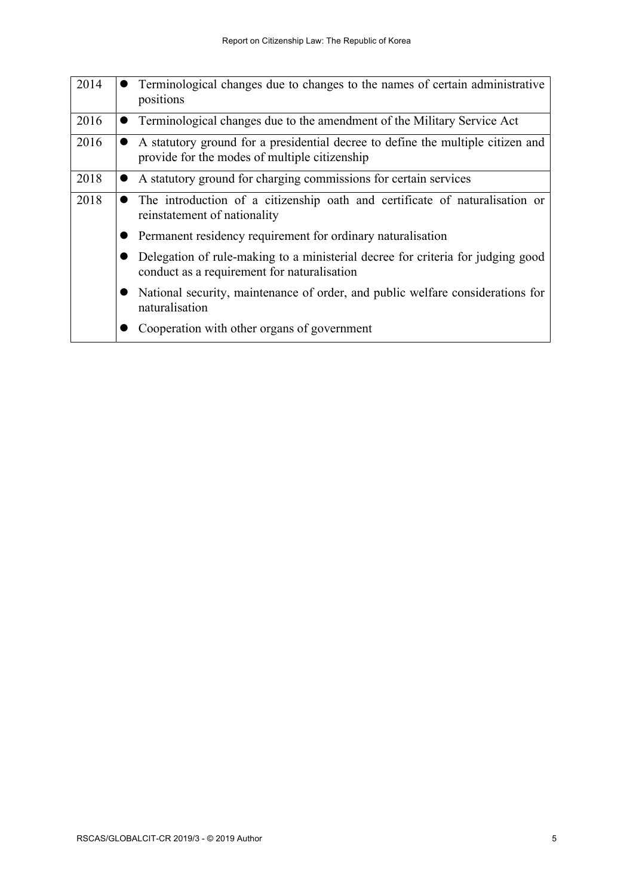| | |
|---|---|
| 2014 | • Terminological changes due to changes to the names of certain administrative positions |
| 2016 | • Terminological changes due to the amendment of the Military Service Act |
| 2016 | • A statutory ground for a presidential decree to define the multiple citizen and provide for the modes of multiple citizenship |
| 2018 | • A statutory ground for charging commissions for certain services |
| 2018 | • The introduction of a citizenship oath and certificate of naturalisation or reinstatement of nationality<br>• Permanent residency requirement for ordinary naturalisation<br>• Delegation of rule-making to a ministerial decree for criteria for judging good conduct as a requirement for naturalisation<br>• National security, maintenance of order, and public welfare considerations for naturalisation<br>• Cooperation with other organs of government |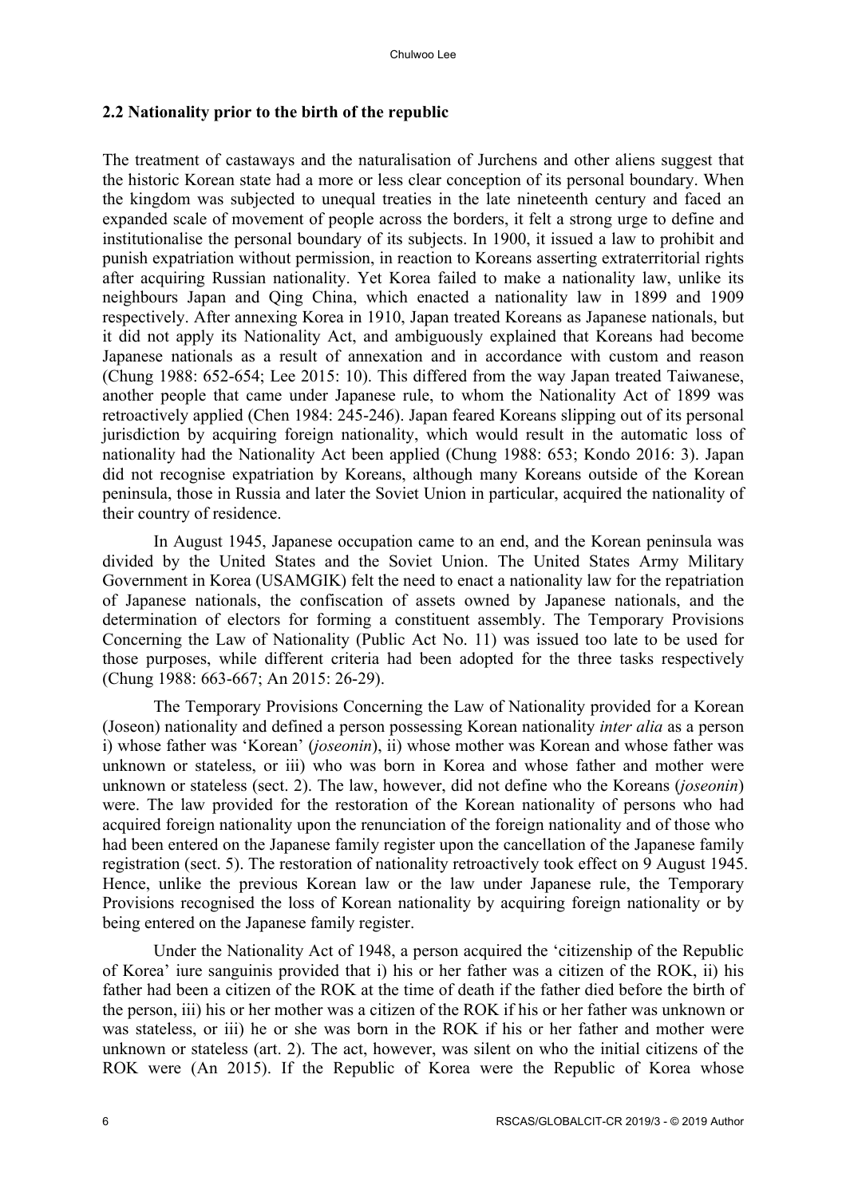## 2.2 Nationality prior to the birth of the republic

The treatment of castaways and the naturalisation of Jurchens and other aliens suggest that the historic Korean state had a more or less clear conception of its personal boundary. When the kingdom was subjected to unequal treaties in the late nineteenth century and faced an expanded scale of movement of people across the borders, it felt a strong urge to define and institutionalise the personal boundary of its subjects. In 1900, it issued a law to prohibit and punish expatriation without permission, in reaction to Koreans asserting extraterritorial rights after acquiring Russian nationality. Yet Korea failed to make a nationality law, unlike its neighbours Japan and Qing China, which enacted a nationality law in 1899 and 1909 respectively. After annexing Korea in 1910, Japan treated Koreans as Japanese nationals, but it did not apply its Nationality Act, and ambiguously explained that Koreans had become Japanese nationals as a result of annexation and in accordance with custom and reason (Chung 1988: 652-654; Lee 2015: 10). This differed from the way Japan treated Taiwanese, another people that came under Japanese rule, to whom the Nationality Act of 1899 was retroactively applied (Chen 1984: 245-246). Japan feared Koreans slipping out of its personal jurisdiction by acquiring foreign nationality, which would result in the automatic loss of nationality had the Nationality Act been applied (Chung 1988: 653; Kondo 2016: 3). Japan did not recognise expatriation by Koreans, although many Koreans outside of the Korean peninsula, those in Russia and later the Soviet Union in particular, acquired the nationality of their country of residence.

In August 1945, Japanese occupation came to an end, and the Korean peninsula was divided by the United States and the Soviet Union. The United States Army Military Government in Korea (USAMGIK) felt the need to enact a nationality law for the repatriation of Japanese nationals, the confiscation of assets owned by Japanese nationals, and the determination of electors for forming a constituent assembly. The Temporary Provisions Concerning the Law of Nationality (Public Act No. 11) was issued too late to be used for those purposes, while different criteria had been adopted for the three tasks respectively (Chung 1988: 663-667; An 2015: 26-29).

The Temporary Provisions Concerning the Law of Nationality provided for a Korean (Joseon) nationality and defined a person possessing Korean nationality *inter alia* as a person i) whose father was 'Korean' (*joseonin*), ii) whose mother was Korean and whose father was unknown or stateless, or iii) who was born in Korea and whose father and mother were unknown or stateless (sect. 2). The law, however, did not define who the Koreans (*joseonin*) were. The law provided for the restoration of the Korean nationality of persons who had acquired foreign nationality upon the renunciation of the foreign nationality and of those who had been entered on the Japanese family register upon the cancellation of the Japanese family registration (sect. 5). The restoration of nationality retroactively took effect on 9 August 1945. Hence, unlike the previous Korean law or the law under Japanese rule, the Temporary Provisions recognised the loss of Korean nationality by acquiring foreign nationality or by being entered on the Japanese family register.

Under the Nationality Act of 1948, a person acquired the 'citizenship of the Republic of Korea' iure sanguinis provided that i) his or her father was a citizen of the ROK, ii) his father had been a citizen of the ROK at the time of death if the father died before the birth of the person, iii) his or her mother was a citizen of the ROK if his or her father was unknown or was stateless, or iii) he or she was born in the ROK if his or her father and mother were unknown or stateless (art. 2). The act, however, was silent on who the initial citizens of the ROK were (An 2015). If the Republic of Korea were the Republic of Korea whose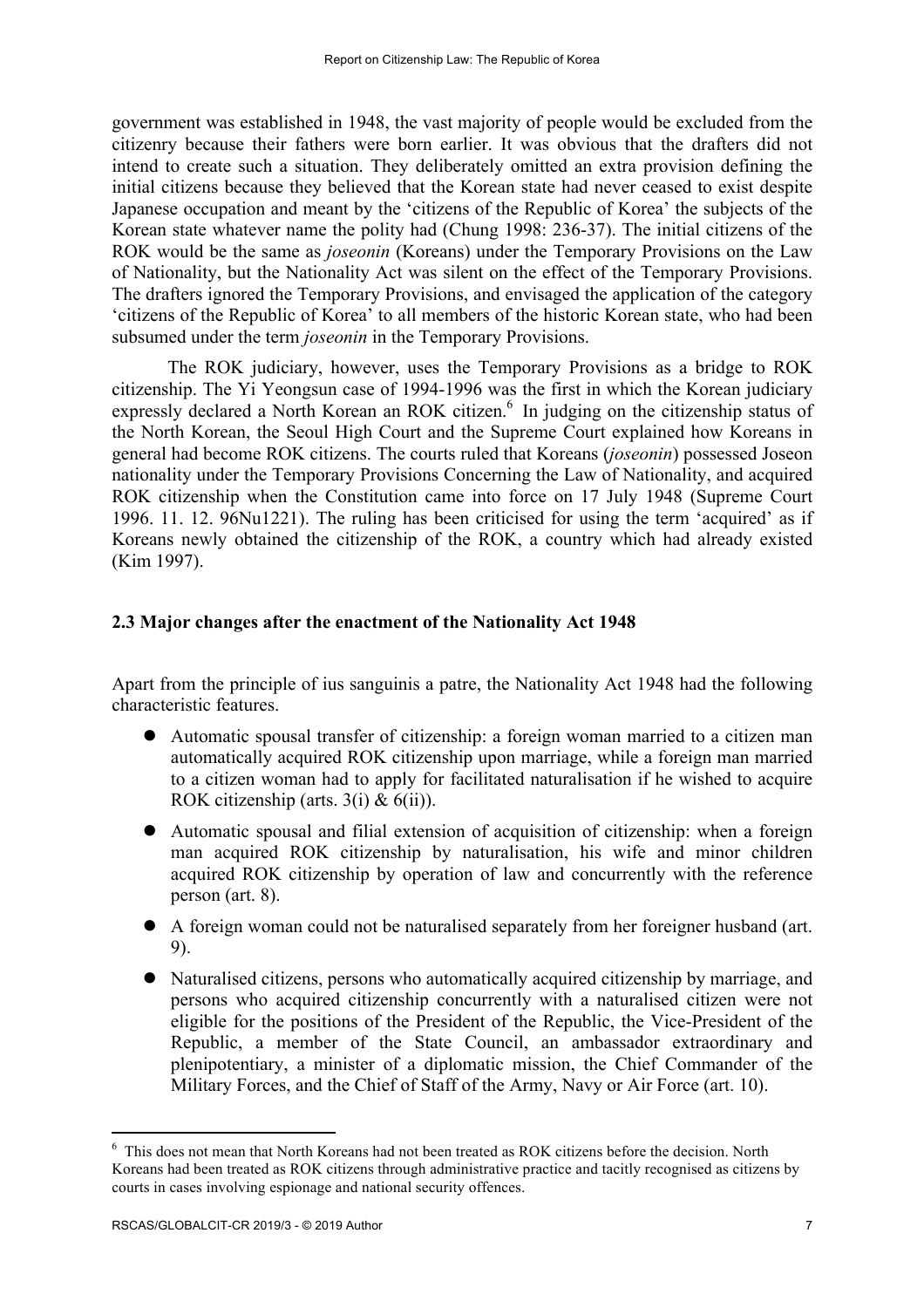government was established in 1948, the vast majority of people would be excluded from the citizenry because their fathers were born earlier. It was obvious that the drafters did not intend to create such a situation. They deliberately omitted an extra provision defining the initial citizens because they believed that the Korean state had never ceased to exist despite Japanese occupation and meant by the 'citizens of the Republic of Korea' the subjects of the Korean state whatever name the polity had (Chung 1998: 236-37). The initial citizens of the ROK would be the same as *joseonin* (Koreans) under the Temporary Provisions on the Law of Nationality, but the Nationality Act was silent on the effect of the Temporary Provisions. The drafters ignored the Temporary Provisions, and envisaged the application of the category 'citizens of the Republic of Korea' to all members of the historic Korean state, who had been subsumed under the term *joseonin* in the Temporary Provisions.

The ROK judiciary, however, uses the Temporary Provisions as a bridge to ROK citizenship. The Yi Yeongsun case of 1994-1996 was the first in which the Korean judiciary expressly declared a North Korean an ROK citizen.[6] In judging on the citizenship status of the North Korean, the Seoul High Court and the Supreme Court explained how Koreans in general had become ROK citizens. The courts ruled that Koreans (*joseonin*) possessed Joseon nationality under the Temporary Provisions Concerning the Law of Nationality, and acquired ROK citizenship when the Constitution came into force on 17 July 1948 (Supreme Court 1996. 11. 12. 96Nu1221). The ruling has been criticised for using the term 'acquired' as if Koreans newly obtained the citizenship of the ROK, a country which had already existed (Kim 1997).

## 2.3 Major changes after the enactment of the Nationality Act 1948

Apart from the principle of ius sanguinis a patre, the Nationality Act 1948 had the following characteristic features.

- Automatic spousal transfer of citizenship: a foreign woman married to a citizen man automatically acquired ROK citizenship upon marriage, while a foreign man married to a citizen woman had to apply for facilitated naturalisation if he wished to acquire ROK citizenship (arts. 3(i) & 6(ii)).
- Automatic spousal and filial extension of acquisition of citizenship: when a foreign man acquired ROK citizenship by naturalisation, his wife and minor children acquired ROK citizenship by operation of law and concurrently with the reference person (art. 8).
- A foreign woman could not be naturalised separately from her foreigner husband (art. 9).
- Naturalised citizens, persons who automatically acquired citizenship by marriage, and persons who acquired citizenship concurrently with a naturalised citizen were not eligible for the positions of the President of the Republic, the Vice-President of the Republic, a member of the State Council, an ambassador extraordinary and plenipotentiary, a minister of a diplomatic mission, the Chief Commander of the Military Forces, and the Chief of Staff of the Army, Navy or Air Force (art. 10).

[6] This does not mean that North Koreans had not been treated as ROK citizens before the decision. North Koreans had been treated as ROK citizens through administrative practice and tacitly recognised as citizens by courts in cases involving espionage and national security offences.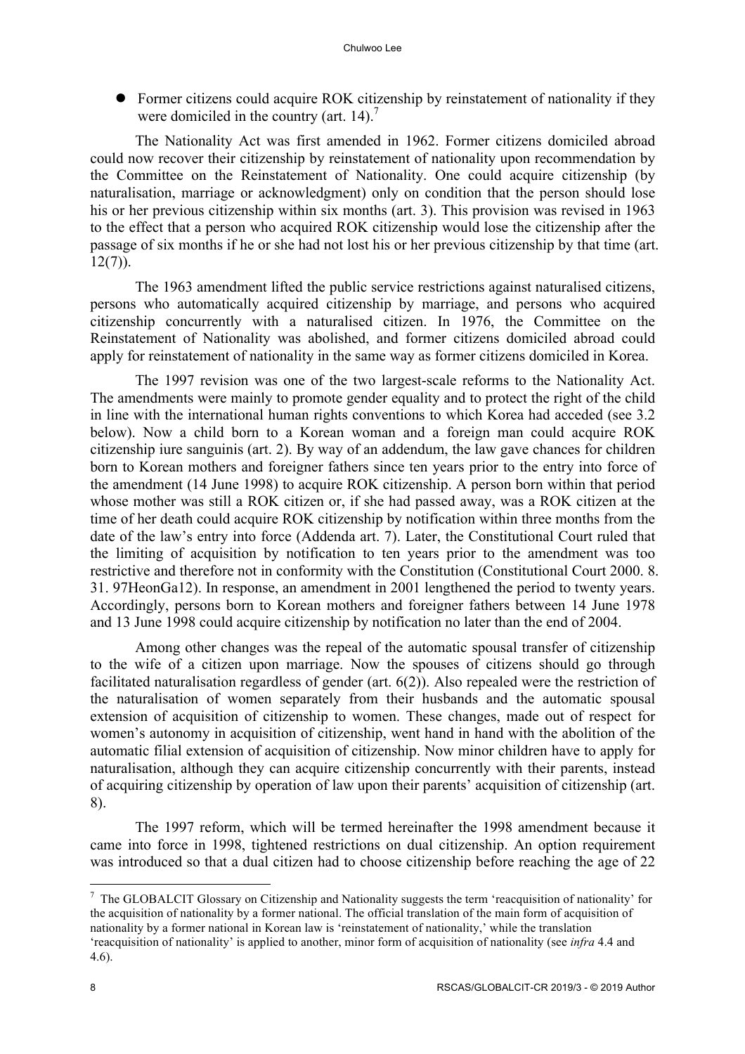- Former citizens could acquire ROK citizenship by reinstatement of nationality if they were domiciled in the country (art. 14).[7]

The Nationality Act was first amended in 1962. Former citizens domiciled abroad could now recover their citizenship by reinstatement of nationality upon recommendation by the Committee on the Reinstatement of Nationality. One could acquire citizenship (by naturalisation, marriage or acknowledgment) only on condition that the person should lose his or her previous citizenship within six months (art. 3). This provision was revised in 1963 to the effect that a person who acquired ROK citizenship would lose the citizenship after the passage of six months if he or she had not lost his or her previous citizenship by that time (art. 12(7)).

The 1963 amendment lifted the public service restrictions against naturalised citizens, persons who automatically acquired citizenship by marriage, and persons who acquired citizenship concurrently with a naturalised citizen. In 1976, the Committee on the Reinstatement of Nationality was abolished, and former citizens domiciled abroad could apply for reinstatement of nationality in the same way as former citizens domiciled in Korea.

The 1997 revision was one of the two largest-scale reforms to the Nationality Act. The amendments were mainly to promote gender equality and to protect the right of the child in line with the international human rights conventions to which Korea had acceded (see 3.2 below). Now a child born to a Korean woman and a foreign man could acquire ROK citizenship iure sanguinis (art. 2). By way of an addendum, the law gave chances for children born to Korean mothers and foreigner fathers since ten years prior to the entry into force of the amendment (14 June 1998) to acquire ROK citizenship. A person born within that period whose mother was still a ROK citizen or, if she had passed away, was a ROK citizen at the time of her death could acquire ROK citizenship by notification within three months from the date of the law's entry into force (Addenda art. 7). Later, the Constitutional Court ruled that the limiting of acquisition by notification to ten years prior to the amendment was too restrictive and therefore not in conformity with the Constitution (Constitutional Court 2000. 8. 31. 97HeonGa12). In response, an amendment in 2001 lengthened the period to twenty years. Accordingly, persons born to Korean mothers and foreigner fathers between 14 June 1978 and 13 June 1998 could acquire citizenship by notification no later than the end of 2004.

Among other changes was the repeal of the automatic spousal transfer of citizenship to the wife of a citizen upon marriage. Now the spouses of citizens should go through facilitated naturalisation regardless of gender (art. 6(2)). Also repealed were the restriction of the naturalisation of women separately from their husbands and the automatic spousal extension of acquisition of citizenship to women. These changes, made out of respect for women's autonomy in acquisition of citizenship, went hand in hand with the abolition of the automatic filial extension of acquisition of citizenship. Now minor children have to apply for naturalisation, although they can acquire citizenship concurrently with their parents, instead of acquiring citizenship by operation of law upon their parents' acquisition of citizenship (art. 8).

The 1997 reform, which will be termed hereinafter the 1998 amendment because it came into force in 1998, tightened restrictions on dual citizenship. An option requirement was introduced so that a dual citizen had to choose citizenship before reaching the age of 22

---

[7] The GLOBALCIT Glossary on Citizenship and Nationality suggests the term 'reacquisition of nationality' for the acquisition of nationality by a former national. The official translation of the main form of acquisition of nationality by a former national in Korean law is 'reinstatement of nationality,' while the translation 'reacquisition of nationality' is applied to another, minor form of acquisition of nationality (see *infra* 4.4 and 4.6).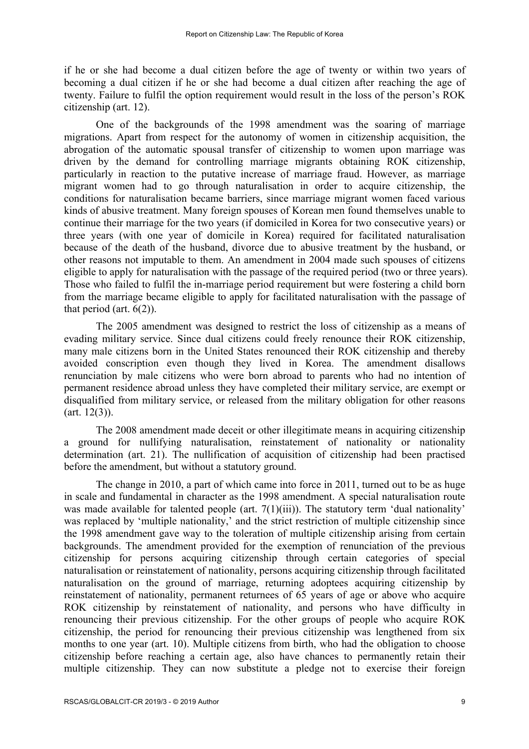if he or she had become a dual citizen before the age of twenty or within two years of becoming a dual citizen if he or she had become a dual citizen after reaching the age of twenty. Failure to fulfil the option requirement would result in the loss of the person's ROK citizenship (art. 12).

One of the backgrounds of the 1998 amendment was the soaring of marriage migrations. Apart from respect for the autonomy of women in citizenship acquisition, the abrogation of the automatic spousal transfer of citizenship to women upon marriage was driven by the demand for controlling marriage migrants obtaining ROK citizenship, particularly in reaction to the putative increase of marriage fraud. However, as marriage migrant women had to go through naturalisation in order to acquire citizenship, the conditions for naturalisation became barriers, since marriage migrant women faced various kinds of abusive treatment. Many foreign spouses of Korean men found themselves unable to continue their marriage for the two years (if domiciled in Korea for two consecutive years) or three years (with one year of domicile in Korea) required for facilitated naturalisation because of the death of the husband, divorce due to abusive treatment by the husband, or other reasons not imputable to them. An amendment in 2004 made such spouses of citizens eligible to apply for naturalisation with the passage of the required period (two or three years). Those who failed to fulfil the in-marriage period requirement but were fostering a child born from the marriage became eligible to apply for facilitated naturalisation with the passage of that period (art. 6(2)).

The 2005 amendment was designed to restrict the loss of citizenship as a means of evading military service. Since dual citizens could freely renounce their ROK citizenship, many male citizens born in the United States renounced their ROK citizenship and thereby avoided conscription even though they lived in Korea. The amendment disallows renunciation by male citizens who were born abroad to parents who had no intention of permanent residence abroad unless they have completed their military service, are exempt or disqualified from military service, or released from the military obligation for other reasons (art. 12(3)).

The 2008 amendment made deceit or other illegitimate means in acquiring citizenship a ground for nullifying naturalisation, reinstatement of nationality or nationality determination (art. 21). The nullification of acquisition of citizenship had been practised before the amendment, but without a statutory ground.

The change in 2010, a part of which came into force in 2011, turned out to be as huge in scale and fundamental in character as the 1998 amendment. A special naturalisation route was made available for talented people (art. 7(1)(iii)). The statutory term 'dual nationality' was replaced by 'multiple nationality,' and the strict restriction of multiple citizenship since the 1998 amendment gave way to the toleration of multiple citizenship arising from certain backgrounds. The amendment provided for the exemption of renunciation of the previous citizenship for persons acquiring citizenship through certain categories of special naturalisation or reinstatement of nationality, persons acquiring citizenship through facilitated naturalisation on the ground of marriage, returning adoptees acquiring citizenship by reinstatement of nationality, permanent returnees of 65 years of age or above who acquire ROK citizenship by reinstatement of nationality, and persons who have difficulty in renouncing their previous citizenship. For the other groups of people who acquire ROK citizenship, the period for renouncing their previous citizenship was lengthened from six months to one year (art. 10). Multiple citizens from birth, who had the obligation to choose citizenship before reaching a certain age, also have chances to permanently retain their multiple citizenship. They can now substitute a pledge not to exercise their foreign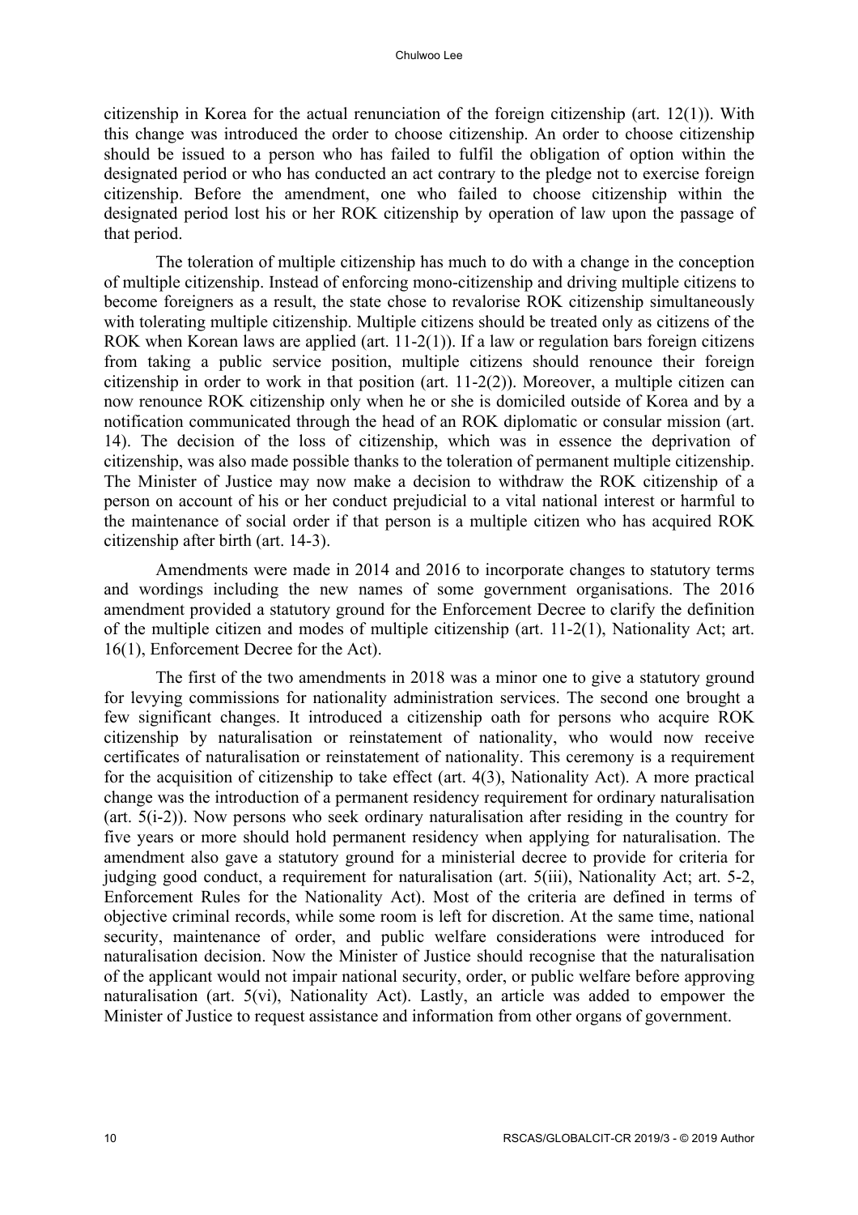citizenship in Korea for the actual renunciation of the foreign citizenship (art. 12(1)). With this change was introduced the order to choose citizenship. An order to choose citizenship should be issued to a person who has failed to fulfil the obligation of option within the designated period or who has conducted an act contrary to the pledge not to exercise foreign citizenship. Before the amendment, one who failed to choose citizenship within the designated period lost his or her ROK citizenship by operation of law upon the passage of that period.

The toleration of multiple citizenship has much to do with a change in the conception of multiple citizenship. Instead of enforcing mono-citizenship and driving multiple citizens to become foreigners as a result, the state chose to revalorise ROK citizenship simultaneously with tolerating multiple citizenship. Multiple citizens should be treated only as citizens of the ROK when Korean laws are applied (art. 11-2(1)). If a law or regulation bars foreign citizens from taking a public service position, multiple citizens should renounce their foreign citizenship in order to work in that position (art. 11-2(2)). Moreover, a multiple citizen can now renounce ROK citizenship only when he or she is domiciled outside of Korea and by a notification communicated through the head of an ROK diplomatic or consular mission (art. 14). The decision of the loss of citizenship, which was in essence the deprivation of citizenship, was also made possible thanks to the toleration of permanent multiple citizenship. The Minister of Justice may now make a decision to withdraw the ROK citizenship of a person on account of his or her conduct prejudicial to a vital national interest or harmful to the maintenance of social order if that person is a multiple citizen who has acquired ROK citizenship after birth (art. 14-3).

Amendments were made in 2014 and 2016 to incorporate changes to statutory terms and wordings including the new names of some government organisations. The 2016 amendment provided a statutory ground for the Enforcement Decree to clarify the definition of the multiple citizen and modes of multiple citizenship (art. 11-2(1), Nationality Act; art. 16(1), Enforcement Decree for the Act).

The first of the two amendments in 2018 was a minor one to give a statutory ground for levying commissions for nationality administration services. The second one brought a few significant changes. It introduced a citizenship oath for persons who acquire ROK citizenship by naturalisation or reinstatement of nationality, who would now receive certificates of naturalisation or reinstatement of nationality. This ceremony is a requirement for the acquisition of citizenship to take effect (art. 4(3), Nationality Act). A more practical change was the introduction of a permanent residency requirement for ordinary naturalisation (art. 5(i-2)). Now persons who seek ordinary naturalisation after residing in the country for five years or more should hold permanent residency when applying for naturalisation. The amendment also gave a statutory ground for a ministerial decree to provide for criteria for judging good conduct, a requirement for naturalisation (art. 5(iii), Nationality Act; art. 5-2, Enforcement Rules for the Nationality Act). Most of the criteria are defined in terms of objective criminal records, while some room is left for discretion. At the same time, national security, maintenance of order, and public welfare considerations were introduced for naturalisation decision. Now the Minister of Justice should recognise that the naturalisation of the applicant would not impair national security, order, or public welfare before approving naturalisation (art. 5(vi), Nationality Act). Lastly, an article was added to empower the Minister of Justice to request assistance and information from other organs of government.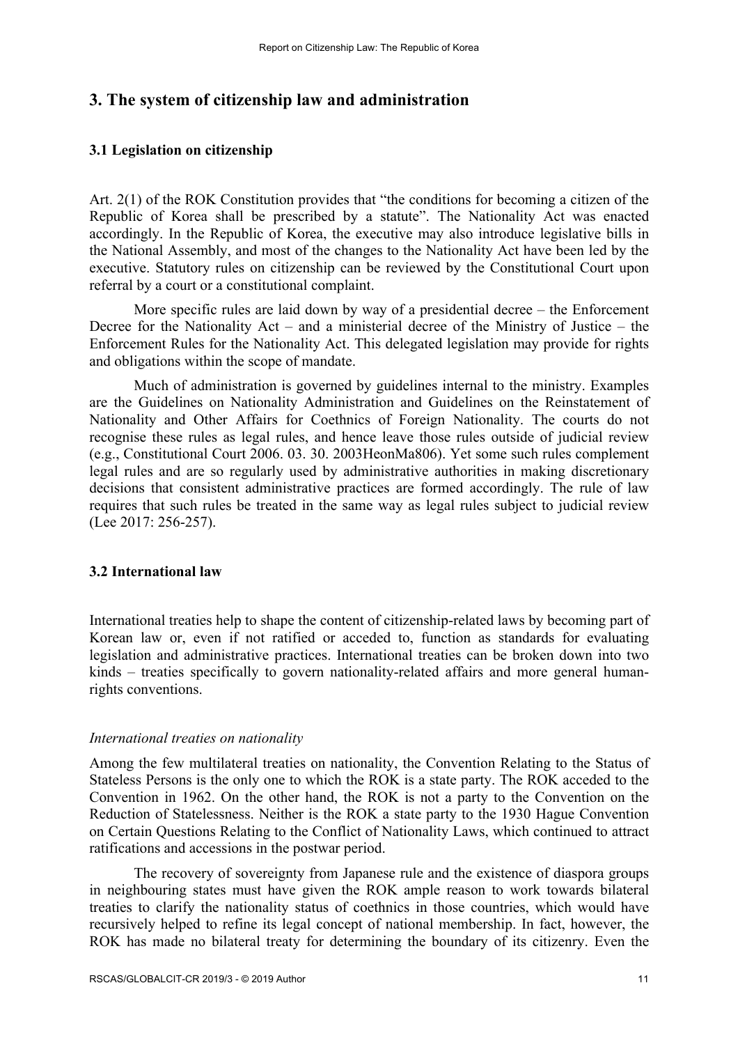## 3. The system of citizenship law and administration

### 3.1 Legislation on citizenship

Art. 2(1) of the ROK Constitution provides that "the conditions for becoming a citizen of the Republic of Korea shall be prescribed by a statute". The Nationality Act was enacted accordingly. In the Republic of Korea, the executive may also introduce legislative bills in the National Assembly, and most of the changes to the Nationality Act have been led by the executive. Statutory rules on citizenship can be reviewed by the Constitutional Court upon referral by a court or a constitutional complaint.

More specific rules are laid down by way of a presidential decree – the Enforcement Decree for the Nationality Act – and a ministerial decree of the Ministry of Justice – the Enforcement Rules for the Nationality Act. This delegated legislation may provide for rights and obligations within the scope of mandate.

Much of administration is governed by guidelines internal to the ministry. Examples are the Guidelines on Nationality Administration and Guidelines on the Reinstatement of Nationality and Other Affairs for Coethnics of Foreign Nationality. The courts do not recognise these rules as legal rules, and hence leave those rules outside of judicial review (e.g., Constitutional Court 2006. 03. 30. 2003HeonMa806). Yet some such rules complement legal rules and are so regularly used by administrative authorities in making discretionary decisions that consistent administrative practices are formed accordingly. The rule of law requires that such rules be treated in the same way as legal rules subject to judicial review (Lee 2017: 256-257).

### 3.2 International law

International treaties help to shape the content of citizenship-related laws by becoming part of Korean law or, even if not ratified or acceded to, function as standards for evaluating legislation and administrative practices. International treaties can be broken down into two kinds – treaties specifically to govern nationality-related affairs and more general human-rights conventions.

*International treaties on nationality*

Among the few multilateral treaties on nationality, the Convention Relating to the Status of Stateless Persons is the only one to which the ROK is a state party. The ROK acceded to the Convention in 1962. On the other hand, the ROK is not a party to the Convention on the Reduction of Statelessness. Neither is the ROK a state party to the 1930 Hague Convention on Certain Questions Relating to the Conflict of Nationality Laws, which continued to attract ratifications and accessions in the postwar period.

The recovery of sovereignty from Japanese rule and the existence of diaspora groups in neighbouring states must have given the ROK ample reason to work towards bilateral treaties to clarify the nationality status of coethnics in those countries, which would have recursively helped to refine its legal concept of national membership. In fact, however, the ROK has made no bilateral treaty for determining the boundary of its citizenry. Even the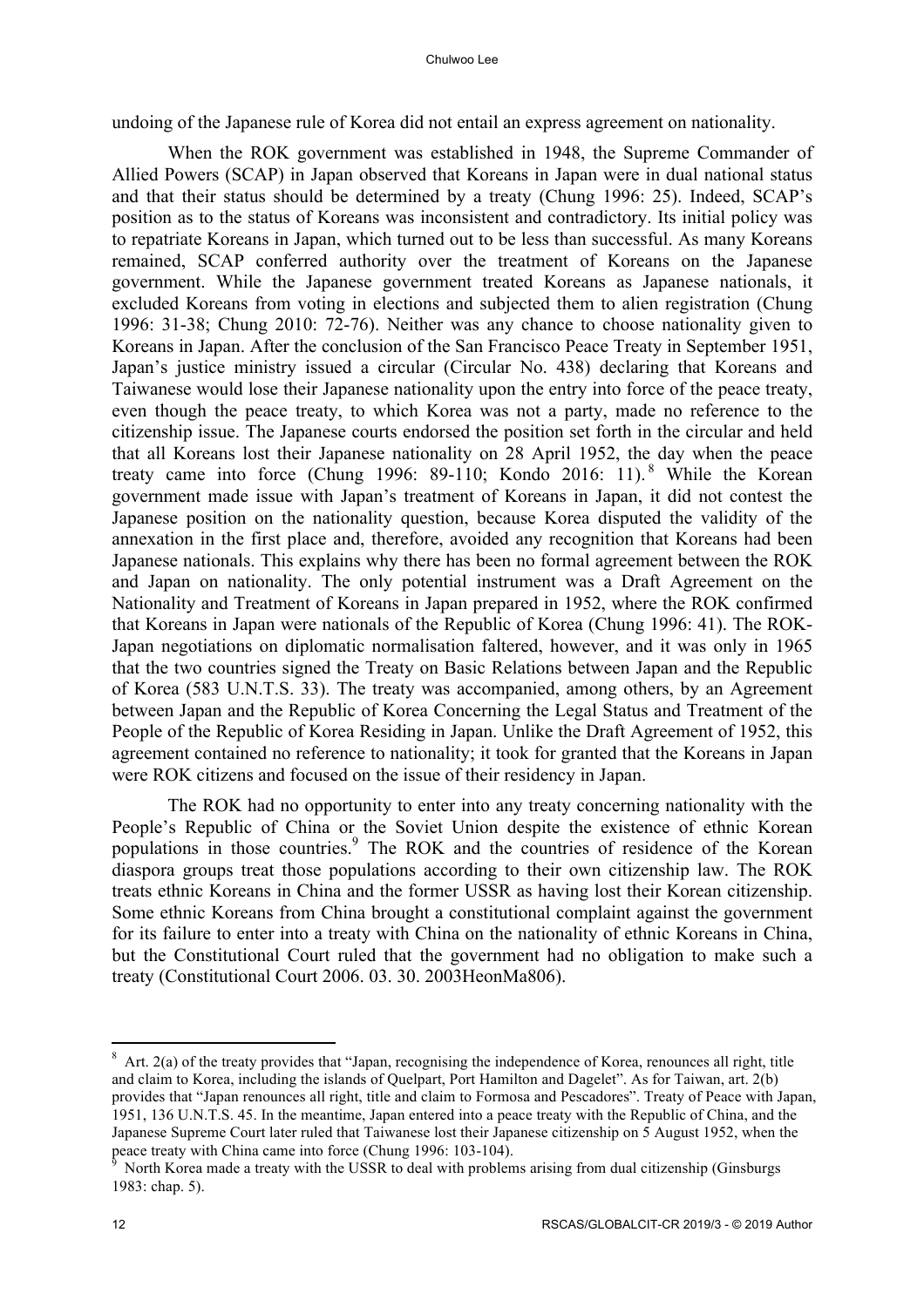undoing of the Japanese rule of Korea did not entail an express agreement on nationality.

When the ROK government was established in 1948, the Supreme Commander of Allied Powers (SCAP) in Japan observed that Koreans in Japan were in dual national status and that their status should be determined by a treaty (Chung 1996: 25). Indeed, SCAP's position as to the status of Koreans was inconsistent and contradictory. Its initial policy was to repatriate Koreans in Japan, which turned out to be less than successful. As many Koreans remained, SCAP conferred authority over the treatment of Koreans on the Japanese government. While the Japanese government treated Koreans as Japanese nationals, it excluded Koreans from voting in elections and subjected them to alien registration (Chung 1996: 31-38; Chung 2010: 72-76). Neither was any chance to choose nationality given to Koreans in Japan. After the conclusion of the San Francisco Peace Treaty in September 1951, Japan's justice ministry issued a circular (Circular No. 438) declaring that Koreans and Taiwanese would lose their Japanese nationality upon the entry into force of the peace treaty, even though the peace treaty, to which Korea was not a party, made no reference to the citizenship issue. The Japanese courts endorsed the position set forth in the circular and held that all Koreans lost their Japanese nationality on 28 April 1952, the day when the peace treaty came into force (Chung 1996: 89-110; Kondo 2016: 11).[8] While the Korean government made issue with Japan's treatment of Koreans in Japan, it did not contest the Japanese position on the nationality question, because Korea disputed the validity of the annexation in the first place and, therefore, avoided any recognition that Koreans had been Japanese nationals. This explains why there has been no formal agreement between the ROK and Japan on nationality. The only potential instrument was a Draft Agreement on the Nationality and Treatment of Koreans in Japan prepared in 1952, where the ROK confirmed that Koreans in Japan were nationals of the Republic of Korea (Chung 1996: 41). The ROK-Japan negotiations on diplomatic normalisation faltered, however, and it was only in 1965 that the two countries signed the Treaty on Basic Relations between Japan and the Republic of Korea (583 U.N.T.S. 33). The treaty was accompanied, among others, by an Agreement between Japan and the Republic of Korea Concerning the Legal Status and Treatment of the People of the Republic of Korea Residing in Japan. Unlike the Draft Agreement of 1952, this agreement contained no reference to nationality; it took for granted that the Koreans in Japan were ROK citizens and focused on the issue of their residency in Japan.

The ROK had no opportunity to enter into any treaty concerning nationality with the People's Republic of China or the Soviet Union despite the existence of ethnic Korean populations in those countries.[9] The ROK and the countries of residence of the Korean diaspora groups treat those populations according to their own citizenship law. The ROK treats ethnic Koreans in China and the former USSR as having lost their Korean citizenship. Some ethnic Koreans from China brought a constitutional complaint against the government for its failure to enter into a treaty with China on the nationality of ethnic Koreans in China, but the Constitutional Court ruled that the government had no obligation to make such a treaty (Constitutional Court 2006. 03. 30. 2003HeonMa806).

---

[8] Art. 2(a) of the treaty provides that "Japan, recognising the independence of Korea, renounces all right, title and claim to Korea, including the islands of Quelpart, Port Hamilton and Dagelet". As for Taiwan, art. 2(b) provides that "Japan renounces all right, title and claim to Formosa and Pescadores". Treaty of Peace with Japan, 1951, 136 U.N.T.S. 45. In the meantime, Japan entered into a peace treaty with the Republic of China, and the Japanese Supreme Court later ruled that Taiwanese lost their Japanese citizenship on 5 August 1952, when the peace treaty with China came into force (Chung 1996: 103-104).

[9] North Korea made a treaty with the USSR to deal with problems arising from dual citizenship (Ginsburgs 1983: chap. 5).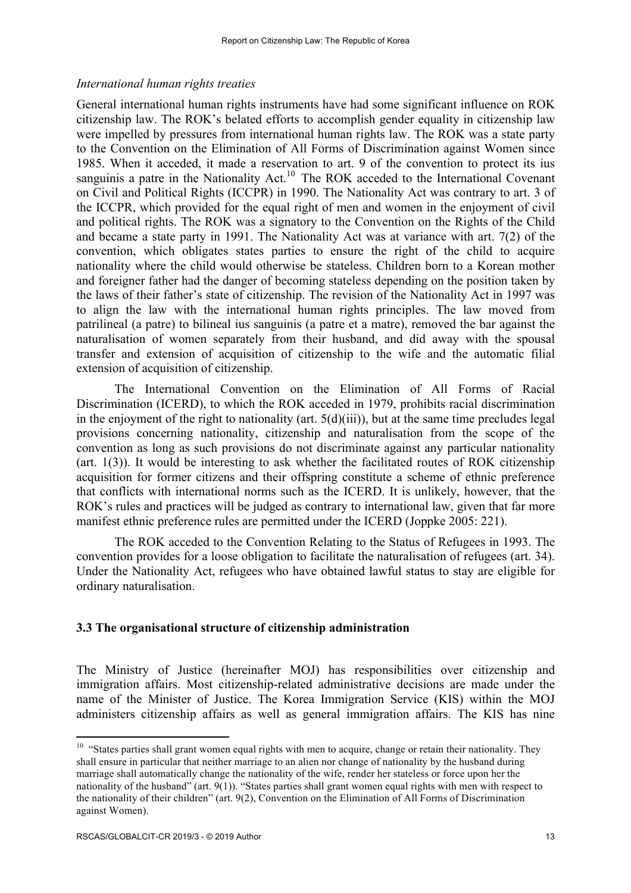*International human rights treaties*

General international human rights instruments have had some significant influence on ROK citizenship law. The ROK's belated efforts to accomplish gender equality in citizenship law were impelled by pressures from international human rights law. The ROK was a state party to the Convention on the Elimination of All Forms of Discrimination against Women since 1985. When it acceded, it made a reservation to art. 9 of the convention to protect its ius sanguinis a patre in the Nationality Act.[10] The ROK acceded to the International Covenant on Civil and Political Rights (ICCPR) in 1990. The Nationality Act was contrary to art. 3 of the ICCPR, which provided for the equal right of men and women in the enjoyment of civil and political rights. The ROK was a signatory to the Convention on the Rights of the Child and became a state party in 1991. The Nationality Act was at variance with art. 7(2) of the convention, which obligates states parties to ensure the right of the child to acquire nationality where the child would otherwise be stateless. Children born to a Korean mother and foreigner father had the danger of becoming stateless depending on the position taken by the laws of their father's state of citizenship. The revision of the Nationality Act in 1997 was to align the law with the international human rights principles. The law moved from patrilineal (a patre) to bilineal ius sanguinis (a patre et a matre), removed the bar against the naturalisation of women separately from their husband, and did away with the spousal transfer and extension of acquisition of citizenship to the wife and the automatic filial extension of acquisition of citizenship.

The International Convention on the Elimination of All Forms of Racial Discrimination (ICERD), to which the ROK acceded in 1979, prohibits racial discrimination in the enjoyment of the right to nationality (art. 5(d)(iii)), but at the same time precludes legal provisions concerning nationality, citizenship and naturalisation from the scope of the convention as long as such provisions do not discriminate against any particular nationality (art. 1(3)). It would be interesting to ask whether the facilitated routes of ROK citizenship acquisition for former citizens and their offspring constitute a scheme of ethnic preference that conflicts with international norms such as the ICERD. It is unlikely, however, that the ROK's rules and practices will be judged as contrary to international law, given that far more manifest ethnic preference rules are permitted under the ICERD (Joppke 2005: 221).

The ROK acceded to the Convention Relating to the Status of Refugees in 1993. The convention provides for a loose obligation to facilitate the naturalisation of refugees (art. 34). Under the Nationality Act, refugees who have obtained lawful status to stay are eligible for ordinary naturalisation.

### 3.3 The organisational structure of citizenship administration

The Ministry of Justice (hereinafter MOJ) has responsibilities over citizenship and immigration affairs. Most citizenship-related administrative decisions are made under the name of the Minister of Justice. The Korea Immigration Service (KIS) within the MOJ administers citizenship affairs as well as general immigration affairs. The KIS has nine

---

[10] "States parties shall grant women equal rights with men to acquire, change or retain their nationality. They shall ensure in particular that neither marriage to an alien nor change of nationality by the husband during marriage shall automatically change the nationality of the wife, render her stateless or force upon her the nationality of the husband" (art. 9(1)). "States parties shall grant women equal rights with men with respect to the nationality of their children" (art. 9(2), Convention on the Elimination of All Forms of Discrimination against Women).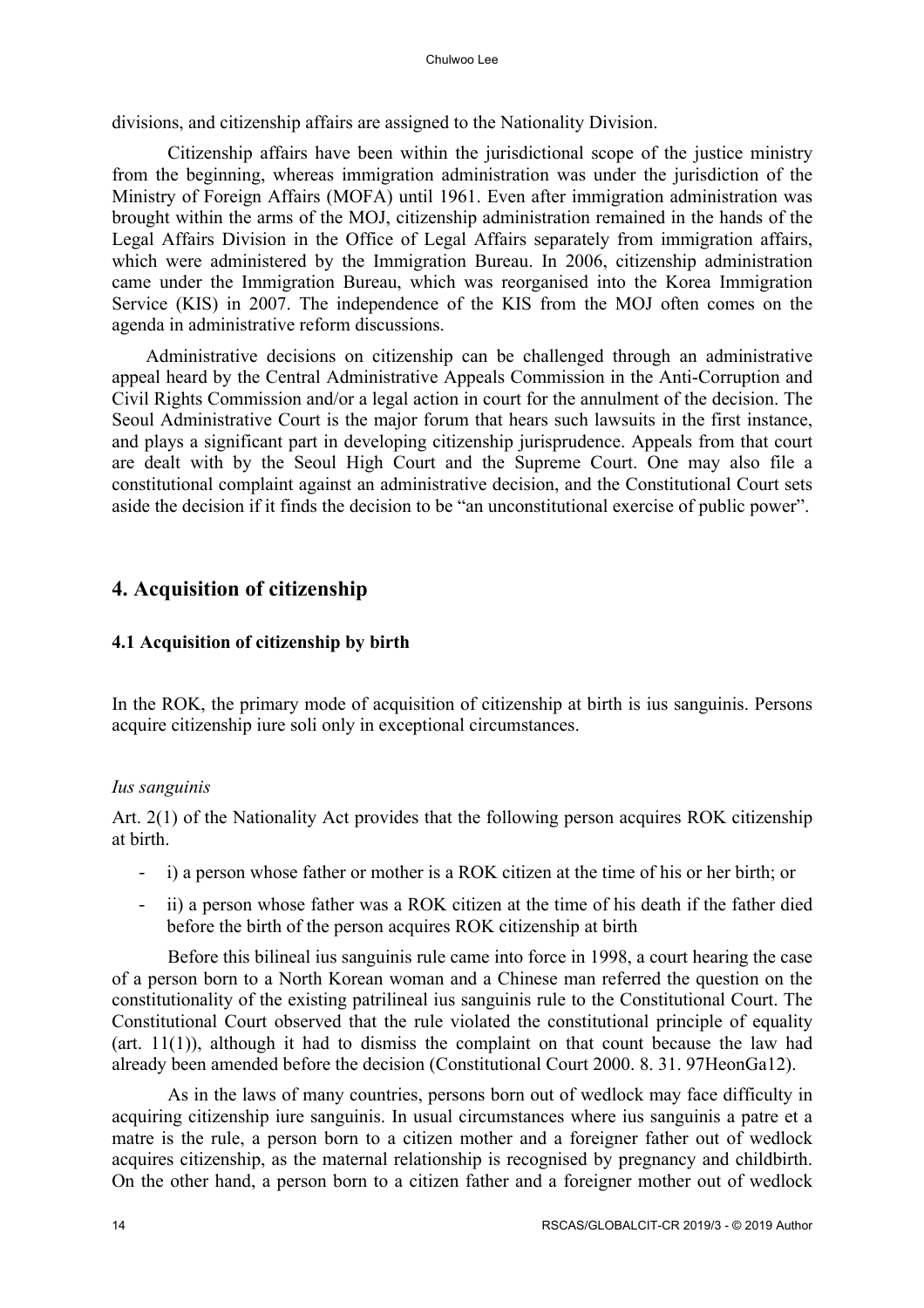divisions, and citizenship affairs are assigned to the Nationality Division.

Citizenship affairs have been within the jurisdictional scope of the justice ministry from the beginning, whereas immigration administration was under the jurisdiction of the Ministry of Foreign Affairs (MOFA) until 1961. Even after immigration administration was brought within the arms of the MOJ, citizenship administration remained in the hands of the Legal Affairs Division in the Office of Legal Affairs separately from immigration affairs, which were administered by the Immigration Bureau. In 2006, citizenship administration came under the Immigration Bureau, which was reorganised into the Korea Immigration Service (KIS) in 2007. The independence of the KIS from the MOJ often comes on the agenda in administrative reform discussions.

Administrative decisions on citizenship can be challenged through an administrative appeal heard by the Central Administrative Appeals Commission in the Anti-Corruption and Civil Rights Commission and/or a legal action in court for the annulment of the decision. The Seoul Administrative Court is the major forum that hears such lawsuits in the first instance, and plays a significant part in developing citizenship jurisprudence. Appeals from that court are dealt with by the Seoul High Court and the Supreme Court. One may also file a constitutional complaint against an administrative decision, and the Constitutional Court sets aside the decision if it finds the decision to be "an unconstitutional exercise of public power".

## 4. Acquisition of citizenship

### 4.1 Acquisition of citizenship by birth

In the ROK, the primary mode of acquisition of citizenship at birth is ius sanguinis. Persons acquire citizenship iure soli only in exceptional circumstances.

*Ius sanguinis*

Art. 2(1) of the Nationality Act provides that the following person acquires ROK citizenship at birth.

- i) a person whose father or mother is a ROK citizen at the time of his or her birth; or
- ii) a person whose father was a ROK citizen at the time of his death if the father died before the birth of the person acquires ROK citizenship at birth

Before this bilineal ius sanguinis rule came into force in 1998, a court hearing the case of a person born to a North Korean woman and a Chinese man referred the question on the constitutionality of the existing patrilineal ius sanguinis rule to the Constitutional Court. The Constitutional Court observed that the rule violated the constitutional principle of equality (art. 11(1)), although it had to dismiss the complaint on that count because the law had already been amended before the decision (Constitutional Court 2000. 8. 31. 97HeonGa12).

As in the laws of many countries, persons born out of wedlock may face difficulty in acquiring citizenship iure sanguinis. In usual circumstances where ius sanguinis a patre et a matre is the rule, a person born to a citizen mother and a foreigner father out of wedlock acquires citizenship, as the maternal relationship is recognised by pregnancy and childbirth. On the other hand, a person born to a citizen father and a foreigner mother out of wedlock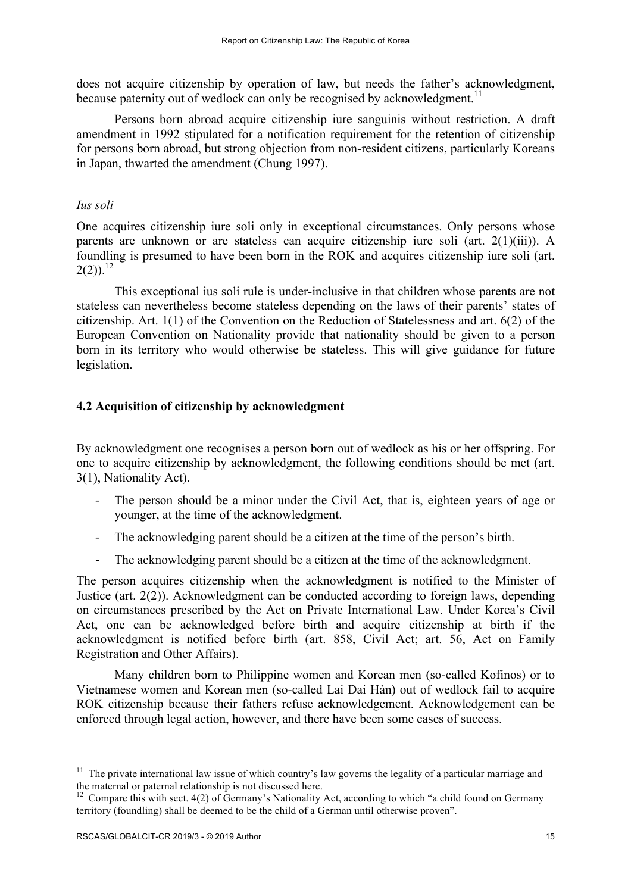does not acquire citizenship by operation of law, but needs the father's acknowledgment, because paternity out of wedlock can only be recognised by acknowledgment.[11]

Persons born abroad acquire citizenship iure sanguinis without restriction. A draft amendment in 1992 stipulated for a notification requirement for the retention of citizenship for persons born abroad, but strong objection from non-resident citizens, particularly Koreans in Japan, thwarted the amendment (Chung 1997).

*Ius soli*

One acquires citizenship iure soli only in exceptional circumstances. Only persons whose parents are unknown or are stateless can acquire citizenship iure soli (art. 2(1)(iii)). A foundling is presumed to have been born in the ROK and acquires citizenship iure soli (art. 2(2)).[12]

This exceptional ius soli rule is under-inclusive in that children whose parents are not stateless can nevertheless become stateless depending on the laws of their parents' states of citizenship. Art. 1(1) of the Convention on the Reduction of Statelessness and art. 6(2) of the European Convention on Nationality provide that nationality should be given to a person born in its territory who would otherwise be stateless. This will give guidance for future legislation.

### 4.2 Acquisition of citizenship by acknowledgment

By acknowledgment one recognises a person born out of wedlock as his or her offspring. For one to acquire citizenship by acknowledgment, the following conditions should be met (art. 3(1), Nationality Act).

- The person should be a minor under the Civil Act, that is, eighteen years of age or younger, at the time of the acknowledgment.
- The acknowledging parent should be a citizen at the time of the person's birth.
- The acknowledging parent should be a citizen at the time of the acknowledgment.

The person acquires citizenship when the acknowledgment is notified to the Minister of Justice (art. 2(2)). Acknowledgment can be conducted according to foreign laws, depending on circumstances prescribed by the Act on Private International Law. Under Korea's Civil Act, one can be acknowledged before birth and acquire citizenship at birth if the acknowledgment is notified before birth (art. 858, Civil Act; art. 56, Act on Family Registration and Other Affairs).

Many children born to Philippine women and Korean men (so-called Kofinos) or to Vietnamese women and Korean men (so-called Lai Đai Hàn) out of wedlock fail to acquire ROK citizenship because their fathers refuse acknowledgement. Acknowledgement can be enforced through legal action, however, and there have been some cases of success.

---

[11] The private international law issue of which country's law governs the legality of a particular marriage and the maternal or paternal relationship is not discussed here.

[12] Compare this with sect. 4(2) of Germany's Nationality Act, according to which "a child found on Germany territory (foundling) shall be deemed to be the child of a German until otherwise proven".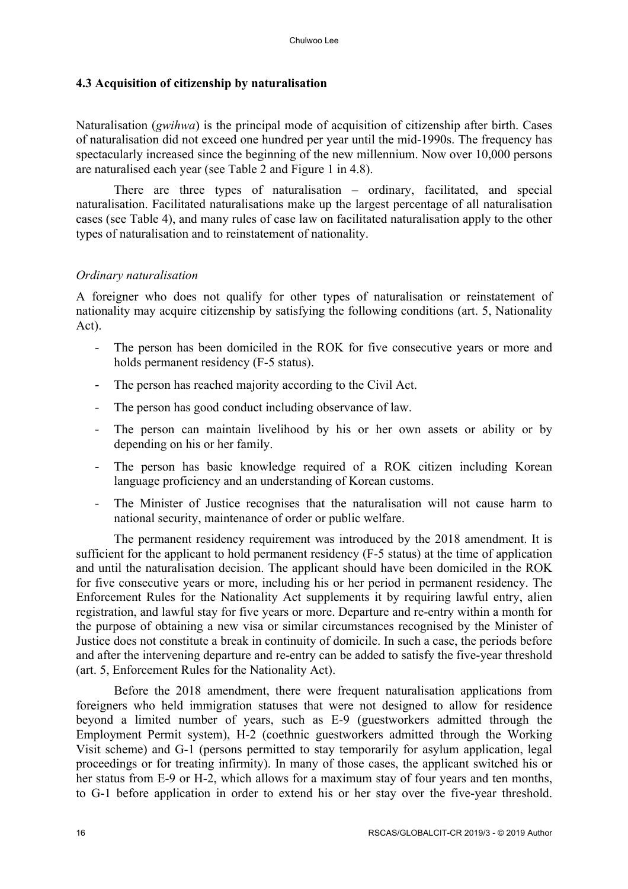### 4.3 Acquisition of citizenship by naturalisation

Naturalisation (*gwihwa*) is the principal mode of acquisition of citizenship after birth. Cases of naturalisation did not exceed one hundred per year until the mid-1990s. The frequency has spectacularly increased since the beginning of the new millennium. Now over 10,000 persons are naturalised each year (see Table 2 and Figure 1 in 4.8).

There are three types of naturalisation – ordinary, facilitated, and special naturalisation. Facilitated naturalisations make up the largest percentage of all naturalisation cases (see Table 4), and many rules of case law on facilitated naturalisation apply to the other types of naturalisation and to reinstatement of nationality.

*Ordinary naturalisation*

A foreigner who does not qualify for other types of naturalisation or reinstatement of nationality may acquire citizenship by satisfying the following conditions (art. 5, Nationality Act).

- The person has been domiciled in the ROK for five consecutive years or more and holds permanent residency (F-5 status).
- The person has reached majority according to the Civil Act.
- The person has good conduct including observance of law.
- The person can maintain livelihood by his or her own assets or ability or by depending on his or her family.
- The person has basic knowledge required of a ROK citizen including Korean language proficiency and an understanding of Korean customs.
- The Minister of Justice recognises that the naturalisation will not cause harm to national security, maintenance of order or public welfare.

The permanent residency requirement was introduced by the 2018 amendment. It is sufficient for the applicant to hold permanent residency (F-5 status) at the time of application and until the naturalisation decision. The applicant should have been domiciled in the ROK for five consecutive years or more, including his or her period in permanent residency. The Enforcement Rules for the Nationality Act supplements it by requiring lawful entry, alien registration, and lawful stay for five years or more. Departure and re-entry within a month for the purpose of obtaining a new visa or similar circumstances recognised by the Minister of Justice does not constitute a break in continuity of domicile. In such a case, the periods before and after the intervening departure and re-entry can be added to satisfy the five-year threshold (art. 5, Enforcement Rules for the Nationality Act).

Before the 2018 amendment, there were frequent naturalisation applications from foreigners who held immigration statuses that were not designed to allow for residence beyond a limited number of years, such as E-9 (guestworkers admitted through the Employment Permit system), H-2 (coethnic guestworkers admitted through the Working Visit scheme) and G-1 (persons permitted to stay temporarily for asylum application, legal proceedings or for treating infirmity). In many of those cases, the applicant switched his or her status from E-9 or H-2, which allows for a maximum stay of four years and ten months, to G-1 before application in order to extend his or her stay over the five-year threshold.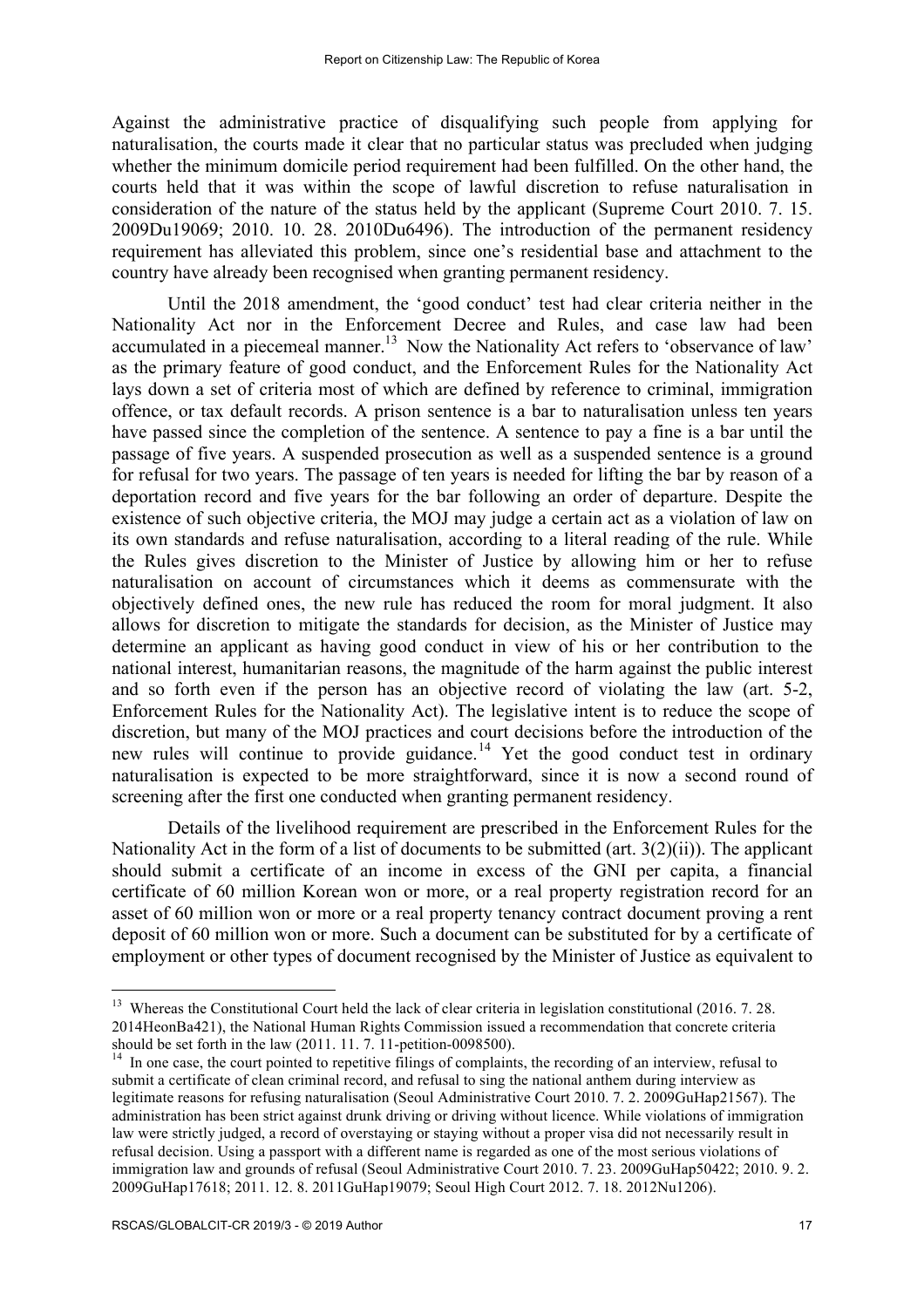Against the administrative practice of disqualifying such people from applying for naturalisation, the courts made it clear that no particular status was precluded when judging whether the minimum domicile period requirement had been fulfilled. On the other hand, the courts held that it was within the scope of lawful discretion to refuse naturalisation in consideration of the nature of the status held by the applicant (Supreme Court 2010. 7. 15. 2009Du19069; 2010. 10. 28. 2010Du6496). The introduction of the permanent residency requirement has alleviated this problem, since one's residential base and attachment to the country have already been recognised when granting permanent residency.

Until the 2018 amendment, the 'good conduct' test had clear criteria neither in the Nationality Act nor in the Enforcement Decree and Rules, and case law had been accumulated in a piecemeal manner.[13] Now the Nationality Act refers to 'observance of law' as the primary feature of good conduct, and the Enforcement Rules for the Nationality Act lays down a set of criteria most of which are defined by reference to criminal, immigration offence, or tax default records. A prison sentence is a bar to naturalisation unless ten years have passed since the completion of the sentence. A sentence to pay a fine is a bar until the passage of five years. A suspended prosecution as well as a suspended sentence is a ground for refusal for two years. The passage of ten years is needed for lifting the bar by reason of a deportation record and five years for the bar following an order of departure. Despite the existence of such objective criteria, the MOJ may judge a certain act as a violation of law on its own standards and refuse naturalisation, according to a literal reading of the rule. While the Rules gives discretion to the Minister of Justice by allowing him or her to refuse naturalisation on account of circumstances which it deems as commensurate with the objectively defined ones, the new rule has reduced the room for moral judgment. It also allows for discretion to mitigate the standards for decision, as the Minister of Justice may determine an applicant as having good conduct in view of his or her contribution to the national interest, humanitarian reasons, the magnitude of the harm against the public interest and so forth even if the person has an objective record of violating the law (art. 5-2, Enforcement Rules for the Nationality Act). The legislative intent is to reduce the scope of discretion, but many of the MOJ practices and court decisions before the introduction of the new rules will continue to provide guidance.[14] Yet the good conduct test in ordinary naturalisation is expected to be more straightforward, since it is now a second round of screening after the first one conducted when granting permanent residency.

Details of the livelihood requirement are prescribed in the Enforcement Rules for the Nationality Act in the form of a list of documents to be submitted (art. 3(2)(ii)). The applicant should submit a certificate of an income in excess of the GNI per capita, a financial certificate of 60 million Korean won or more, or a real property registration record for an asset of 60 million won or more or a real property tenancy contract document proving a rent deposit of 60 million won or more. Such a document can be substituted for by a certificate of employment or other types of document recognised by the Minister of Justice as equivalent to

---

[13] Whereas the Constitutional Court held the lack of clear criteria in legislation constitutional (2016. 7. 28. 2014HeonBa421), the National Human Rights Commission issued a recommendation that concrete criteria should be set forth in the law (2011. 11. 7. 11-petition-0098500).

[14] In one case, the court pointed to repetitive filings of complaints, the recording of an interview, refusal to submit a certificate of clean criminal record, and refusal to sing the national anthem during interview as legitimate reasons for refusing naturalisation (Seoul Administrative Court 2010. 7. 2. 2009GuHap21567). The administration has been strict against drunk driving or driving without licence. While violations of immigration law were strictly judged, a record of overstaying or staying without a proper visa did not necessarily result in refusal decision. Using a passport with a different name is regarded as one of the most serious violations of immigration law and grounds of refusal (Seoul Administrative Court 2010. 7. 23. 2009GuHap50422; 2010. 9. 2. 2009GuHap17618; 2011. 12. 8. 2011GuHap19079; Seoul High Court 2012. 7. 18. 2012Nu1206).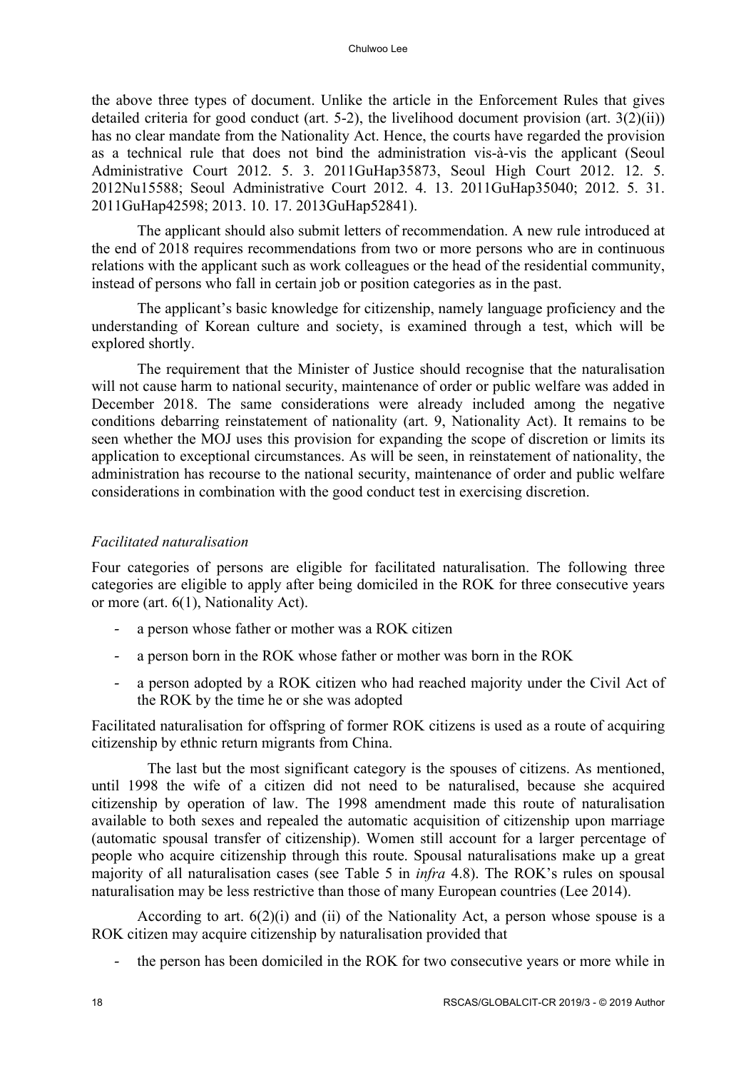the above three types of document. Unlike the article in the Enforcement Rules that gives detailed criteria for good conduct (art. 5-2), the livelihood document provision (art. 3(2)(ii)) has no clear mandate from the Nationality Act. Hence, the courts have regarded the provision as a technical rule that does not bind the administration vis-à-vis the applicant (Seoul Administrative Court 2012. 5. 3. 2011GuHap35873, Seoul High Court 2012. 12. 5. 2012Nu15588; Seoul Administrative Court 2012. 4. 13. 2011GuHap35040; 2012. 5. 31. 2011GuHap42598; 2013. 10. 17. 2013GuHap52841).

The applicant should also submit letters of recommendation. A new rule introduced at the end of 2018 requires recommendations from two or more persons who are in continuous relations with the applicant such as work colleagues or the head of the residential community, instead of persons who fall in certain job or position categories as in the past.

The applicant's basic knowledge for citizenship, namely language proficiency and the understanding of Korean culture and society, is examined through a test, which will be explored shortly.

The requirement that the Minister of Justice should recognise that the naturalisation will not cause harm to national security, maintenance of order or public welfare was added in December 2018. The same considerations were already included among the negative conditions debarring reinstatement of nationality (art. 9, Nationality Act). It remains to be seen whether the MOJ uses this provision for expanding the scope of discretion or limits its application to exceptional circumstances. As will be seen, in reinstatement of nationality, the administration has recourse to the national security, maintenance of order and public welfare considerations in combination with the good conduct test in exercising discretion.

*Facilitated naturalisation*

Four categories of persons are eligible for facilitated naturalisation. The following three categories are eligible to apply after being domiciled in the ROK for three consecutive years or more (art. 6(1), Nationality Act).

- a person whose father or mother was a ROK citizen
- a person born in the ROK whose father or mother was born in the ROK
- a person adopted by a ROK citizen who had reached majority under the Civil Act of the ROK by the time he or she was adopted

Facilitated naturalisation for offspring of former ROK citizens is used as a route of acquiring citizenship by ethnic return migrants from China.

The last but the most significant category is the spouses of citizens. As mentioned, until 1998 the wife of a citizen did not need to be naturalised, because she acquired citizenship by operation of law. The 1998 amendment made this route of naturalisation available to both sexes and repealed the automatic acquisition of citizenship upon marriage (automatic spousal transfer of citizenship). Women still account for a larger percentage of people who acquire citizenship through this route. Spousal naturalisations make up a great majority of all naturalisation cases (see Table 5 in *infra* 4.8). The ROK's rules on spousal naturalisation may be less restrictive than those of many European countries (Lee 2014).

According to art. 6(2)(i) and (ii) of the Nationality Act, a person whose spouse is a ROK citizen may acquire citizenship by naturalisation provided that

- the person has been domiciled in the ROK for two consecutive years or more while in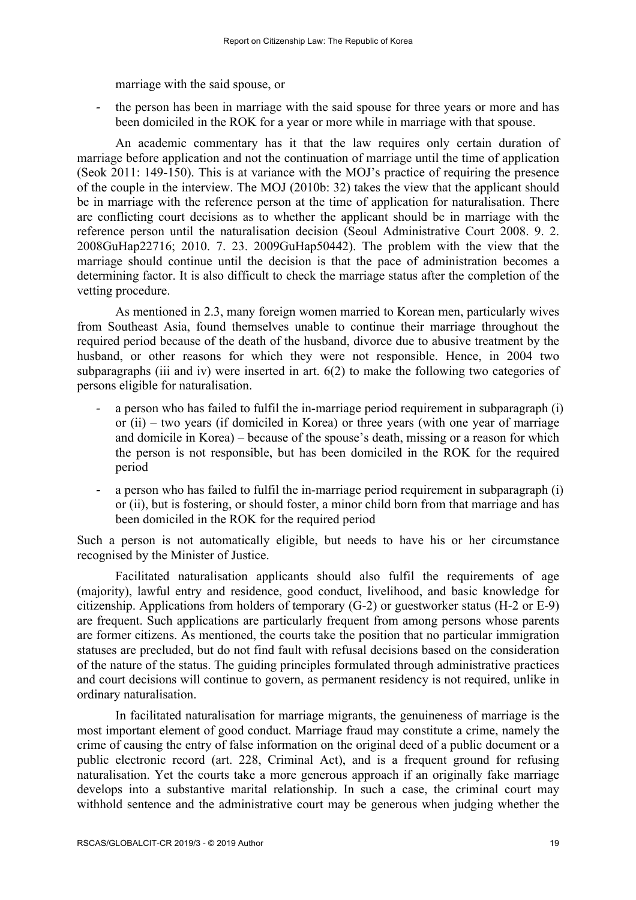marriage with the said spouse, or

- the person has been in marriage with the said spouse for three years or more and has been domiciled in the ROK for a year or more while in marriage with that spouse.

An academic commentary has it that the law requires only certain duration of marriage before application and not the continuation of marriage until the time of application (Seok 2011: 149-150). This is at variance with the MOJ's practice of requiring the presence of the couple in the interview. The MOJ (2010b: 32) takes the view that the applicant should be in marriage with the reference person at the time of application for naturalisation. There are conflicting court decisions as to whether the applicant should be in marriage with the reference person until the naturalisation decision (Seoul Administrative Court 2008. 9. 2. 2008GuHap22716; 2010. 7. 23. 2009GuHap50442). The problem with the view that the marriage should continue until the decision is that the pace of administration becomes a determining factor. It is also difficult to check the marriage status after the completion of the vetting procedure.

As mentioned in 2.3, many foreign women married to Korean men, particularly wives from Southeast Asia, found themselves unable to continue their marriage throughout the required period because of the death of the husband, divorce due to abusive treatment by the husband, or other reasons for which they were not responsible. Hence, in 2004 two subparagraphs (iii and iv) were inserted in art. 6(2) to make the following two categories of persons eligible for naturalisation.

- a person who has failed to fulfil the in-marriage period requirement in subparagraph (i) or (ii) – two years (if domiciled in Korea) or three years (with one year of marriage and domicile in Korea) – because of the spouse's death, missing or a reason for which the person is not responsible, but has been domiciled in the ROK for the required period
- a person who has failed to fulfil the in-marriage period requirement in subparagraph (i) or (ii), but is fostering, or should foster, a minor child born from that marriage and has been domiciled in the ROK for the required period

Such a person is not automatically eligible, but needs to have his or her circumstance recognised by the Minister of Justice.

Facilitated naturalisation applicants should also fulfil the requirements of age (majority), lawful entry and residence, good conduct, livelihood, and basic knowledge for citizenship. Applications from holders of temporary (G-2) or guestworker status (H-2 or E-9) are frequent. Such applications are particularly frequent from among persons whose parents are former citizens. As mentioned, the courts take the position that no particular immigration statuses are precluded, but do not find fault with refusal decisions based on the consideration of the nature of the status. The guiding principles formulated through administrative practices and court decisions will continue to govern, as permanent residency is not required, unlike in ordinary naturalisation.

In facilitated naturalisation for marriage migrants, the genuineness of marriage is the most important element of good conduct. Marriage fraud may constitute a crime, namely the crime of causing the entry of false information on the original deed of a public document or a public electronic record (art. 228, Criminal Act), and is a frequent ground for refusing naturalisation. Yet the courts take a more generous approach if an originally fake marriage develops into a substantive marital relationship. In such a case, the criminal court may withhold sentence and the administrative court may be generous when judging whether the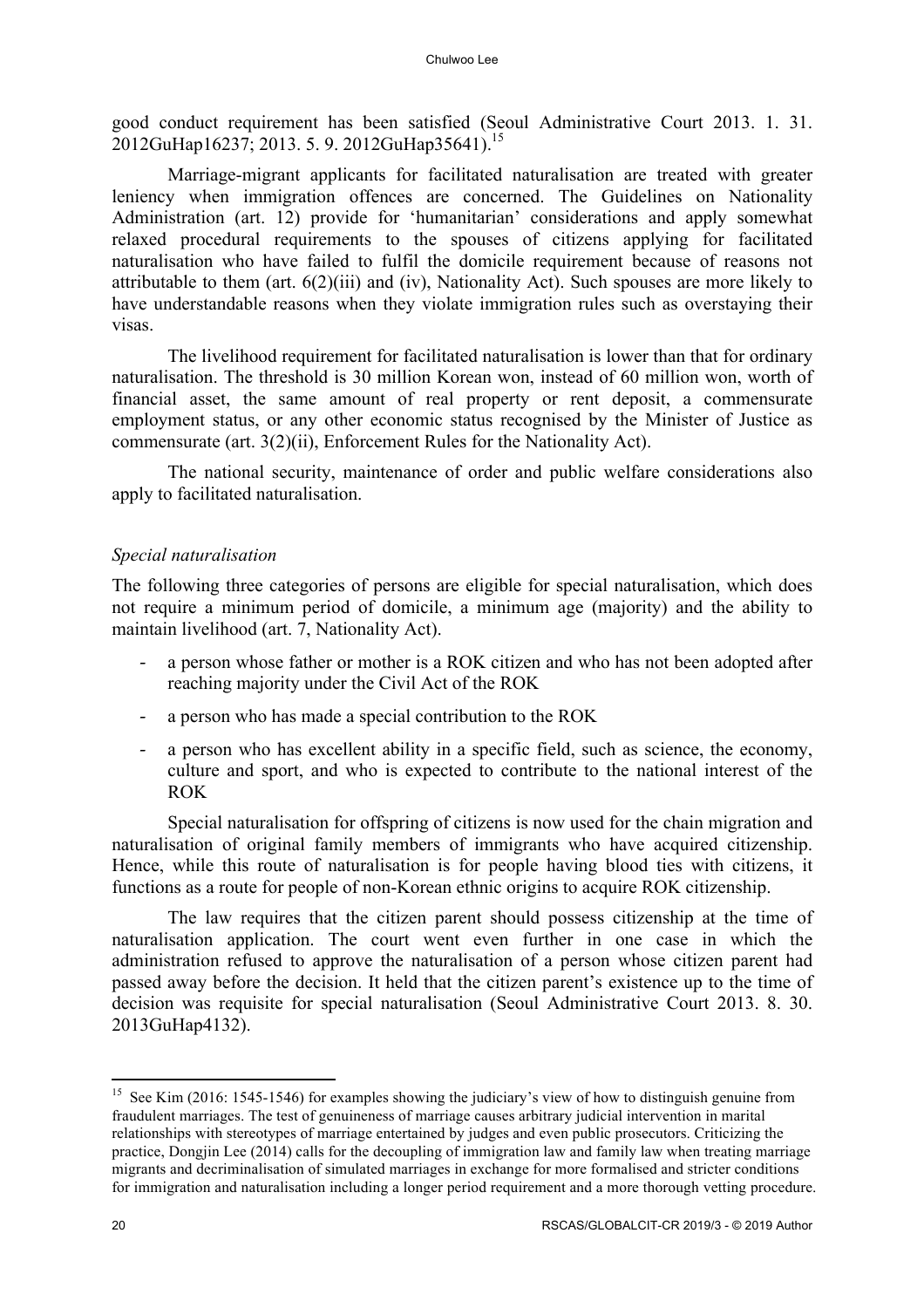good conduct requirement has been satisfied (Seoul Administrative Court 2013. 1. 31. 2012GuHap16237; 2013. 5. 9. 2012GuHap35641).[15]

Marriage-migrant applicants for facilitated naturalisation are treated with greater leniency when immigration offences are concerned. The Guidelines on Nationality Administration (art. 12) provide for 'humanitarian' considerations and apply somewhat relaxed procedural requirements to the spouses of citizens applying for facilitated naturalisation who have failed to fulfil the domicile requirement because of reasons not attributable to them (art. 6(2)(iii) and (iv), Nationality Act). Such spouses are more likely to have understandable reasons when they violate immigration rules such as overstaying their visas.

The livelihood requirement for facilitated naturalisation is lower than that for ordinary naturalisation. The threshold is 30 million Korean won, instead of 60 million won, worth of financial asset, the same amount of real property or rent deposit, a commensurate employment status, or any other economic status recognised by the Minister of Justice as commensurate (art. 3(2)(ii), Enforcement Rules for the Nationality Act).

The national security, maintenance of order and public welfare considerations also apply to facilitated naturalisation.

*Special naturalisation*

The following three categories of persons are eligible for special naturalisation, which does not require a minimum period of domicile, a minimum age (majority) and the ability to maintain livelihood (art. 7, Nationality Act).

- a person whose father or mother is a ROK citizen and who has not been adopted after reaching majority under the Civil Act of the ROK
- a person who has made a special contribution to the ROK
- a person who has excellent ability in a specific field, such as science, the economy, culture and sport, and who is expected to contribute to the national interest of the ROK

Special naturalisation for offspring of citizens is now used for the chain migration and naturalisation of original family members of immigrants who have acquired citizenship. Hence, while this route of naturalisation is for people having blood ties with citizens, it functions as a route for people of non-Korean ethnic origins to acquire ROK citizenship.

The law requires that the citizen parent should possess citizenship at the time of naturalisation application. The court went even further in one case in which the administration refused to approve the naturalisation of a person whose citizen parent had passed away before the decision. It held that the citizen parent's existence up to the time of decision was requisite for special naturalisation (Seoul Administrative Court 2013. 8. 30. 2013GuHap4132).

[15] See Kim (2016: 1545-1546) for examples showing the judiciary's view of how to distinguish genuine from fraudulent marriages. The test of genuineness of marriage causes arbitrary judicial intervention in marital relationships with stereotypes of marriage entertained by judges and even public prosecutors. Criticizing the practice, Dongjin Lee (2014) calls for the decoupling of immigration law and family law when treating marriage migrants and decriminalisation of simulated marriages in exchange for more formalised and stricter conditions for immigration and naturalisation including a longer period requirement and a more thorough vetting procedure.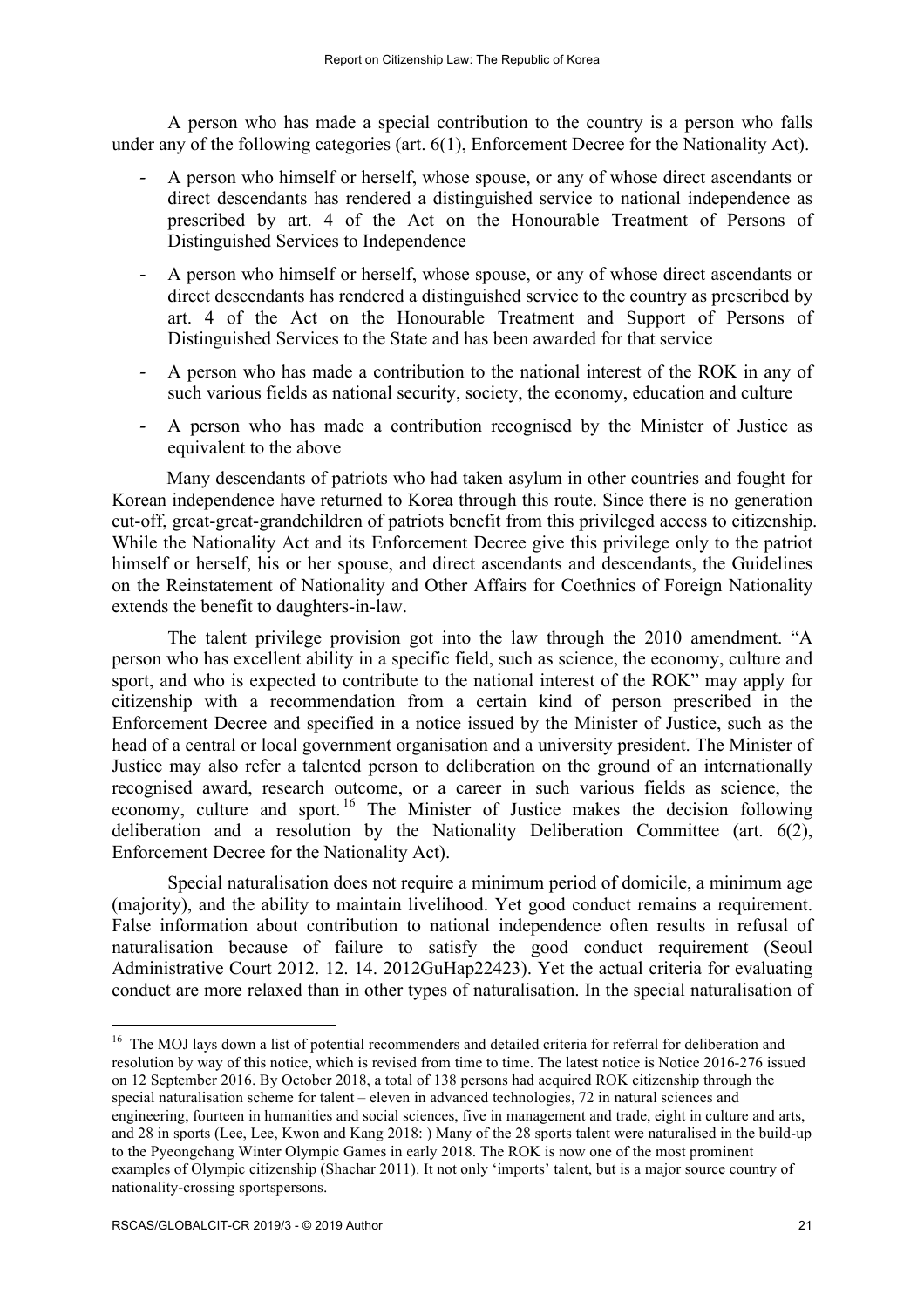A person who has made a special contribution to the country is a person who falls under any of the following categories (art. 6(1), Enforcement Decree for the Nationality Act).

- A person who himself or herself, whose spouse, or any of whose direct ascendants or direct descendants has rendered a distinguished service to national independence as prescribed by art. 4 of the Act on the Honourable Treatment of Persons of Distinguished Services to Independence
- A person who himself or herself, whose spouse, or any of whose direct ascendants or direct descendants has rendered a distinguished service to the country as prescribed by art. 4 of the Act on the Honourable Treatment and Support of Persons of Distinguished Services to the State and has been awarded for that service
- A person who has made a contribution to the national interest of the ROK in any of such various fields as national security, society, the economy, education and culture
- A person who has made a contribution recognised by the Minister of Justice as equivalent to the above

Many descendants of patriots who had taken asylum in other countries and fought for Korean independence have returned to Korea through this route. Since there is no generation cut-off, great-great-grandchildren of patriots benefit from this privileged access to citizenship. While the Nationality Act and its Enforcement Decree give this privilege only to the patriot himself or herself, his or her spouse, and direct ascendants and descendants, the Guidelines on the Reinstatement of Nationality and Other Affairs for Coethnics of Foreign Nationality extends the benefit to daughters-in-law.

The talent privilege provision got into the law through the 2010 amendment. "A person who has excellent ability in a specific field, such as science, the economy, culture and sport, and who is expected to contribute to the national interest of the ROK" may apply for citizenship with a recommendation from a certain kind of person prescribed in the Enforcement Decree and specified in a notice issued by the Minister of Justice, such as the head of a central or local government organisation and a university president. The Minister of Justice may also refer a talented person to deliberation on the ground of an internationally recognised award, research outcome, or a career in such various fields as science, the economy, culture and sport.[16] The Minister of Justice makes the decision following deliberation and a resolution by the Nationality Deliberation Committee (art. 6(2), Enforcement Decree for the Nationality Act).

Special naturalisation does not require a minimum period of domicile, a minimum age (majority), and the ability to maintain livelihood. Yet good conduct remains a requirement. False information about contribution to national independence often results in refusal of naturalisation because of failure to satisfy the good conduct requirement (Seoul Administrative Court 2012. 12. 14. 2012GuHap22423). Yet the actual criteria for evaluating conduct are more relaxed than in other types of naturalisation. In the special naturalisation of

---

[16] The MOJ lays down a list of potential recommenders and detailed criteria for referral for deliberation and resolution by way of this notice, which is revised from time to time. The latest notice is Notice 2016-276 issued on 12 September 2016. By October 2018, a total of 138 persons had acquired ROK citizenship through the special naturalisation scheme for talent – eleven in advanced technologies, 72 in natural sciences and engineering, fourteen in humanities and social sciences, five in management and trade, eight in culture and arts, and 28 in sports (Lee, Lee, Kwon and Kang 2018: ) Many of the 28 sports talent were naturalised in the build-up to the Pyeongchang Winter Olympic Games in early 2018. The ROK is now one of the most prominent examples of Olympic citizenship (Shachar 2011). It not only 'imports' talent, but is a major source country of nationality-crossing sportspersons.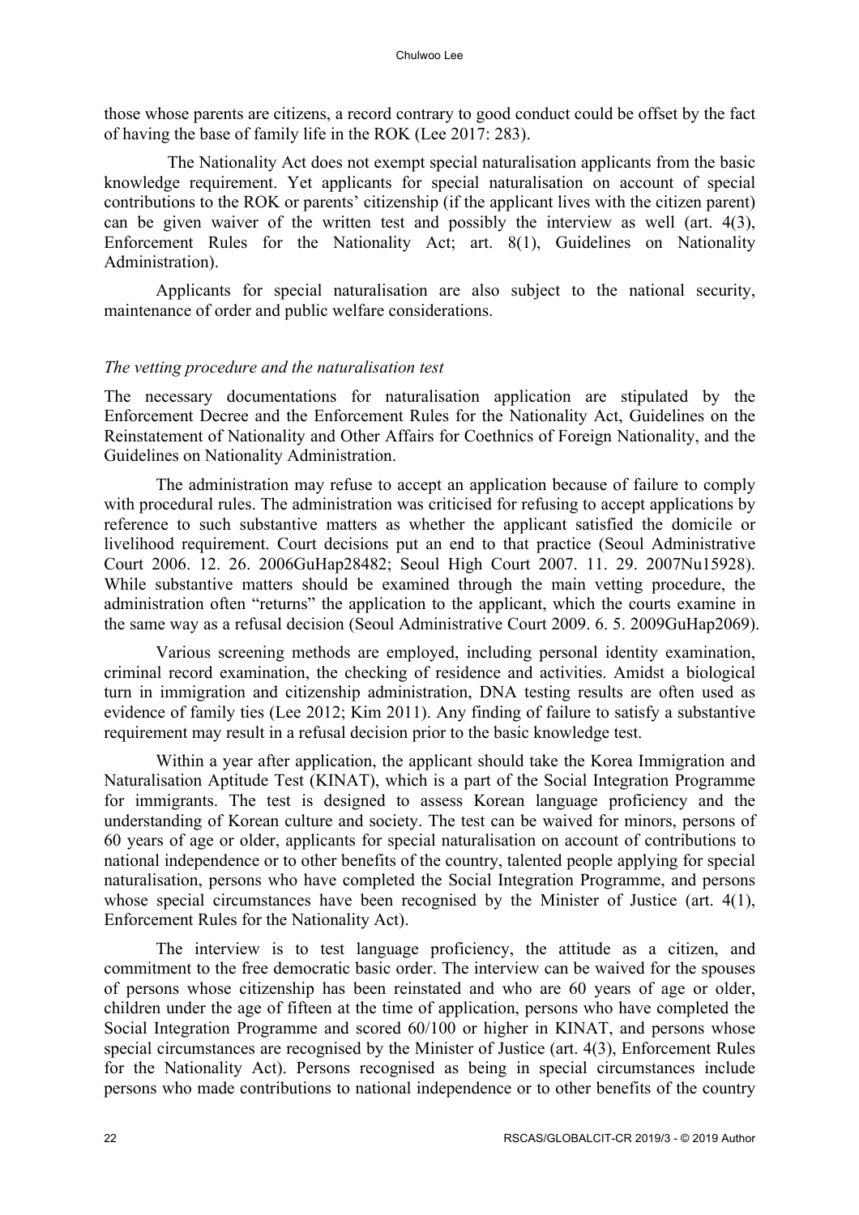those whose parents are citizens, a record contrary to good conduct could be offset by the fact of having the base of family life in the ROK (Lee 2017: 283).

The Nationality Act does not exempt special naturalisation applicants from the basic knowledge requirement. Yet applicants for special naturalisation on account of special contributions to the ROK or parents' citizenship (if the applicant lives with the citizen parent) can be given waiver of the written test and possibly the interview as well (art. 4(3), Enforcement Rules for the Nationality Act; art. 8(1), Guidelines on Nationality Administration).

Applicants for special naturalisation are also subject to the national security, maintenance of order and public welfare considerations.

*The vetting procedure and the naturalisation test*

The necessary documentations for naturalisation application are stipulated by the Enforcement Decree and the Enforcement Rules for the Nationality Act, Guidelines on the Reinstatement of Nationality and Other Affairs for Coethnics of Foreign Nationality, and the Guidelines on Nationality Administration.

The administration may refuse to accept an application because of failure to comply with procedural rules. The administration was criticised for refusing to accept applications by reference to such substantive matters as whether the applicant satisfied the domicile or livelihood requirement. Court decisions put an end to that practice (Seoul Administrative Court 2006. 12. 26. 2006GuHap28482; Seoul High Court 2007. 11. 29. 2007Nu15928). While substantive matters should be examined through the main vetting procedure, the administration often "returns" the application to the applicant, which the courts examine in the same way as a refusal decision (Seoul Administrative Court 2009. 6. 5. 2009GuHap2069).

Various screening methods are employed, including personal identity examination, criminal record examination, the checking of residence and activities. Amidst a biological turn in immigration and citizenship administration, DNA testing results are often used as evidence of family ties (Lee 2012; Kim 2011). Any finding of failure to satisfy a substantive requirement may result in a refusal decision prior to the basic knowledge test.

Within a year after application, the applicant should take the Korea Immigration and Naturalisation Aptitude Test (KINAT), which is a part of the Social Integration Programme for immigrants. The test is designed to assess Korean language proficiency and the understanding of Korean culture and society. The test can be waived for minors, persons of 60 years of age or older, applicants for special naturalisation on account of contributions to national independence or to other benefits of the country, talented people applying for special naturalisation, persons who have completed the Social Integration Programme, and persons whose special circumstances have been recognised by the Minister of Justice (art. 4(1), Enforcement Rules for the Nationality Act).

The interview is to test language proficiency, the attitude as a citizen, and commitment to the free democratic basic order. The interview can be waived for the spouses of persons whose citizenship has been reinstated and who are 60 years of age or older, children under the age of fifteen at the time of application, persons who have completed the Social Integration Programme and scored 60/100 or higher in KINAT, and persons whose special circumstances are recognised by the Minister of Justice (art. 4(3), Enforcement Rules for the Nationality Act). Persons recognised as being in special circumstances include persons who made contributions to national independence or to other benefits of the country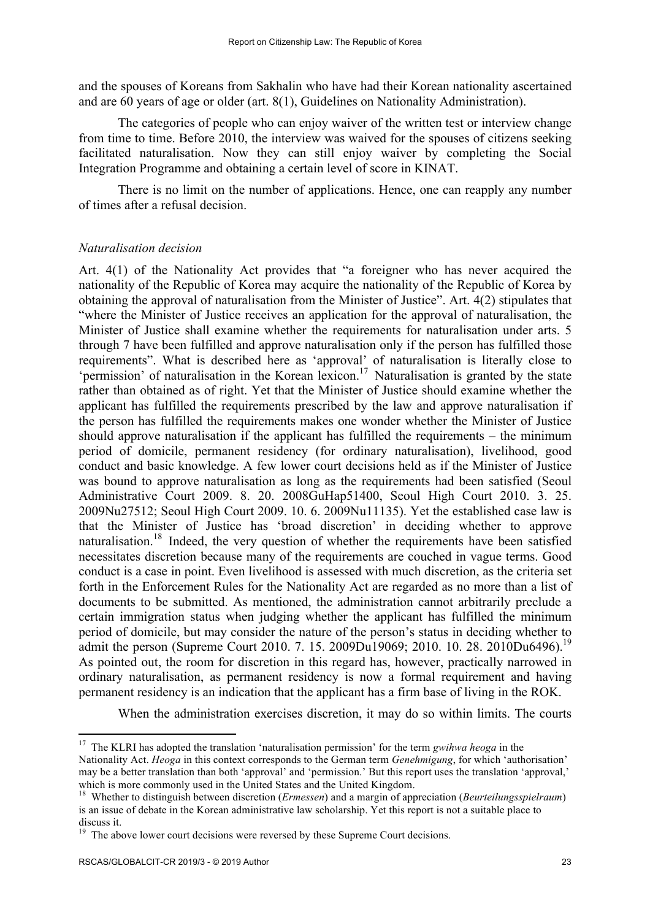and the spouses of Koreans from Sakhalin who have had their Korean nationality ascertained and are 60 years of age or older (art. 8(1), Guidelines on Nationality Administration).

The categories of people who can enjoy waiver of the written test or interview change from time to time. Before 2010, the interview was waived for the spouses of citizens seeking facilitated naturalisation. Now they can still enjoy waiver by completing the Social Integration Programme and obtaining a certain level of score in KINAT.

There is no limit on the number of applications. Hence, one can reapply any number of times after a refusal decision.

*Naturalisation decision*

Art. 4(1) of the Nationality Act provides that "a foreigner who has never acquired the nationality of the Republic of Korea may acquire the nationality of the Republic of Korea by obtaining the approval of naturalisation from the Minister of Justice". Art. 4(2) stipulates that "where the Minister of Justice receives an application for the approval of naturalisation, the Minister of Justice shall examine whether the requirements for naturalisation under arts. 5 through 7 have been fulfilled and approve naturalisation only if the person has fulfilled those requirements". What is described here as 'approval' of naturalisation is literally close to 'permission' of naturalisation in the Korean lexicon.[17] Naturalisation is granted by the state rather than obtained as of right. Yet that the Minister of Justice should examine whether the applicant has fulfilled the requirements prescribed by the law and approve naturalisation if the person has fulfilled the requirements makes one wonder whether the Minister of Justice should approve naturalisation if the applicant has fulfilled the requirements – the minimum period of domicile, permanent residency (for ordinary naturalisation), livelihood, good conduct and basic knowledge. A few lower court decisions held as if the Minister of Justice was bound to approve naturalisation as long as the requirements had been satisfied (Seoul Administrative Court 2009. 8. 20. 2008GuHap51400, Seoul High Court 2010. 3. 25. 2009Nu27512; Seoul High Court 2009. 10. 6. 2009Nu11135). Yet the established case law is that the Minister of Justice has 'broad discretion' in deciding whether to approve naturalisation.[18] Indeed, the very question of whether the requirements have been satisfied necessitates discretion because many of the requirements are couched in vague terms. Good conduct is a case in point. Even livelihood is assessed with much discretion, as the criteria set forth in the Enforcement Rules for the Nationality Act are regarded as no more than a list of documents to be submitted. As mentioned, the administration cannot arbitrarily preclude a certain immigration status when judging whether the applicant has fulfilled the minimum period of domicile, but may consider the nature of the person's status in deciding whether to admit the person (Supreme Court 2010. 7. 15. 2009Du19069; 2010. 10. 28. 2010Du6496).[19] As pointed out, the room for discretion in this regard has, however, practically narrowed in ordinary naturalisation, as permanent residency is now a formal requirement and having permanent residency is an indication that the applicant has a firm base of living in the ROK.

When the administration exercises discretion, it may do so within limits. The courts

---

[17] The KLRI has adopted the translation 'naturalisation permission' for the term *gwihwa heoga* in the Nationality Act. *Heoga* in this context corresponds to the German term *Genehmigung*, for which 'authorisation' may be a better translation than both 'approval' and 'permission.' But this report uses the translation 'approval,' which is more commonly used in the United States and the United Kingdom.

[18] Whether to distinguish between discretion (*Ermessen*) and a margin of appreciation (*Beurteilungsspielraum*) is an issue of debate in the Korean administrative law scholarship. Yet this report is not a suitable place to discuss it.

[19] The above lower court decisions were reversed by these Supreme Court decisions.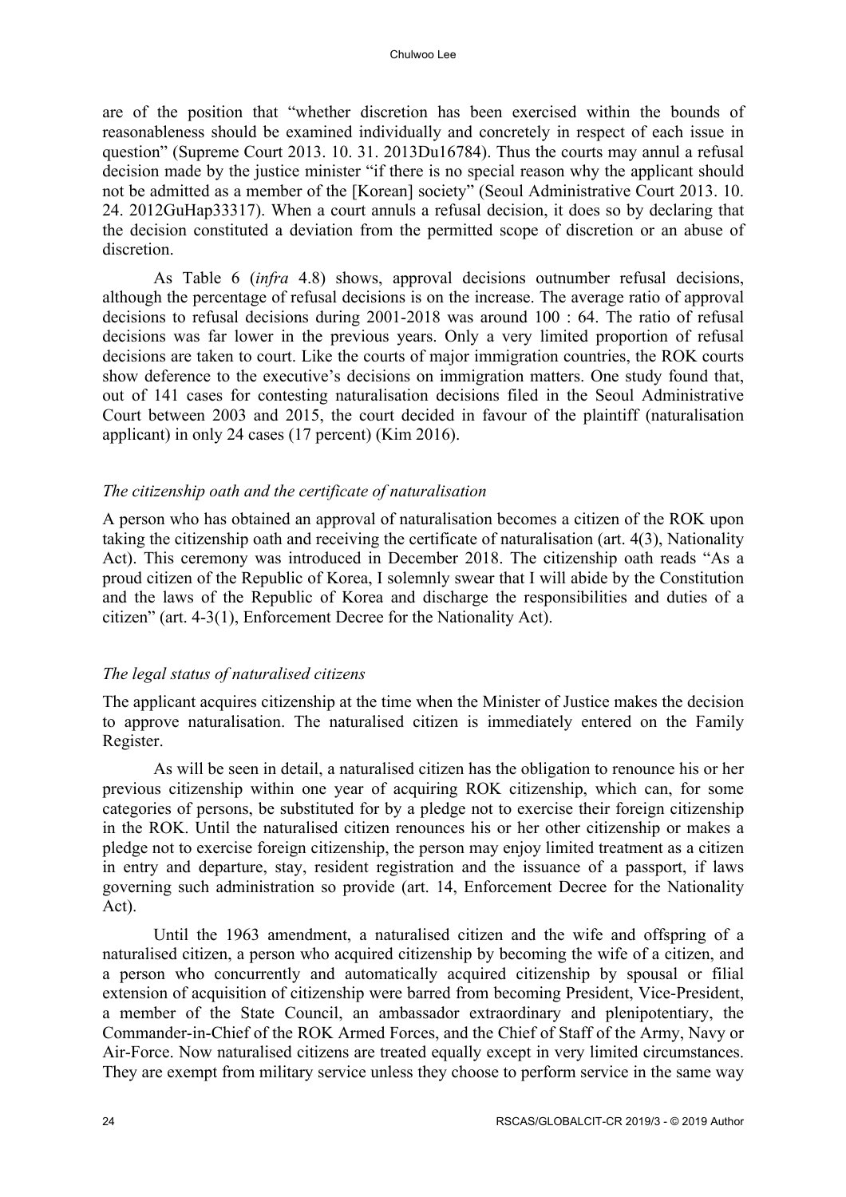are of the position that "whether discretion has been exercised within the bounds of reasonableness should be examined individually and concretely in respect of each issue in question" (Supreme Court 2013. 10. 31. 2013Du16784). Thus the courts may annul a refusal decision made by the justice minister "if there is no special reason why the applicant should not be admitted as a member of the [Korean] society" (Seoul Administrative Court 2013. 10. 24. 2012GuHap33317). When a court annuls a refusal decision, it does so by declaring that the decision constituted a deviation from the permitted scope of discretion or an abuse of discretion.

As Table 6 (*infra* 4.8) shows, approval decisions outnumber refusal decisions, although the percentage of refusal decisions is on the increase. The average ratio of approval decisions to refusal decisions during 2001-2018 was around 100 : 64. The ratio of refusal decisions was far lower in the previous years. Only a very limited proportion of refusal decisions are taken to court. Like the courts of major immigration countries, the ROK courts show deference to the executive's decisions on immigration matters. One study found that, out of 141 cases for contesting naturalisation decisions filed in the Seoul Administrative Court between 2003 and 2015, the court decided in favour of the plaintiff (naturalisation applicant) in only 24 cases (17 percent) (Kim 2016).

### *The citizenship oath and the certificate of naturalisation*

A person who has obtained an approval of naturalisation becomes a citizen of the ROK upon taking the citizenship oath and receiving the certificate of naturalisation (art. 4(3), Nationality Act). This ceremony was introduced in December 2018. The citizenship oath reads "As a proud citizen of the Republic of Korea, I solemnly swear that I will abide by the Constitution and the laws of the Republic of Korea and discharge the responsibilities and duties of a citizen" (art. 4-3(1), Enforcement Decree for the Nationality Act).

### *The legal status of naturalised citizens*

The applicant acquires citizenship at the time when the Minister of Justice makes the decision to approve naturalisation. The naturalised citizen is immediately entered on the Family Register.

As will be seen in detail, a naturalised citizen has the obligation to renounce his or her previous citizenship within one year of acquiring ROK citizenship, which can, for some categories of persons, be substituted for by a pledge not to exercise their foreign citizenship in the ROK. Until the naturalised citizen renounces his or her other citizenship or makes a pledge not to exercise foreign citizenship, the person may enjoy limited treatment as a citizen in entry and departure, stay, resident registration and the issuance of a passport, if laws governing such administration so provide (art. 14, Enforcement Decree for the Nationality Act).

Until the 1963 amendment, a naturalised citizen and the wife and offspring of a naturalised citizen, a person who acquired citizenship by becoming the wife of a citizen, and a person who concurrently and automatically acquired citizenship by spousal or filial extension of acquisition of citizenship were barred from becoming President, Vice-President, a member of the State Council, an ambassador extraordinary and plenipotentiary, the Commander-in-Chief of the ROK Armed Forces, and the Chief of Staff of the Army, Navy or Air-Force. Now naturalised citizens are treated equally except in very limited circumstances. They are exempt from military service unless they choose to perform service in the same way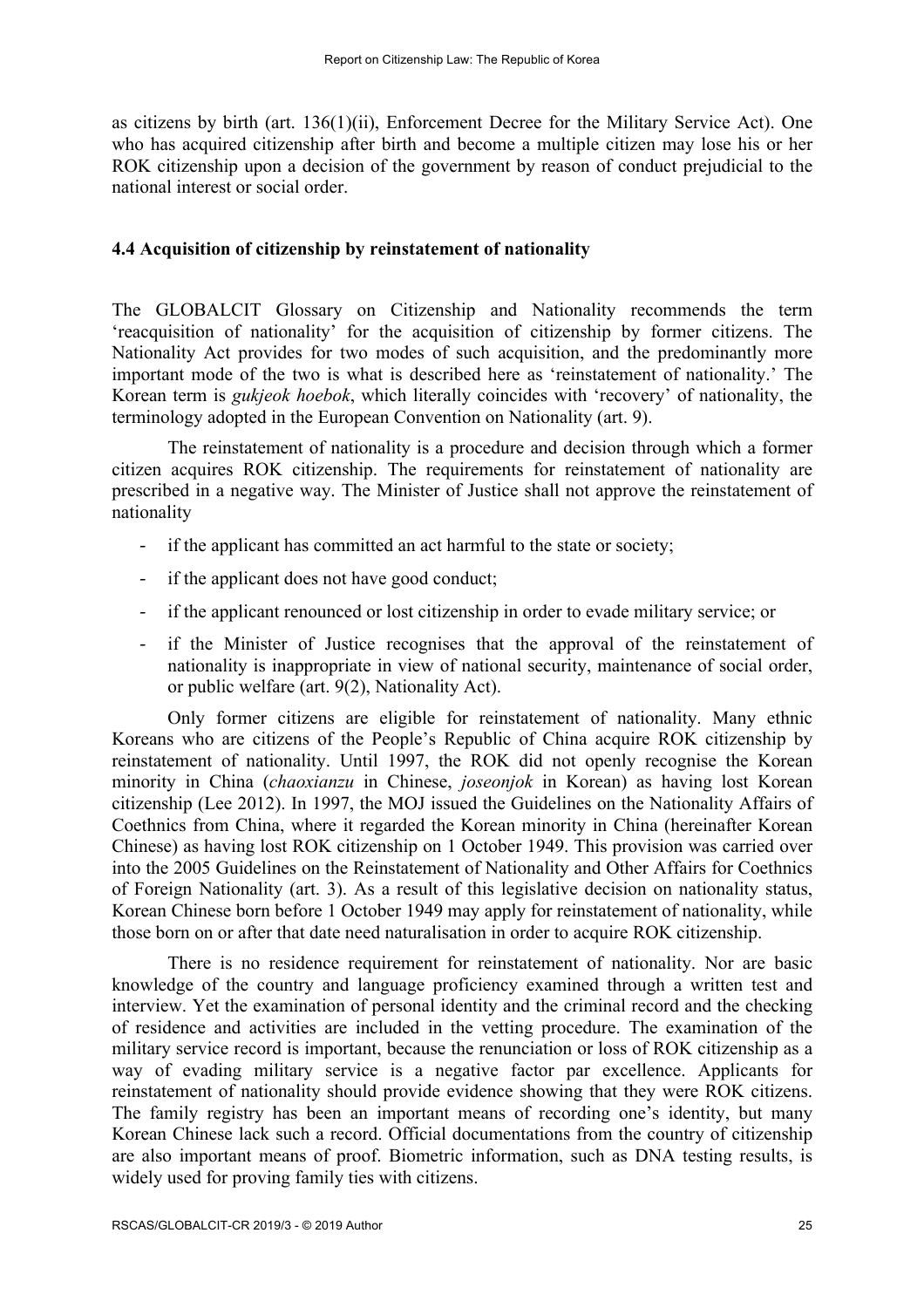as citizens by birth (art. 136(1)(ii), Enforcement Decree for the Military Service Act). One who has acquired citizenship after birth and become a multiple citizen may lose his or her ROK citizenship upon a decision of the government by reason of conduct prejudicial to the national interest or social order.

### 4.4 Acquisition of citizenship by reinstatement of nationality

The GLOBALCIT Glossary on Citizenship and Nationality recommends the term 'reacquisition of nationality' for the acquisition of citizenship by former citizens. The Nationality Act provides for two modes of such acquisition, and the predominantly more important mode of the two is what is described here as 'reinstatement of nationality.' The Korean term is *gukjeok hoebok*, which literally coincides with 'recovery' of nationality, the terminology adopted in the European Convention on Nationality (art. 9).

The reinstatement of nationality is a procedure and decision through which a former citizen acquires ROK citizenship. The requirements for reinstatement of nationality are prescribed in a negative way. The Minister of Justice shall not approve the reinstatement of nationality

- if the applicant has committed an act harmful to the state or society;
- if the applicant does not have good conduct;
- if the applicant renounced or lost citizenship in order to evade military service; or
- if the Minister of Justice recognises that the approval of the reinstatement of nationality is inappropriate in view of national security, maintenance of social order, or public welfare (art. 9(2), Nationality Act).

Only former citizens are eligible for reinstatement of nationality. Many ethnic Koreans who are citizens of the People's Republic of China acquire ROK citizenship by reinstatement of nationality. Until 1997, the ROK did not openly recognise the Korean minority in China (*chaoxianzu* in Chinese, *joseonjok* in Korean) as having lost Korean citizenship (Lee 2012). In 1997, the MOJ issued the Guidelines on the Nationality Affairs of Coethnics from China, where it regarded the Korean minority in China (hereinafter Korean Chinese) as having lost ROK citizenship on 1 October 1949. This provision was carried over into the 2005 Guidelines on the Reinstatement of Nationality and Other Affairs for Coethnics of Foreign Nationality (art. 3). As a result of this legislative decision on nationality status, Korean Chinese born before 1 October 1949 may apply for reinstatement of nationality, while those born on or after that date need naturalisation in order to acquire ROK citizenship.

There is no residence requirement for reinstatement of nationality. Nor are basic knowledge of the country and language proficiency examined through a written test and interview. Yet the examination of personal identity and the criminal record and the checking of residence and activities are included in the vetting procedure. The examination of the military service record is important, because the renunciation or loss of ROK citizenship as a way of evading military service is a negative factor par excellence. Applicants for reinstatement of nationality should provide evidence showing that they were ROK citizens. The family registry has been an important means of recording one's identity, but many Korean Chinese lack such a record. Official documentations from the country of citizenship are also important means of proof. Biometric information, such as DNA testing results, is widely used for proving family ties with citizens.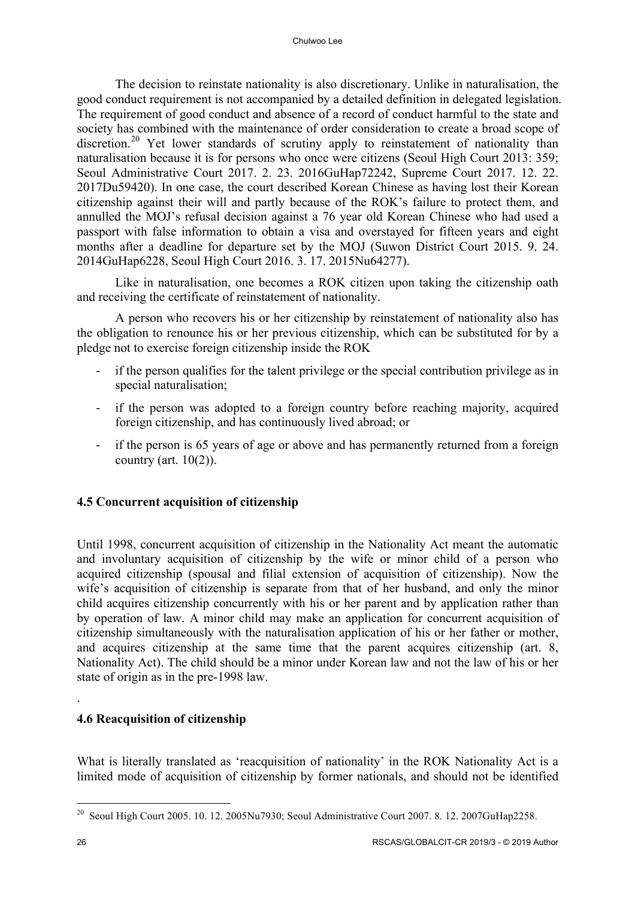The decision to reinstate nationality is also discretionary. Unlike in naturalisation, the good conduct requirement is not accompanied by a detailed definition in delegated legislation. The requirement of good conduct and absence of a record of conduct harmful to the state and society has combined with the maintenance of order consideration to create a broad scope of discretion.[20] Yet lower standards of scrutiny apply to reinstatement of nationality than naturalisation because it is for persons who once were citizens (Seoul High Court 2013: 359; Seoul Administrative Court 2017. 2. 23. 2016GuHap72242, Supreme Court 2017. 12. 22. 2017Du59420). In one case, the court described Korean Chinese as having lost their Korean citizenship against their will and partly because of the ROK's failure to protect them, and annulled the MOJ's refusal decision against a 76 year old Korean Chinese who had used a passport with false information to obtain a visa and overstayed for fifteen years and eight months after a deadline for departure set by the MOJ (Suwon District Court 2015. 9. 24. 2014GuHap6228, Seoul High Court 2016. 3. 17. 2015Nu64277).

Like in naturalisation, one becomes a ROK citizen upon taking the citizenship oath and receiving the certificate of reinstatement of nationality.

A person who recovers his or her citizenship by reinstatement of nationality also has the obligation to renounce his or her previous citizenship, which can be substituted for by a pledge not to exercise foreign citizenship inside the ROK

- if the person qualifies for the talent privilege or the special contribution privilege as in special naturalisation;
- if the person was adopted to a foreign country before reaching majority, acquired foreign citizenship, and has continuously lived abroad; or
- if the person is 65 years of age or above and has permanently returned from a foreign country (art. 10(2)).

### 4.5 Concurrent acquisition of citizenship

Until 1998, concurrent acquisition of citizenship in the Nationality Act meant the automatic and involuntary acquisition of citizenship by the wife or minor child of a person who acquired citizenship (spousal and filial extension of acquisition of citizenship). Now the wife's acquisition of citizenship is separate from that of her husband, and only the minor child acquires citizenship concurrently with his or her parent and by application rather than by operation of law. A minor child may make an application for concurrent acquisition of citizenship simultaneously with the naturalisation application of his or her father or mother, and acquires citizenship at the same time that the parent acquires citizenship (art. 8, Nationality Act). The child should be a minor under Korean law and not the law of his or her state of origin as in the pre-1998 law.

.

### 4.6 Reacquisition of citizenship

What is literally translated as 'reacquisition of nationality' in the ROK Nationality Act is a limited mode of acquisition of citizenship by former nationals, and should not be identified

[20] Seoul High Court 2005. 10. 12. 2005Nu7930; Seoul Administrative Court 2007. 8. 12. 2007GuHap2258.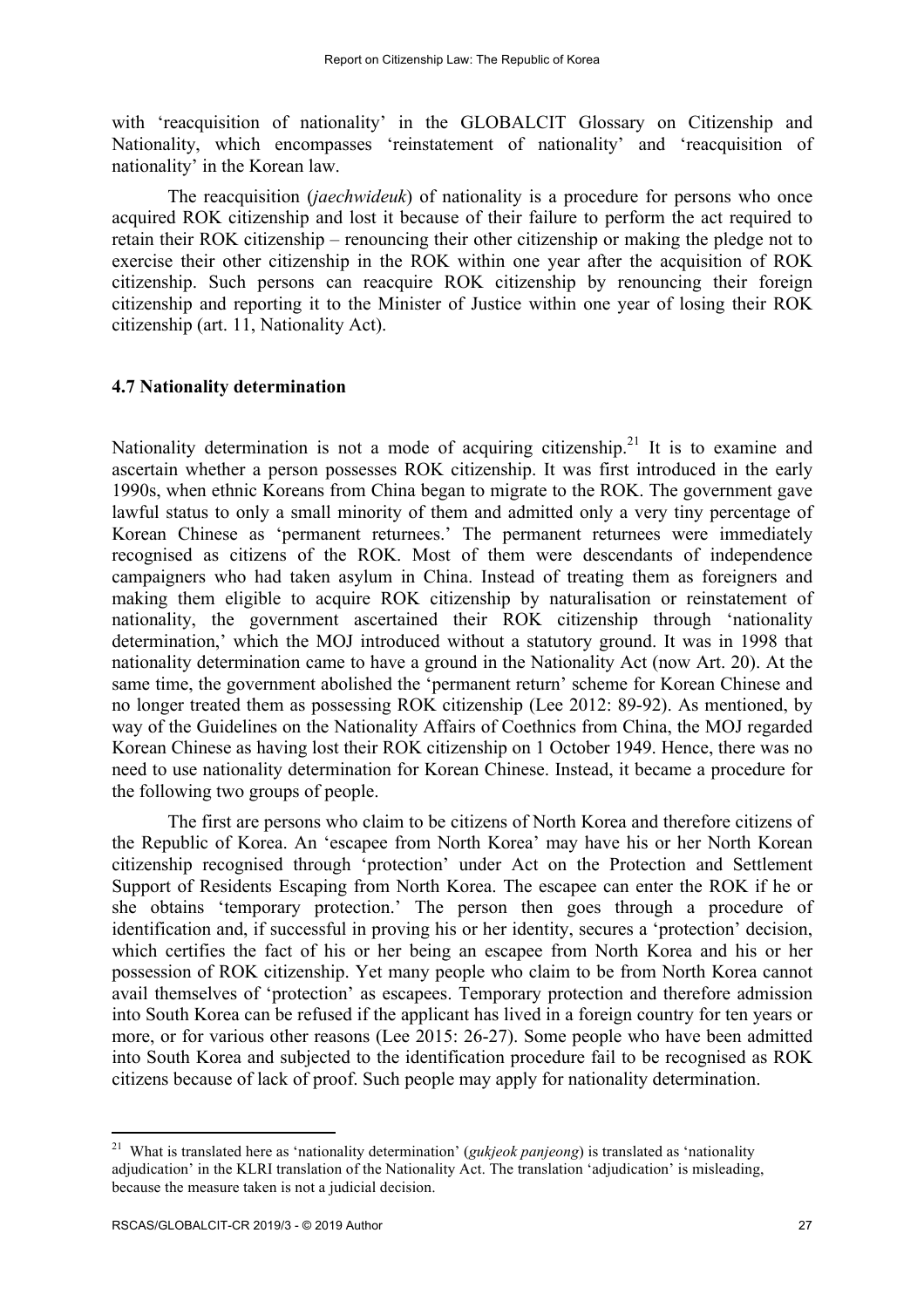with 'reacquisition of nationality' in the GLOBALCIT Glossary on Citizenship and Nationality, which encompasses 'reinstatement of nationality' and 'reacquisition of nationality' in the Korean law.

The reacquisition (*jaechwideuk*) of nationality is a procedure for persons who once acquired ROK citizenship and lost it because of their failure to perform the act required to retain their ROK citizenship – renouncing their other citizenship or making the pledge not to exercise their other citizenship in the ROK within one year after the acquisition of ROK citizenship. Such persons can reacquire ROK citizenship by renouncing their foreign citizenship and reporting it to the Minister of Justice within one year of losing their ROK citizenship (art. 11, Nationality Act).

### 4.7 Nationality determination

Nationality determination is not a mode of acquiring citizenship.[21] It is to examine and ascertain whether a person possesses ROK citizenship. It was first introduced in the early 1990s, when ethnic Koreans from China began to migrate to the ROK. The government gave lawful status to only a small minority of them and admitted only a very tiny percentage of Korean Chinese as 'permanent returnees.' The permanent returnees were immediately recognised as citizens of the ROK. Most of them were descendants of independence campaigners who had taken asylum in China. Instead of treating them as foreigners and making them eligible to acquire ROK citizenship by naturalisation or reinstatement of nationality, the government ascertained their ROK citizenship through 'nationality determination,' which the MOJ introduced without a statutory ground. It was in 1998 that nationality determination came to have a ground in the Nationality Act (now Art. 20). At the same time, the government abolished the 'permanent return' scheme for Korean Chinese and no longer treated them as possessing ROK citizenship (Lee 2012: 89-92). As mentioned, by way of the Guidelines on the Nationality Affairs of Coethnics from China, the MOJ regarded Korean Chinese as having lost their ROK citizenship on 1 October 1949. Hence, there was no need to use nationality determination for Korean Chinese. Instead, it became a procedure for the following two groups of people.

The first are persons who claim to be citizens of North Korea and therefore citizens of the Republic of Korea. An 'escapee from North Korea' may have his or her North Korean citizenship recognised through 'protection' under Act on the Protection and Settlement Support of Residents Escaping from North Korea. The escapee can enter the ROK if he or she obtains 'temporary protection.' The person then goes through a procedure of identification and, if successful in proving his or her identity, secures a 'protection' decision, which certifies the fact of his or her being an escapee from North Korea and his or her possession of ROK citizenship. Yet many people who claim to be from North Korea cannot avail themselves of 'protection' as escapees. Temporary protection and therefore admission into South Korea can be refused if the applicant has lived in a foreign country for ten years or more, or for various other reasons (Lee 2015: 26-27). Some people who have been admitted into South Korea and subjected to the identification procedure fail to be recognised as ROK citizens because of lack of proof. Such people may apply for nationality determination.

---

[21] What is translated here as 'nationality determination' (*gukjeok panjeong*) is translated as 'nationality adjudication' in the KLRI translation of the Nationality Act. The translation 'adjudication' is misleading, because the measure taken is not a judicial decision.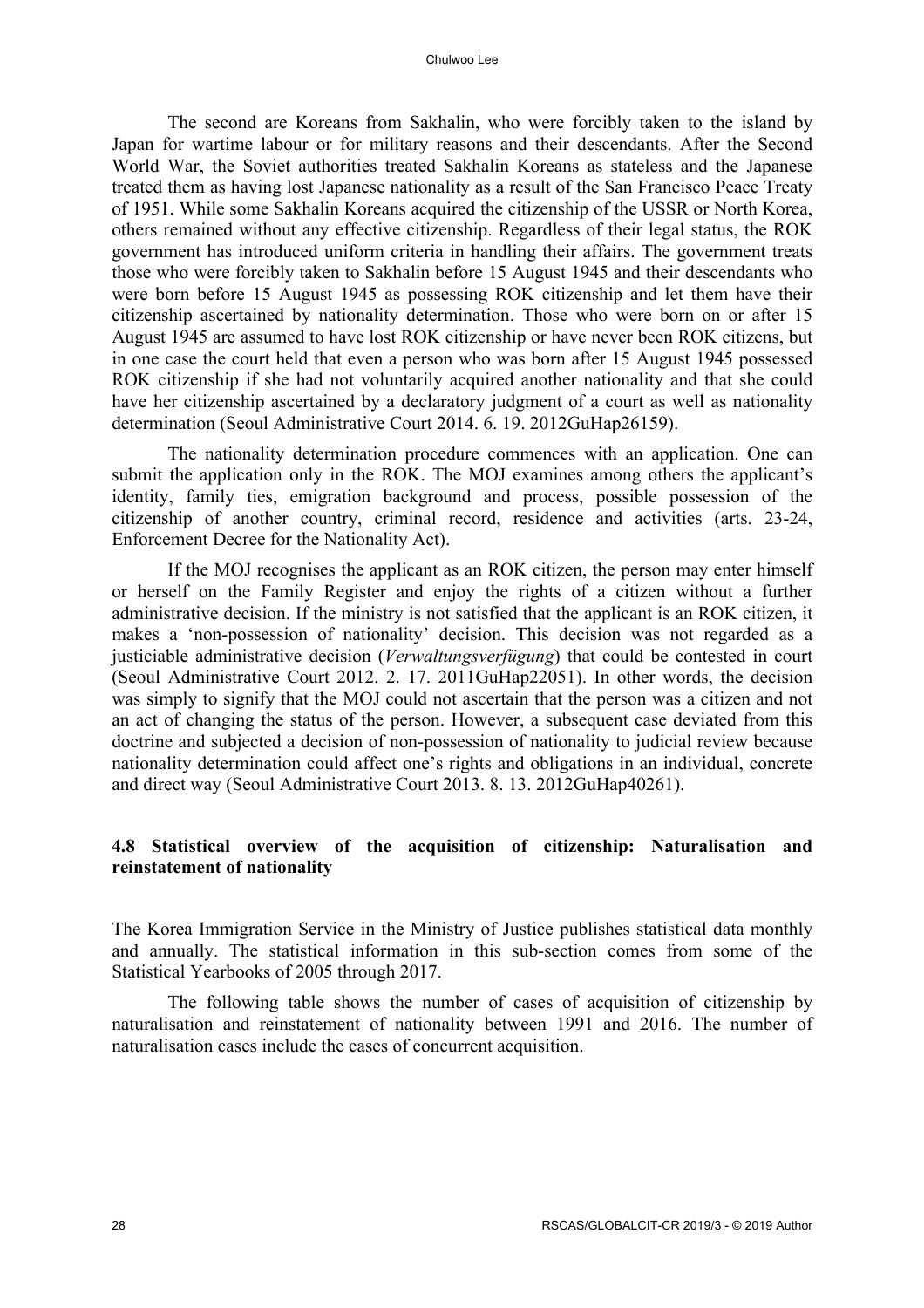The second are Koreans from Sakhalin, who were forcibly taken to the island by Japan for wartime labour or for military reasons and their descendants. After the Second World War, the Soviet authorities treated Sakhalin Koreans as stateless and the Japanese treated them as having lost Japanese nationality as a result of the San Francisco Peace Treaty of 1951. While some Sakhalin Koreans acquired the citizenship of the USSR or North Korea, others remained without any effective citizenship. Regardless of their legal status, the ROK government has introduced uniform criteria in handling their affairs. The government treats those who were forcibly taken to Sakhalin before 15 August 1945 and their descendants who were born before 15 August 1945 as possessing ROK citizenship and let them have their citizenship ascertained by nationality determination. Those who were born on or after 15 August 1945 are assumed to have lost ROK citizenship or have never been ROK citizens, but in one case the court held that even a person who was born after 15 August 1945 possessed ROK citizenship if she had not voluntarily acquired another nationality and that she could have her citizenship ascertained by a declaratory judgment of a court as well as nationality determination (Seoul Administrative Court 2014. 6. 19. 2012GuHap26159).

The nationality determination procedure commences with an application. One can submit the application only in the ROK. The MOJ examines among others the applicant's identity, family ties, emigration background and process, possible possession of the citizenship of another country, criminal record, residence and activities (arts. 23-24, Enforcement Decree for the Nationality Act).

If the MOJ recognises the applicant as an ROK citizen, the person may enter himself or herself on the Family Register and enjoy the rights of a citizen without a further administrative decision. If the ministry is not satisfied that the applicant is an ROK citizen, it makes a 'non-possession of nationality' decision. This decision was not regarded as a justiciable administrative decision (*Verwaltungsverfügung*) that could be contested in court (Seoul Administrative Court 2012. 2. 17. 2011GuHap22051). In other words, the decision was simply to signify that the MOJ could not ascertain that the person was a citizen and not an act of changing the status of the person. However, a subsequent case deviated from this doctrine and subjected a decision of non-possession of nationality to judicial review because nationality determination could affect one's rights and obligations in an individual, concrete and direct way (Seoul Administrative Court 2013. 8. 13. 2012GuHap40261).

### 4.8 Statistical overview of the acquisition of citizenship: Naturalisation and reinstatement of nationality

The Korea Immigration Service in the Ministry of Justice publishes statistical data monthly and annually. The statistical information in this sub-section comes from some of the Statistical Yearbooks of 2005 through 2017.

The following table shows the number of cases of acquisition of citizenship by naturalisation and reinstatement of nationality between 1991 and 2016. The number of naturalisation cases include the cases of concurrent acquisition.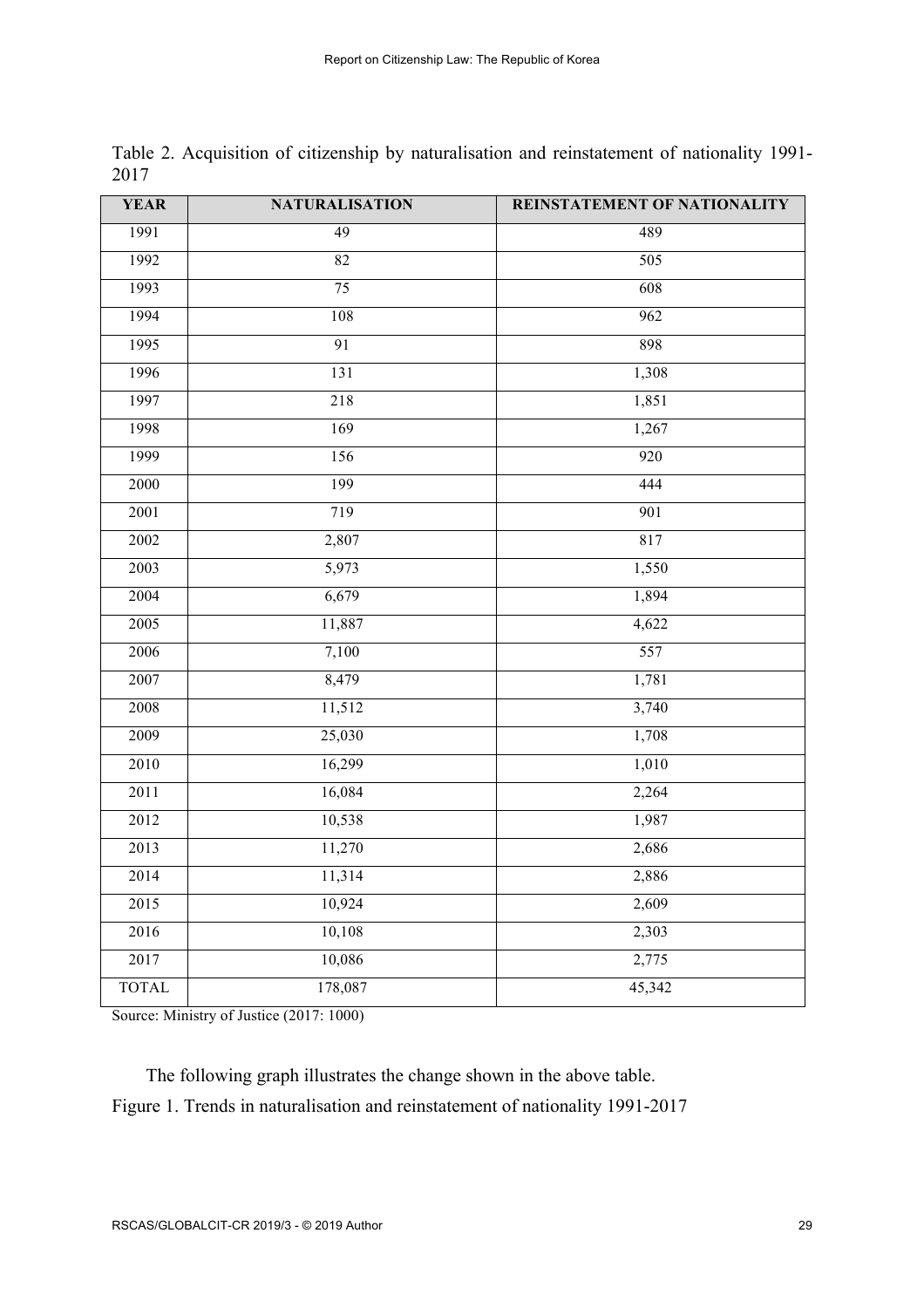Table 2. Acquisition of citizenship by naturalisation and reinstatement of nationality 1991-2017

| YEAR | NATURALISATION | REINSTATEMENT OF NATIONALITY |
|---|---|---|
| 1991 | 49 | 489 |
| 1992 | 82 | 505 |
| 1993 | 75 | 608 |
| 1994 | 108 | 962 |
| 1995 | 91 | 898 |
| 1996 | 131 | 1,308 |
| 1997 | 218 | 1,851 |
| 1998 | 169 | 1,267 |
| 1999 | 156 | 920 |
| 2000 | 199 | 444 |
| 2001 | 719 | 901 |
| 2002 | 2,807 | 817 |
| 2003 | 5,973 | 1,550 |
| 2004 | 6,679 | 1,894 |
| 2005 | 11,887 | 4,622 |
| 2006 | 7,100 | 557 |
| 2007 | 8,479 | 1,781 |
| 2008 | 11,512 | 3,740 |
| 2009 | 25,030 | 1,708 |
| 2010 | 16,299 | 1,010 |
| 2011 | 16,084 | 2,264 |
| 2012 | 10,538 | 1,987 |
| 2013 | 11,270 | 2,686 |
| 2014 | 11,314 | 2,886 |
| 2015 | 10,924 | 2,609 |
| 2016 | 10,108 | 2,303 |
| 2017 | 10,086 | 2,775 |
| TOTAL | 178,087 | 45,342 |

Source: Ministry of Justice (2017: 1000)

The following graph illustrates the change shown in the above table.

Figure 1. Trends in naturalisation and reinstatement of nationality 1991-2017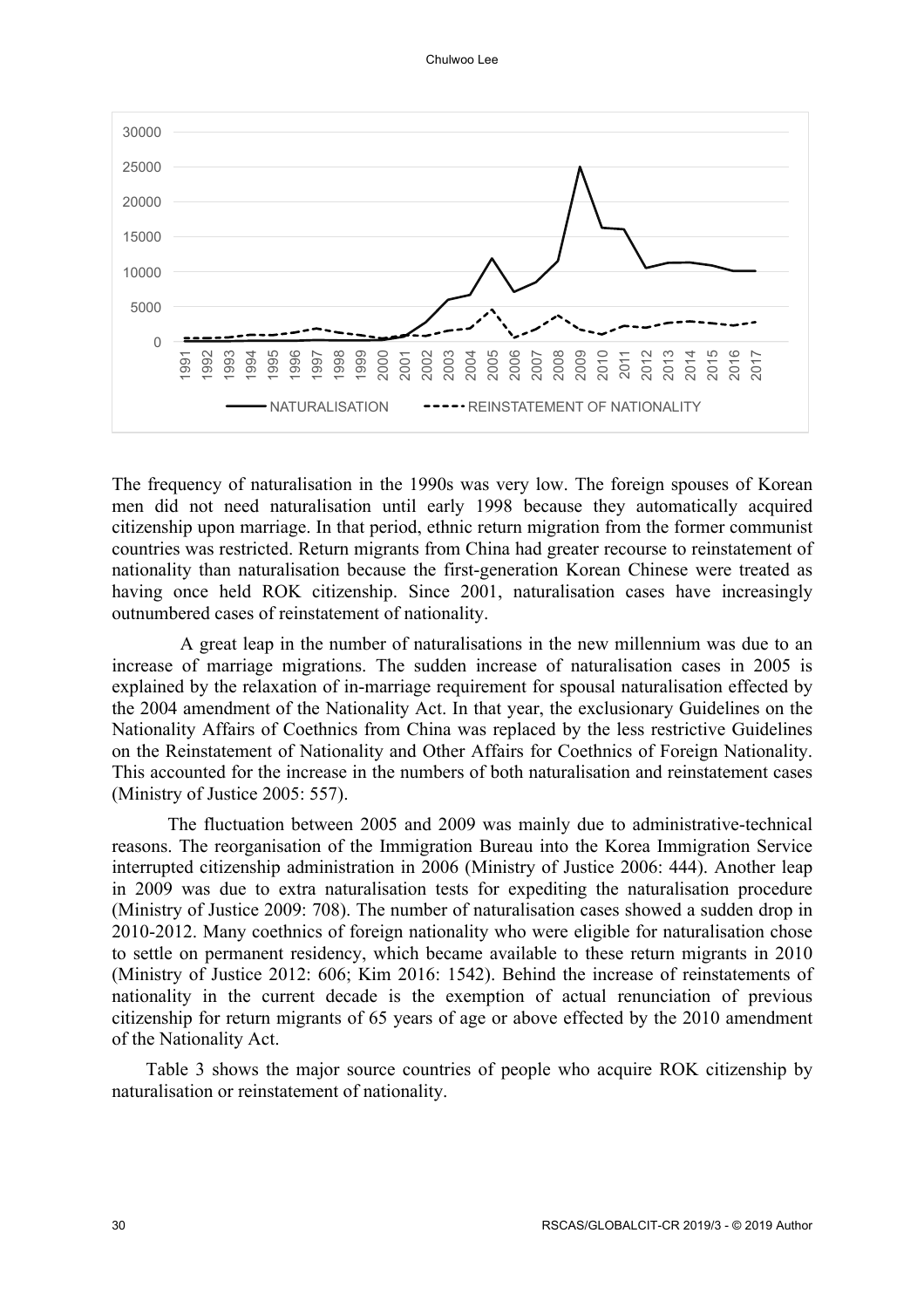The frequency of naturalisation in the 1990s was very low. The foreign spouses of Korean men did not need naturalisation until early 1998 because they automatically acquired citizenship upon marriage. In that period, ethnic return migration from the former communist countries was restricted. Return migrants from China had greater recourse to reinstatement of nationality than naturalisation because the first-generation Korean Chinese were treated as having once held ROK citizenship. Since 2001, naturalisation cases have increasingly outnumbered cases of reinstatement of nationality.

A great leap in the number of naturalisations in the new millennium was due to an increase of marriage migrations. The sudden increase of naturalisation cases in 2005 is explained by the relaxation of in-marriage requirement for spousal naturalisation effected by the 2004 amendment of the Nationality Act. In that year, the exclusionary Guidelines on the Nationality Affairs of Coethnics from China was replaced by the less restrictive Guidelines on the Reinstatement of Nationality and Other Affairs for Coethnics of Foreign Nationality. This accounted for the increase in the numbers of both naturalisation and reinstatement cases (Ministry of Justice 2005: 557).

The fluctuation between 2005 and 2009 was mainly due to administrative-technical reasons. The reorganisation of the Immigration Bureau into the Korea Immigration Service interrupted citizenship administration in 2006 (Ministry of Justice 2006: 444). Another leap in 2009 was due to extra naturalisation tests for expediting the naturalisation procedure (Ministry of Justice 2009: 708). The number of naturalisation cases showed a sudden drop in 2010-2012. Many coethnics of foreign nationality who were eligible for naturalisation chose to settle on permanent residency, which became available to these return migrants in 2010 (Ministry of Justice 2012: 606; Kim 2016: 1542). Behind the increase of reinstatements of nationality in the current decade is the exemption of actual renunciation of previous citizenship for return migrants of 65 years of age or above effected by the 2010 amendment of the Nationality Act.

Table 3 shows the major source countries of people who acquire ROK citizenship by naturalisation or reinstatement of nationality.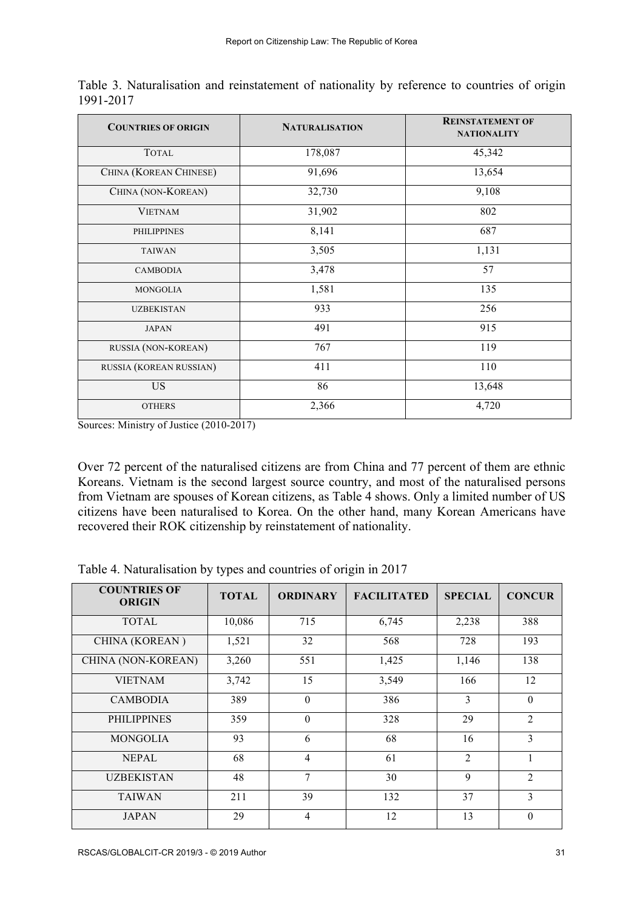Table 3. Naturalisation and reinstatement of nationality by reference to countries of origin 1991-2017

| COUNTRIES OF ORIGIN | NATURALISATION | REINSTATEMENT OF NATIONALITY |
|---|---|---|
| TOTAL | 178,087 | 45,342 |
| CHINA (KOREAN CHINESE) | 91,696 | 13,654 |
| CHINA (NON-KOREAN) | 32,730 | 9,108 |
| VIETNAM | 31,902 | 802 |
| PHILIPPINES | 8,141 | 687 |
| TAIWAN | 3,505 | 1,131 |
| CAMBODIA | 3,478 | 57 |
| MONGOLIA | 1,581 | 135 |
| UZBEKISTAN | 933 | 256 |
| JAPAN | 491 | 915 |
| RUSSIA (NON-KOREAN) | 767 | 119 |
| RUSSIA (KOREAN RUSSIAN) | 411 | 110 |
| US | 86 | 13,648 |
| OTHERS | 2,366 | 4,720 |

Sources: Ministry of Justice (2010-2017)

Over 72 percent of the naturalised citizens are from China and 77 percent of them are ethnic Koreans. Vietnam is the second largest source country, and most of the naturalised persons from Vietnam are spouses of Korean citizens, as Table 4 shows. Only a limited number of US citizens have been naturalised to Korea. On the other hand, many Korean Americans have recovered their ROK citizenship by reinstatement of nationality.

Table 4. Naturalisation by types and countries of origin in 2017

| COUNTRIES OF ORIGIN | TOTAL | ORDINARY | FACILITATED | SPECIAL | CONCUR |
|---|---|---|---|---|---|
| TOTAL | 10,086 | 715 | 6,745 | 2,238 | 388 |
| CHINA (KOREAN ) | 1,521 | 32 | 568 | 728 | 193 |
| CHINA (NON-KOREAN) | 3,260 | 551 | 1,425 | 1,146 | 138 |
| VIETNAM | 3,742 | 15 | 3,549 | 166 | 12 |
| CAMBODIA | 389 | 0 | 386 | 3 | 0 |
| PHILIPPINES | 359 | 0 | 328 | 29 | 2 |
| MONGOLIA | 93 | 6 | 68 | 16 | 3 |
| NEPAL | 68 | 4 | 61 | 2 | 1 |
| UZBEKISTAN | 48 | 7 | 30 | 9 | 2 |
| TAIWAN | 211 | 39 | 132 | 37 | 3 |
| JAPAN | 29 | 4 | 12 | 13 | 0 |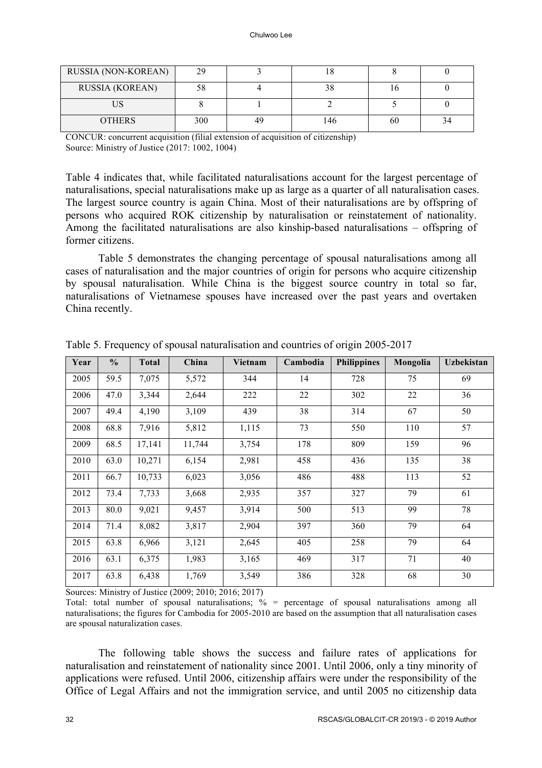| RUSSIA (NON-KOREAN) | 29 | 3 | 18 | 8 | 0 |
|---|---|---|---|---|---|
| RUSSIA (KOREAN) | 58 | 4 | 38 | 16 | 0 |
| US | 8 | 1 | 2 | 5 | 0 |
| OTHERS | 300 | 49 | 146 | 60 | 34 |

CONCUR: concurrent acquisition (filial extension of acquisition of citizenship)
Source: Ministry of Justice (2017: 1002, 1004)

Table 4 indicates that, while facilitated naturalisations account for the largest percentage of naturalisations, special naturalisations make up as large as a quarter of all naturalisation cases. The largest source country is again China. Most of their naturalisations are by offspring of persons who acquired ROK citizenship by naturalisation or reinstatement of nationality. Among the facilitated naturalisations are also kinship-based naturalisations – offspring of former citizens.

Table 5 demonstrates the changing percentage of spousal naturalisations among all cases of naturalisation and the major countries of origin for persons who acquire citizenship by spousal naturalisation. While China is the biggest source country in total so far, naturalisations of Vietnamese spouses have increased over the past years and overtaken China recently.

Table 5. Frequency of spousal naturalisation and countries of origin 2005-2017

| Year | % | Total | China | Vietnam | Cambodia | Philippines | Mongolia | Uzbekistan |
|---|---|---|---|---|---|---|---|---|
| 2005 | 59.5 | 7,075 | 5,572 | 344 | 14 | 728 | 75 | 69 |
| 2006 | 47.0 | 3,344 | 2,644 | 222 | 22 | 302 | 22 | 36 |
| 2007 | 49.4 | 4,190 | 3,109 | 439 | 38 | 314 | 67 | 50 |
| 2008 | 68.8 | 7,916 | 5,812 | 1,115 | 73 | 550 | 110 | 57 |
| 2009 | 68.5 | 17,141 | 11,744 | 3,754 | 178 | 809 | 159 | 96 |
| 2010 | 63.0 | 10,271 | 6,154 | 2,981 | 458 | 436 | 135 | 38 |
| 2011 | 66.7 | 10,733 | 6,023 | 3,056 | 486 | 488 | 113 | 52 |
| 2012 | 73.4 | 7,733 | 3,668 | 2,935 | 357 | 327 | 79 | 61 |
| 2013 | 80.0 | 9,021 | 9,457 | 3,914 | 500 | 513 | 99 | 78 |
| 2014 | 71.4 | 8,082 | 3,817 | 2,904 | 397 | 360 | 79 | 64 |
| 2015 | 63.8 | 6,966 | 3,121 | 2,645 | 405 | 258 | 79 | 64 |
| 2016 | 63.1 | 6,375 | 1,983 | 3,165 | 469 | 317 | 71 | 40 |
| 2017 | 63.8 | 6,438 | 1,769 | 3,549 | 386 | 328 | 68 | 30 |

Sources: Ministry of Justice (2009; 2010; 2016; 2017)
Total: total number of spousal naturalisations; % = percentage of spousal naturalisations among all naturalisations; the figures for Cambodia for 2005-2010 are based on the assumption that all naturalisation cases are spousal naturalization cases.

The following table shows the success and failure rates of applications for naturalisation and reinstatement of nationality since 2001. Until 2006, only a tiny minority of applications were refused. Until 2006, citizenship affairs were under the responsibility of the Office of Legal Affairs and not the immigration service, and until 2005 no citizenship data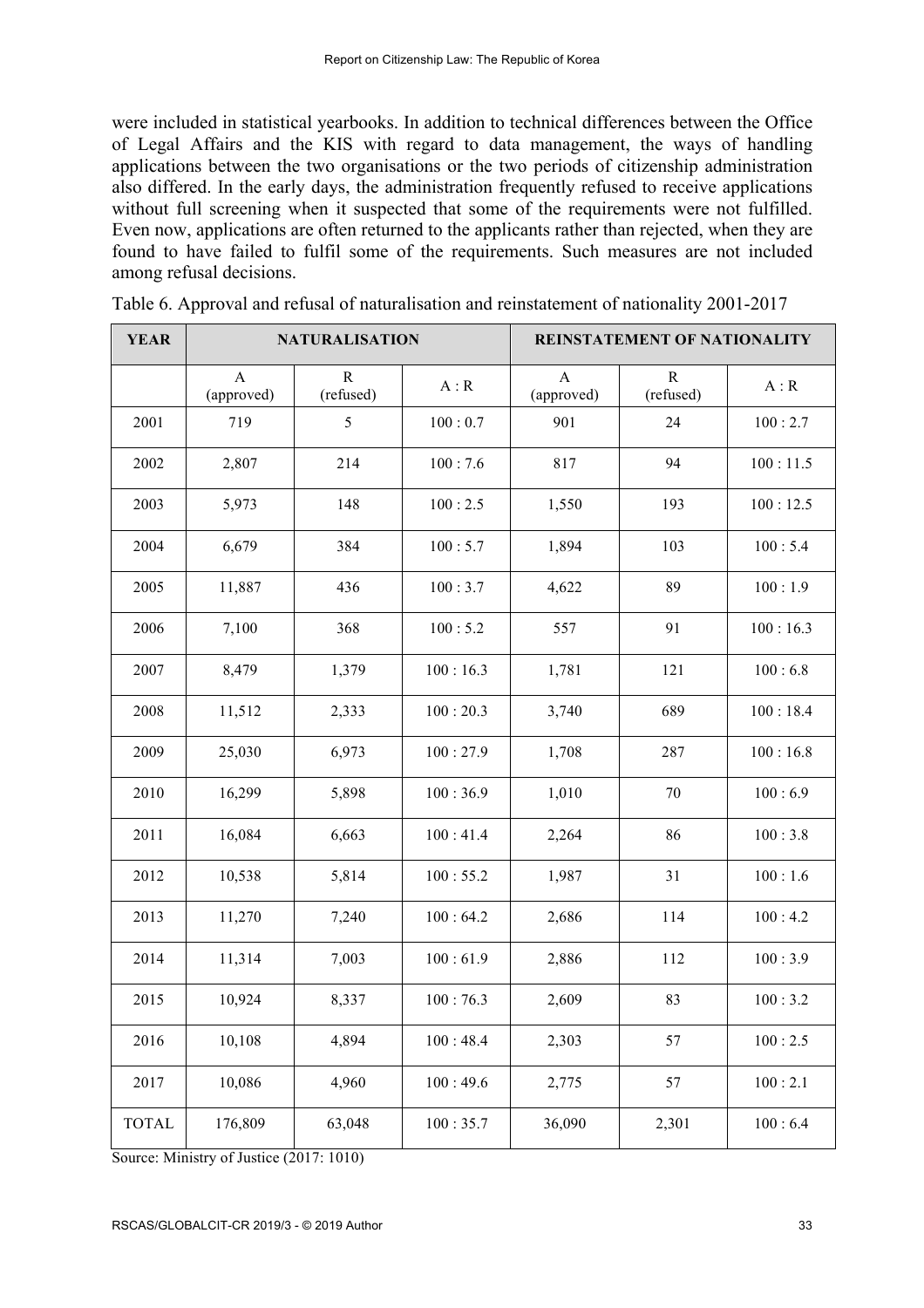were included in statistical yearbooks. In addition to technical differences between the Office of Legal Affairs and the KIS with regard to data management, the ways of handling applications between the two organisations or the two periods of citizenship administration also differed. In the early days, the administration frequently refused to receive applications without full screening when it suspected that some of the requirements were not fulfilled. Even now, applications are often returned to the applicants rather than rejected, when they are found to have failed to fulfil some of the requirements. Such measures are not included among refusal decisions.

Table 6. Approval and refusal of naturalisation and reinstatement of nationality 2001-2017

| YEAR | NATURALISATION | | | REINSTATEMENT OF NATIONALITY | | |
|---|---|---|---|---|---|---|
| | A (approved) | R (refused) | A : R | A (approved) | R (refused) | A : R |
| 2001 | 719 | 5 | 100 : 0.7 | 901 | 24 | 100 : 2.7 |
| 2002 | 2,807 | 214 | 100 : 7.6 | 817 | 94 | 100 : 11.5 |
| 2003 | 5,973 | 148 | 100 : 2.5 | 1,550 | 193 | 100 : 12.5 |
| 2004 | 6,679 | 384 | 100 : 5.7 | 1,894 | 103 | 100 : 5.4 |
| 2005 | 11,887 | 436 | 100 : 3.7 | 4,622 | 89 | 100 : 1.9 |
| 2006 | 7,100 | 368 | 100 : 5.2 | 557 | 91 | 100 : 16.3 |
| 2007 | 8,479 | 1,379 | 100 : 16.3 | 1,781 | 121 | 100 : 6.8 |
| 2008 | 11,512 | 2,333 | 100 : 20.3 | 3,740 | 689 | 100 : 18.4 |
| 2009 | 25,030 | 6,973 | 100 : 27.9 | 1,708 | 287 | 100 : 16.8 |
| 2010 | 16,299 | 5,898 | 100 : 36.9 | 1,010 | 70 | 100 : 6.9 |
| 2011 | 16,084 | 6,663 | 100 : 41.4 | 2,264 | 86 | 100 : 3.8 |
| 2012 | 10,538 | 5,814 | 100 : 55.2 | 1,987 | 31 | 100 : 1.6 |
| 2013 | 11,270 | 7,240 | 100 : 64.2 | 2,686 | 114 | 100 : 4.2 |
| 2014 | 11,314 | 7,003 | 100 : 61.9 | 2,886 | 112 | 100 : 3.9 |
| 2015 | 10,924 | 8,337 | 100 : 76.3 | 2,609 | 83 | 100 : 3.2 |
| 2016 | 10,108 | 4,894 | 100 : 48.4 | 2,303 | 57 | 100 : 2.5 |
| 2017 | 10,086 | 4,960 | 100 : 49.6 | 2,775 | 57 | 100 : 2.1 |
| TOTAL | 176,809 | 63,048 | 100 : 35.7 | 36,090 | 2,301 | 100 : 6.4 |

Source: Ministry of Justice (2017: 1010)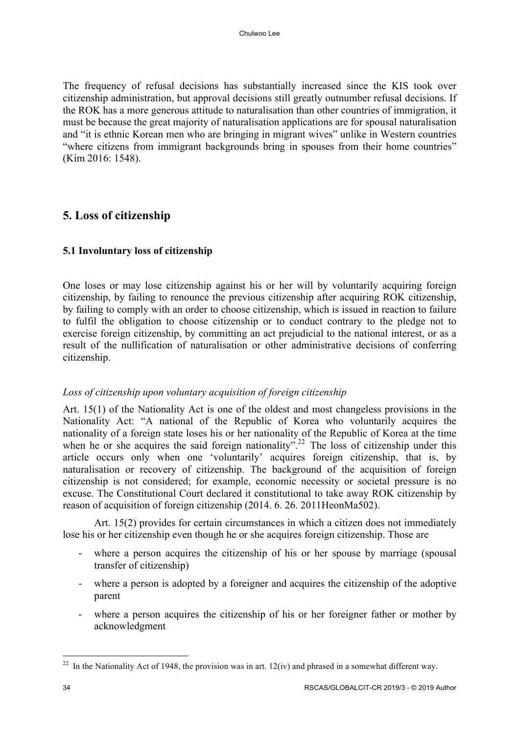The frequency of refusal decisions has substantially increased since the KIS took over citizenship administration, but approval decisions still greatly outnumber refusal decisions. If the ROK has a more generous attitude to naturalisation than other countries of immigration, it must be because the great majority of naturalisation applications are for spousal naturalisation and "it is ethnic Korean men who are bringing in migrant wives" unlike in Western countries "where citizens from immigrant backgrounds bring in spouses from their home countries" (Kim 2016: 1548).

## 5. Loss of citizenship

### 5.1 Involuntary loss of citizenship

One loses or may lose citizenship against his or her will by voluntarily acquiring foreign citizenship, by failing to renounce the previous citizenship after acquiring ROK citizenship, by failing to comply with an order to choose citizenship, which is issued in reaction to failure to fulfil the obligation to choose citizenship or to conduct contrary to the pledge not to exercise foreign citizenship, by committing an act prejudicial to the national interest, or as a result of the nullification of naturalisation or other administrative decisions of conferring citizenship.

*Loss of citizenship upon voluntary acquisition of foreign citizenship*

Art. 15(1) of the Nationality Act is one of the oldest and most changeless provisions in the Nationality Act: "A national of the Republic of Korea who voluntarily acquires the nationality of a foreign state loses his or her nationality of the Republic of Korea at the time when he or she acquires the said foreign nationality".[22] The loss of citizenship under this article occurs only when one 'voluntarily' acquires foreign citizenship, that is, by naturalisation or recovery of citizenship. The background of the acquisition of foreign citizenship is not considered; for example, economic necessity or societal pressure is no excuse. The Constitutional Court declared it constitutional to take away ROK citizenship by reason of acquisition of foreign citizenship (2014. 6. 26. 2011HeonMa502).

Art. 15(2) provides for certain circumstances in which a citizen does not immediately lose his or her citizenship even though he or she acquires foreign citizenship. Those are

- where a person acquires the citizenship of his or her spouse by marriage (spousal transfer of citizenship)
- where a person is adopted by a foreigner and acquires the citizenship of the adoptive parent
- where a person acquires the citizenship of his or her foreigner father or mother by acknowledgment

[22] In the Nationality Act of 1948, the provision was in art. 12(iv) and phrased in a somewhat different way.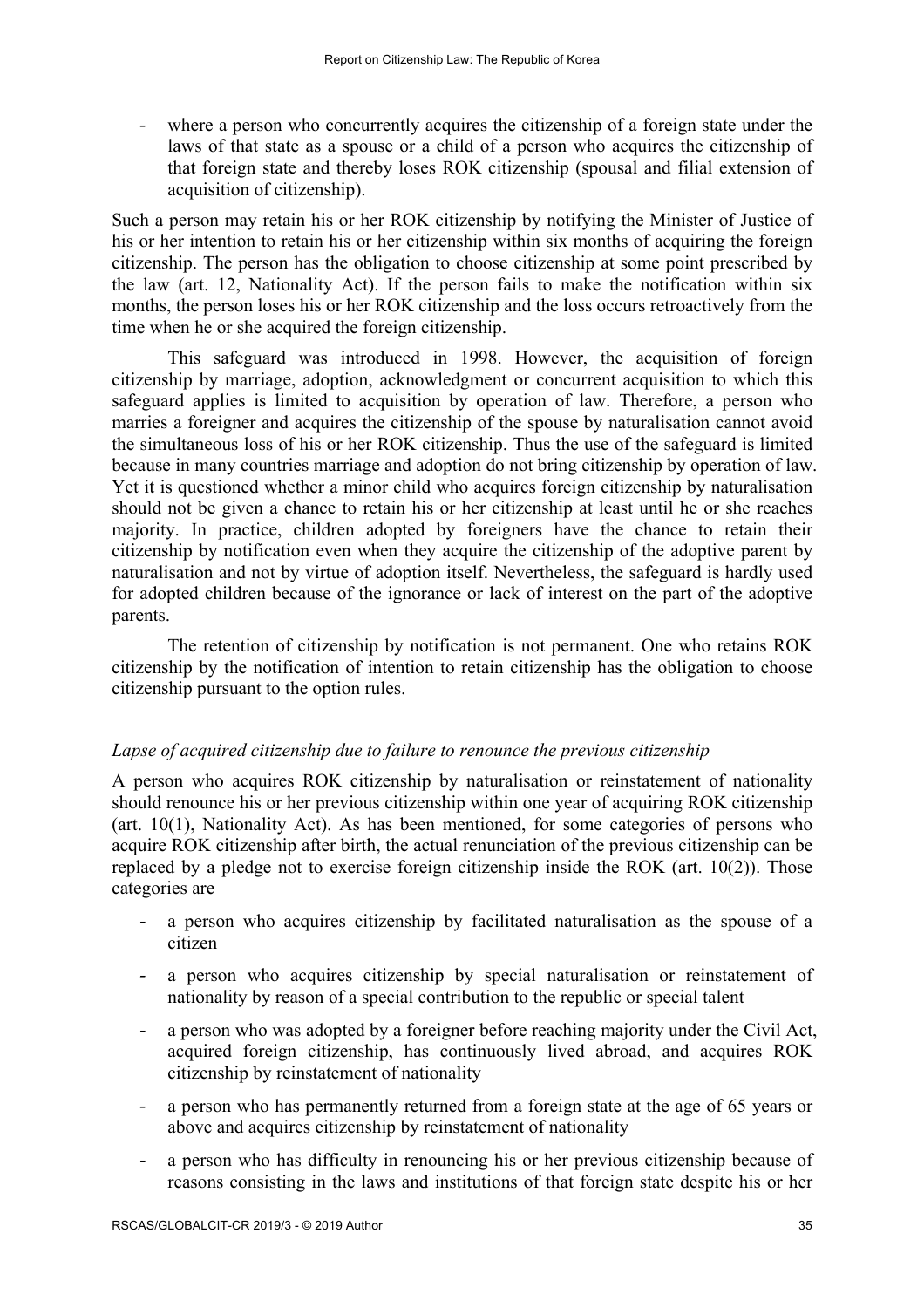- where a person who concurrently acquires the citizenship of a foreign state under the laws of that state as a spouse or a child of a person who acquires the citizenship of that foreign state and thereby loses ROK citizenship (spousal and filial extension of acquisition of citizenship).

Such a person may retain his or her ROK citizenship by notifying the Minister of Justice of his or her intention to retain his or her citizenship within six months of acquiring the foreign citizenship. The person has the obligation to choose citizenship at some point prescribed by the law (art. 12, Nationality Act). If the person fails to make the notification within six months, the person loses his or her ROK citizenship and the loss occurs retroactively from the time when he or she acquired the foreign citizenship.

This safeguard was introduced in 1998. However, the acquisition of foreign citizenship by marriage, adoption, acknowledgment or concurrent acquisition to which this safeguard applies is limited to acquisition by operation of law. Therefore, a person who marries a foreigner and acquires the citizenship of the spouse by naturalisation cannot avoid the simultaneous loss of his or her ROK citizenship. Thus the use of the safeguard is limited because in many countries marriage and adoption do not bring citizenship by operation of law. Yet it is questioned whether a minor child who acquires foreign citizenship by naturalisation should not be given a chance to retain his or her citizenship at least until he or she reaches majority. In practice, children adopted by foreigners have the chance to retain their citizenship by notification even when they acquire the citizenship of the adoptive parent by naturalisation and not by virtue of adoption itself. Nevertheless, the safeguard is hardly used for adopted children because of the ignorance or lack of interest on the part of the adoptive parents.

The retention of citizenship by notification is not permanent. One who retains ROK citizenship by the notification of intention to retain citizenship has the obligation to choose citizenship pursuant to the option rules.

*Lapse of acquired citizenship due to failure to renounce the previous citizenship*

A person who acquires ROK citizenship by naturalisation or reinstatement of nationality should renounce his or her previous citizenship within one year of acquiring ROK citizenship (art. 10(1), Nationality Act). As has been mentioned, for some categories of persons who acquire ROK citizenship after birth, the actual renunciation of the previous citizenship can be replaced by a pledge not to exercise foreign citizenship inside the ROK (art. 10(2)). Those categories are

- a person who acquires citizenship by facilitated naturalisation as the spouse of a citizen
- a person who acquires citizenship by special naturalisation or reinstatement of nationality by reason of a special contribution to the republic or special talent
- a person who was adopted by a foreigner before reaching majority under the Civil Act, acquired foreign citizenship, has continuously lived abroad, and acquires ROK citizenship by reinstatement of nationality
- a person who has permanently returned from a foreign state at the age of 65 years or above and acquires citizenship by reinstatement of nationality
- a person who has difficulty in renouncing his or her previous citizenship because of reasons consisting in the laws and institutions of that foreign state despite his or her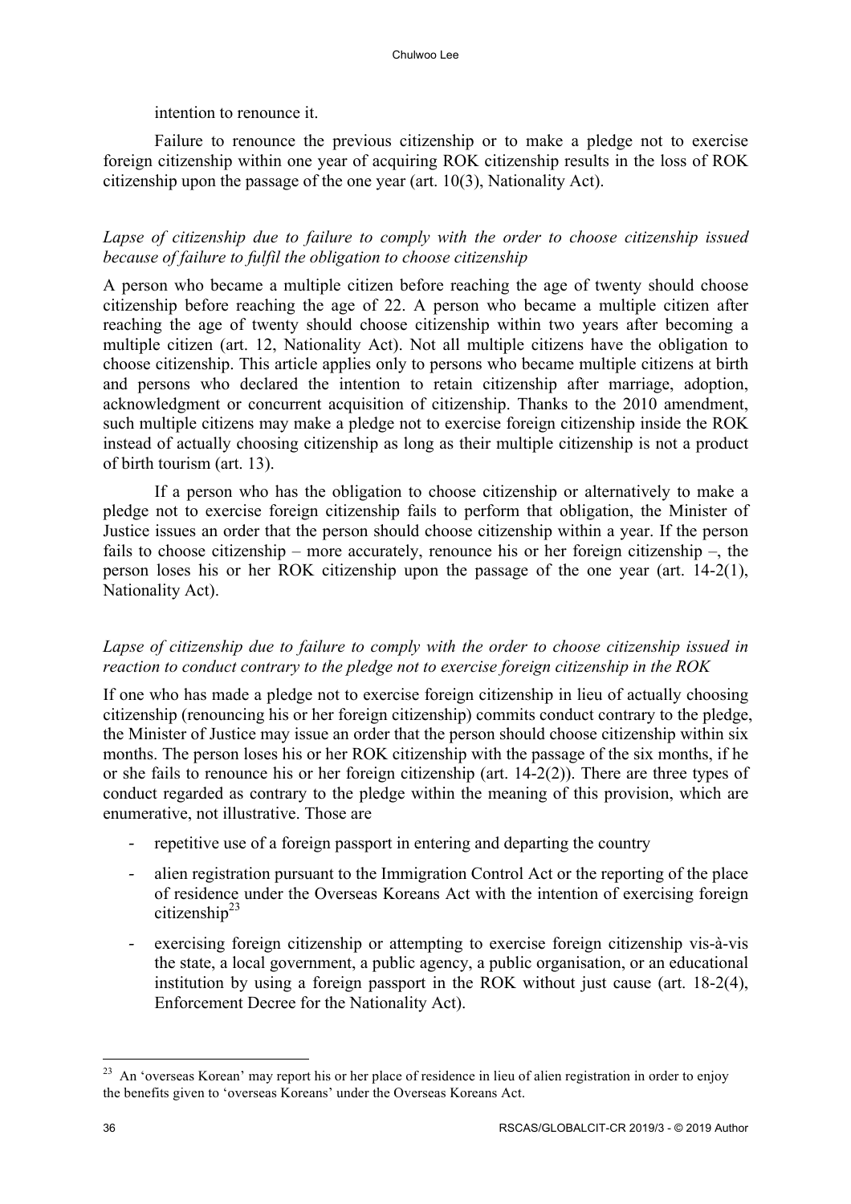intention to renounce it.

Failure to renounce the previous citizenship or to make a pledge not to exercise foreign citizenship within one year of acquiring ROK citizenship results in the loss of ROK citizenship upon the passage of the one year (art. 10(3), Nationality Act).

*Lapse of citizenship due to failure to comply with the order to choose citizenship issued because of failure to fulfil the obligation to choose citizenship*

A person who became a multiple citizen before reaching the age of twenty should choose citizenship before reaching the age of 22. A person who became a multiple citizen after reaching the age of twenty should choose citizenship within two years after becoming a multiple citizen (art. 12, Nationality Act). Not all multiple citizens have the obligation to choose citizenship. This article applies only to persons who became multiple citizens at birth and persons who declared the intention to retain citizenship after marriage, adoption, acknowledgment or concurrent acquisition of citizenship. Thanks to the 2010 amendment, such multiple citizens may make a pledge not to exercise foreign citizenship inside the ROK instead of actually choosing citizenship as long as their multiple citizenship is not a product of birth tourism (art. 13).

If a person who has the obligation to choose citizenship or alternatively to make a pledge not to exercise foreign citizenship fails to perform that obligation, the Minister of Justice issues an order that the person should choose citizenship within a year. If the person fails to choose citizenship – more accurately, renounce his or her foreign citizenship –, the person loses his or her ROK citizenship upon the passage of the one year (art. 14-2(1), Nationality Act).

*Lapse of citizenship due to failure to comply with the order to choose citizenship issued in reaction to conduct contrary to the pledge not to exercise foreign citizenship in the ROK*

If one who has made a pledge not to exercise foreign citizenship in lieu of actually choosing citizenship (renouncing his or her foreign citizenship) commits conduct contrary to the pledge, the Minister of Justice may issue an order that the person should choose citizenship within six months. The person loses his or her ROK citizenship with the passage of the six months, if he or she fails to renounce his or her foreign citizenship (art. 14-2(2)). There are three types of conduct regarded as contrary to the pledge within the meaning of this provision, which are enumerative, not illustrative. Those are

- repetitive use of a foreign passport in entering and departing the country
- alien registration pursuant to the Immigration Control Act or the reporting of the place of residence under the Overseas Koreans Act with the intention of exercising foreign citizenship[23]
- exercising foreign citizenship or attempting to exercise foreign citizenship vis-à-vis the state, a local government, a public agency, a public organisation, or an educational institution by using a foreign passport in the ROK without just cause (art. 18-2(4), Enforcement Decree for the Nationality Act).

[23] An 'overseas Korean' may report his or her place of residence in lieu of alien registration in order to enjoy the benefits given to 'overseas Koreans' under the Overseas Koreans Act.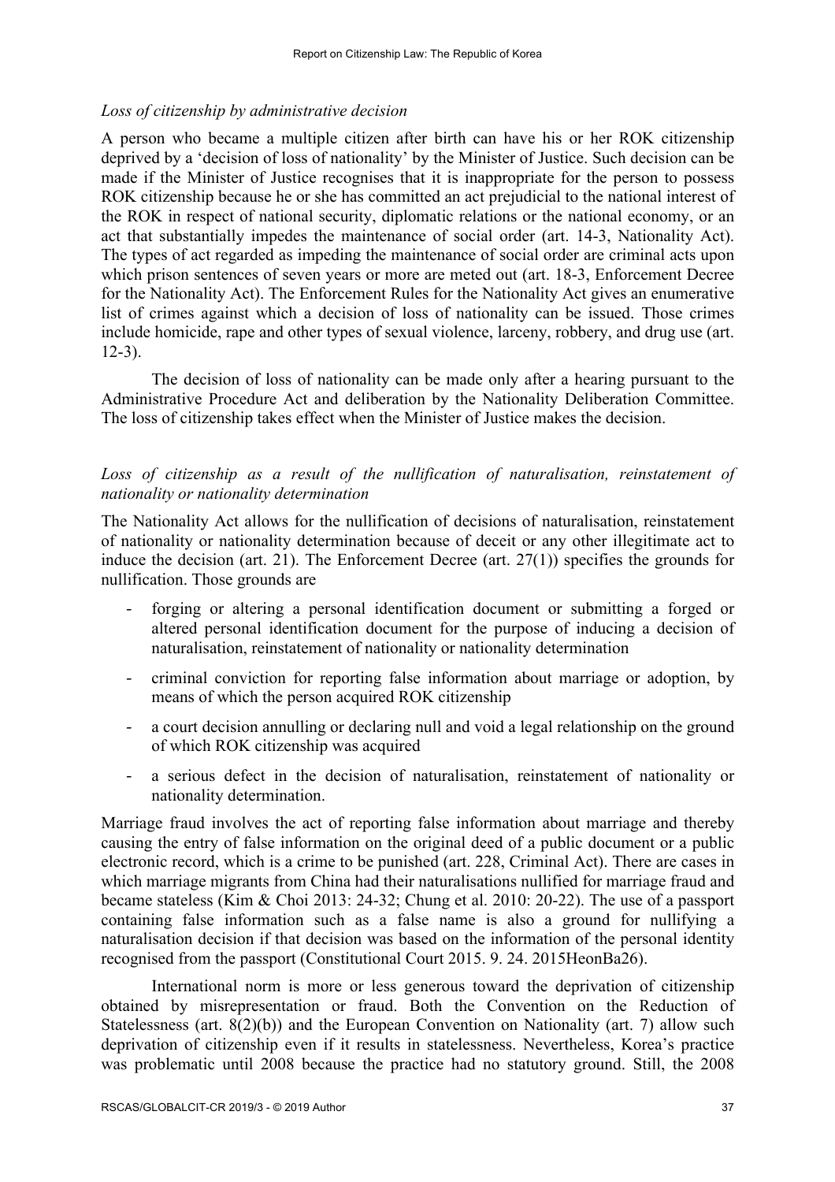*Loss of citizenship by administrative decision*

A person who became a multiple citizen after birth can have his or her ROK citizenship deprived by a 'decision of loss of nationality' by the Minister of Justice. Such decision can be made if the Minister of Justice recognises that it is inappropriate for the person to possess ROK citizenship because he or she has committed an act prejudicial to the national interest of the ROK in respect of national security, diplomatic relations or the national economy, or an act that substantially impedes the maintenance of social order (art. 14-3, Nationality Act). The types of act regarded as impeding the maintenance of social order are criminal acts upon which prison sentences of seven years or more are meted out (art. 18-3, Enforcement Decree for the Nationality Act). The Enforcement Rules for the Nationality Act gives an enumerative list of crimes against which a decision of loss of nationality can be issued. Those crimes include homicide, rape and other types of sexual violence, larceny, robbery, and drug use (art. 12-3).

The decision of loss of nationality can be made only after a hearing pursuant to the Administrative Procedure Act and deliberation by the Nationality Deliberation Committee. The loss of citizenship takes effect when the Minister of Justice makes the decision.

*Loss of citizenship as a result of the nullification of naturalisation, reinstatement of nationality or nationality determination*

The Nationality Act allows for the nullification of decisions of naturalisation, reinstatement of nationality or nationality determination because of deceit or any other illegitimate act to induce the decision (art. 21). The Enforcement Decree (art. 27(1)) specifies the grounds for nullification. Those grounds are

- forging or altering a personal identification document or submitting a forged or altered personal identification document for the purpose of inducing a decision of naturalisation, reinstatement of nationality or nationality determination
- criminal conviction for reporting false information about marriage or adoption, by means of which the person acquired ROK citizenship
- a court decision annulling or declaring null and void a legal relationship on the ground of which ROK citizenship was acquired
- a serious defect in the decision of naturalisation, reinstatement of nationality or nationality determination.

Marriage fraud involves the act of reporting false information about marriage and thereby causing the entry of false information on the original deed of a public document or a public electronic record, which is a crime to be punished (art. 228, Criminal Act). There are cases in which marriage migrants from China had their naturalisations nullified for marriage fraud and became stateless (Kim & Choi 2013: 24-32; Chung et al. 2010: 20-22). The use of a passport containing false information such as a false name is also a ground for nullifying a naturalisation decision if that decision was based on the information of the personal identity recognised from the passport (Constitutional Court 2015. 9. 24. 2015HeonBa26).

International norm is more or less generous toward the deprivation of citizenship obtained by misrepresentation or fraud. Both the Convention on the Reduction of Statelessness (art. 8(2)(b)) and the European Convention on Nationality (art. 7) allow such deprivation of citizenship even if it results in statelessness. Nevertheless, Korea's practice was problematic until 2008 because the practice had no statutory ground. Still, the 2008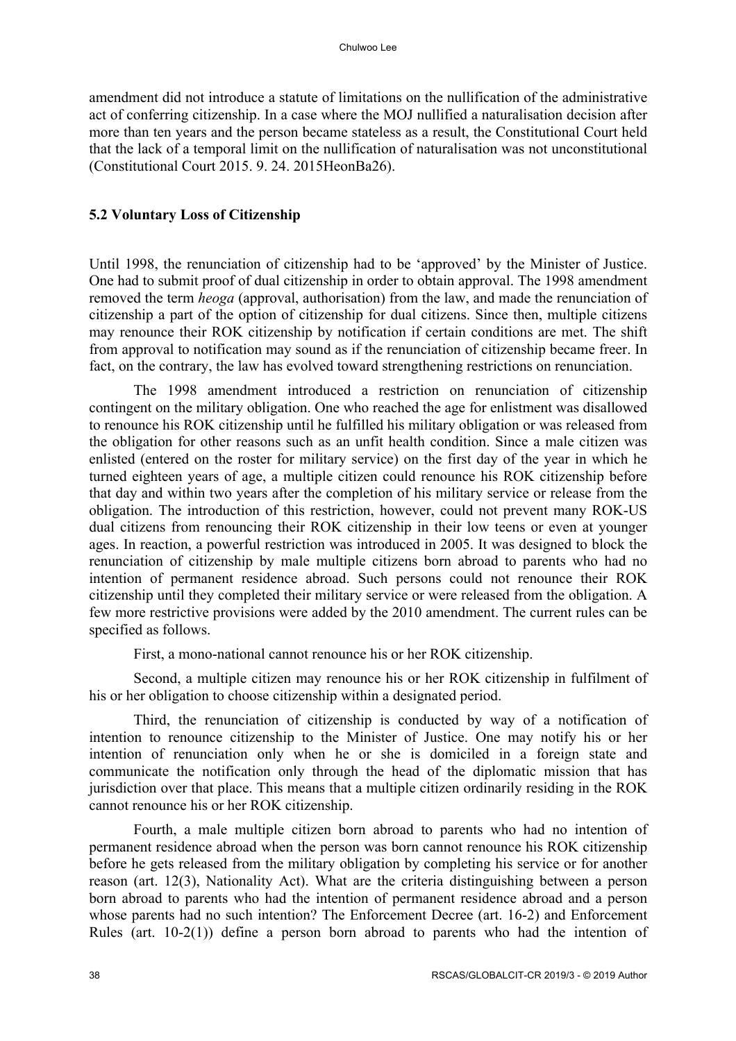amendment did not introduce a statute of limitations on the nullification of the administrative act of conferring citizenship. In a case where the MOJ nullified a naturalisation decision after more than ten years and the person became stateless as a result, the Constitutional Court held that the lack of a temporal limit on the nullification of naturalisation was not unconstitutional (Constitutional Court 2015. 9. 24. 2015HeonBa26).

### 5.2 Voluntary Loss of Citizenship

Until 1998, the renunciation of citizenship had to be 'approved' by the Minister of Justice. One had to submit proof of dual citizenship in order to obtain approval. The 1998 amendment removed the term *heoga* (approval, authorisation) from the law, and made the renunciation of citizenship a part of the option of citizenship for dual citizens. Since then, multiple citizens may renounce their ROK citizenship by notification if certain conditions are met. The shift from approval to notification may sound as if the renunciation of citizenship became freer. In fact, on the contrary, the law has evolved toward strengthening restrictions on renunciation.

The 1998 amendment introduced a restriction on renunciation of citizenship contingent on the military obligation. One who reached the age for enlistment was disallowed to renounce his ROK citizenship until he fulfilled his military obligation or was released from the obligation for other reasons such as an unfit health condition. Since a male citizen was enlisted (entered on the roster for military service) on the first day of the year in which he turned eighteen years of age, a multiple citizen could renounce his ROK citizenship before that day and within two years after the completion of his military service or release from the obligation. The introduction of this restriction, however, could not prevent many ROK-US dual citizens from renouncing their ROK citizenship in their low teens or even at younger ages. In reaction, a powerful restriction was introduced in 2005. It was designed to block the renunciation of citizenship by male multiple citizens born abroad to parents who had no intention of permanent residence abroad. Such persons could not renounce their ROK citizenship until they completed their military service or were released from the obligation. A few more restrictive provisions were added by the 2010 amendment. The current rules can be specified as follows.

First, a mono-national cannot renounce his or her ROK citizenship.

Second, a multiple citizen may renounce his or her ROK citizenship in fulfilment of his or her obligation to choose citizenship within a designated period.

Third, the renunciation of citizenship is conducted by way of a notification of intention to renounce citizenship to the Minister of Justice. One may notify his or her intention of renunciation only when he or she is domiciled in a foreign state and communicate the notification only through the head of the diplomatic mission that has jurisdiction over that place. This means that a multiple citizen ordinarily residing in the ROK cannot renounce his or her ROK citizenship.

Fourth, a male multiple citizen born abroad to parents who had no intention of permanent residence abroad when the person was born cannot renounce his ROK citizenship before he gets released from the military obligation by completing his service or for another reason (art. 12(3), Nationality Act). What are the criteria distinguishing between a person born abroad to parents who had the intention of permanent residence abroad and a person whose parents had no such intention? The Enforcement Decree (art. 16-2) and Enforcement Rules (art. 10-2(1)) define a person born abroad to parents who had the intention of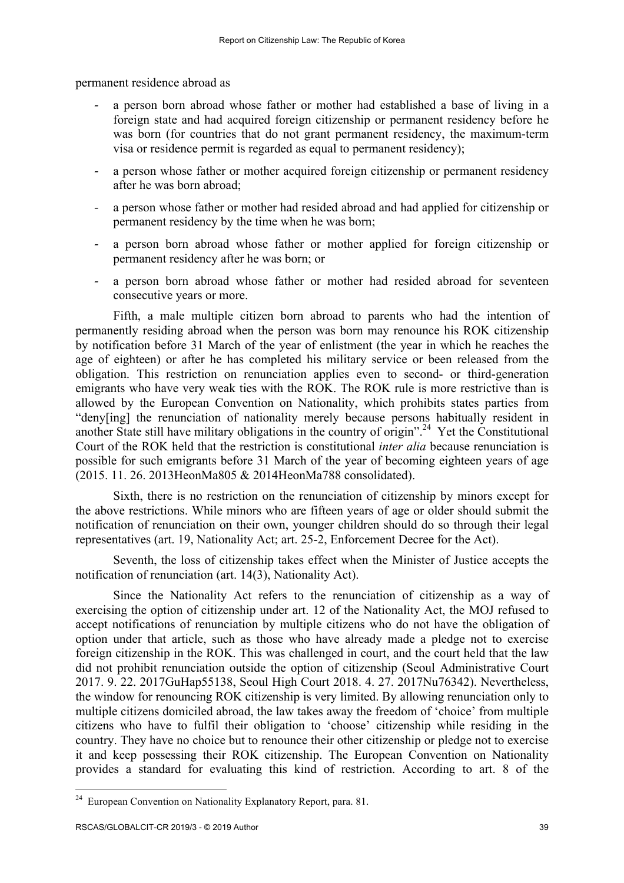permanent residence abroad as

- a person born abroad whose father or mother had established a base of living in a foreign state and had acquired foreign citizenship or permanent residency before he was born (for countries that do not grant permanent residency, the maximum-term visa or residence permit is regarded as equal to permanent residency);
- a person whose father or mother acquired foreign citizenship or permanent residency after he was born abroad;
- a person whose father or mother had resided abroad and had applied for citizenship or permanent residency by the time when he was born;
- a person born abroad whose father or mother applied for foreign citizenship or permanent residency after he was born; or
- a person born abroad whose father or mother had resided abroad for seventeen consecutive years or more.

Fifth, a male multiple citizen born abroad to parents who had the intention of permanently residing abroad when the person was born may renounce his ROK citizenship by notification before 31 March of the year of enlistment (the year in which he reaches the age of eighteen) or after he has completed his military service or been released from the obligation. This restriction on renunciation applies even to second- or third-generation emigrants who have very weak ties with the ROK. The ROK rule is more restrictive than is allowed by the European Convention on Nationality, which prohibits states parties from "deny[ing] the renunciation of nationality merely because persons habitually resident in another State still have military obligations in the country of origin".[24] Yet the Constitutional Court of the ROK held that the restriction is constitutional *inter alia* because renunciation is possible for such emigrants before 31 March of the year of becoming eighteen years of age (2015. 11. 26. 2013HeonMa805 & 2014HeonMa788 consolidated).

Sixth, there is no restriction on the renunciation of citizenship by minors except for the above restrictions. While minors who are fifteen years of age or older should submit the notification of renunciation on their own, younger children should do so through their legal representatives (art. 19, Nationality Act; art. 25-2, Enforcement Decree for the Act).

Seventh, the loss of citizenship takes effect when the Minister of Justice accepts the notification of renunciation (art. 14(3), Nationality Act).

Since the Nationality Act refers to the renunciation of citizenship as a way of exercising the option of citizenship under art. 12 of the Nationality Act, the MOJ refused to accept notifications of renunciation by multiple citizens who do not have the obligation of option under that article, such as those who have already made a pledge not to exercise foreign citizenship in the ROK. This was challenged in court, and the court held that the law did not prohibit renunciation outside the option of citizenship (Seoul Administrative Court 2017. 9. 22. 2017GuHap55138, Seoul High Court 2018. 4. 27. 2017Nu76342). Nevertheless, the window for renouncing ROK citizenship is very limited. By allowing renunciation only to multiple citizens domiciled abroad, the law takes away the freedom of 'choice' from multiple citizens who have to fulfil their obligation to 'choose' citizenship while residing in the country. They have no choice but to renounce their other citizenship or pledge not to exercise it and keep possessing their ROK citizenship. The European Convention on Nationality provides a standard for evaluating this kind of restriction. According to art. 8 of the

---

[24] European Convention on Nationality Explanatory Report, para. 81.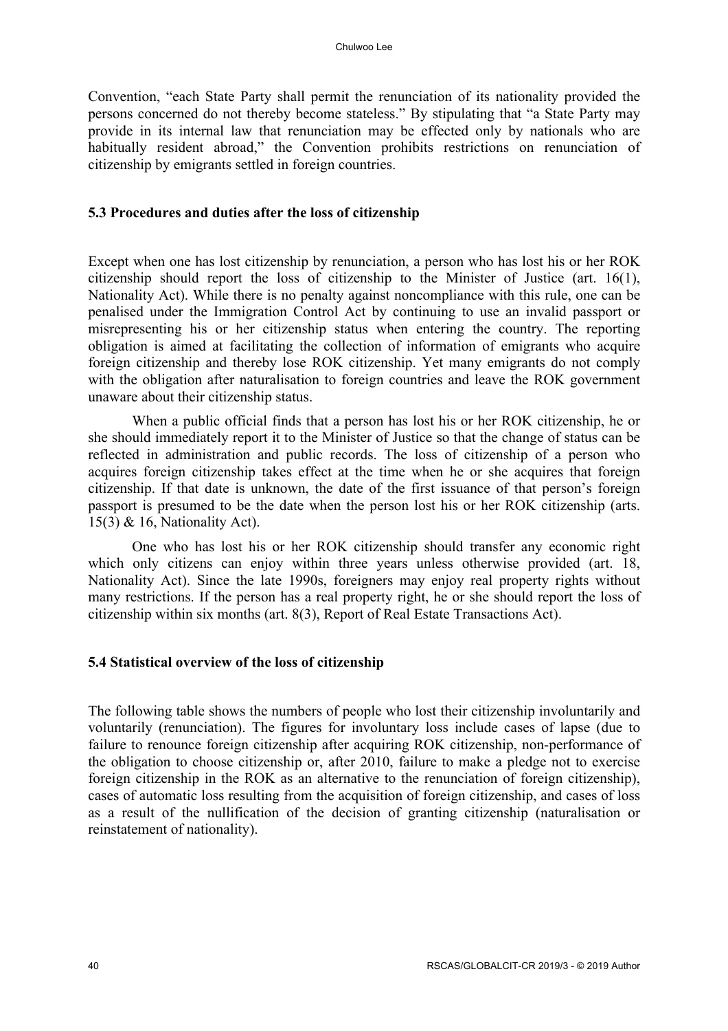Convention, "each State Party shall permit the renunciation of its nationality provided the persons concerned do not thereby become stateless." By stipulating that "a State Party may provide in its internal law that renunciation may be effected only by nationals who are habitually resident abroad," the Convention prohibits restrictions on renunciation of citizenship by emigrants settled in foreign countries.

### 5.3 Procedures and duties after the loss of citizenship

Except when one has lost citizenship by renunciation, a person who has lost his or her ROK citizenship should report the loss of citizenship to the Minister of Justice (art. 16(1), Nationality Act). While there is no penalty against noncompliance with this rule, one can be penalised under the Immigration Control Act by continuing to use an invalid passport or misrepresenting his or her citizenship status when entering the country. The reporting obligation is aimed at facilitating the collection of information of emigrants who acquire foreign citizenship and thereby lose ROK citizenship. Yet many emigrants do not comply with the obligation after naturalisation to foreign countries and leave the ROK government unaware about their citizenship status.

When a public official finds that a person has lost his or her ROK citizenship, he or she should immediately report it to the Minister of Justice so that the change of status can be reflected in administration and public records. The loss of citizenship of a person who acquires foreign citizenship takes effect at the time when he or she acquires that foreign citizenship. If that date is unknown, the date of the first issuance of that person's foreign passport is presumed to be the date when the person lost his or her ROK citizenship (arts. 15(3) & 16, Nationality Act).

One who has lost his or her ROK citizenship should transfer any economic right which only citizens can enjoy within three years unless otherwise provided (art. 18, Nationality Act). Since the late 1990s, foreigners may enjoy real property rights without many restrictions. If the person has a real property right, he or she should report the loss of citizenship within six months (art. 8(3), Report of Real Estate Transactions Act).

### 5.4 Statistical overview of the loss of citizenship

The following table shows the numbers of people who lost their citizenship involuntarily and voluntarily (renunciation). The figures for involuntary loss include cases of lapse (due to failure to renounce foreign citizenship after acquiring ROK citizenship, non-performance of the obligation to choose citizenship or, after 2010, failure to make a pledge not to exercise foreign citizenship in the ROK as an alternative to the renunciation of foreign citizenship), cases of automatic loss resulting from the acquisition of foreign citizenship, and cases of loss as a result of the nullification of the decision of granting citizenship (naturalisation or reinstatement of nationality).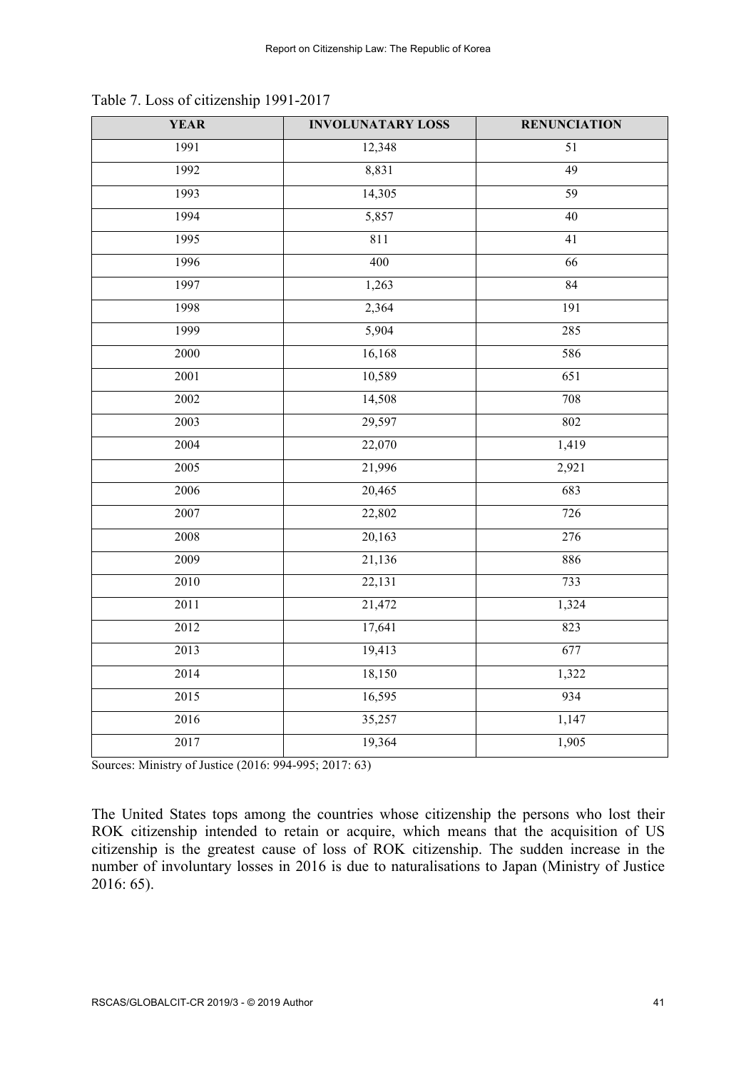Table 7. Loss of citizenship 1991-2017

| YEAR | INVOLUNATARY LOSS | RENUNCIATION |
|---|---|---|
| 1991 | 12,348 | 51 |
| 1992 | 8,831 | 49 |
| 1993 | 14,305 | 59 |
| 1994 | 5,857 | 40 |
| 1995 | 811 | 41 |
| 1996 | 400 | 66 |
| 1997 | 1,263 | 84 |
| 1998 | 2,364 | 191 |
| 1999 | 5,904 | 285 |
| 2000 | 16,168 | 586 |
| 2001 | 10,589 | 651 |
| 2002 | 14,508 | 708 |
| 2003 | 29,597 | 802 |
| 2004 | 22,070 | 1,419 |
| 2005 | 21,996 | 2,921 |
| 2006 | 20,465 | 683 |
| 2007 | 22,802 | 726 |
| 2008 | 20,163 | 276 |
| 2009 | 21,136 | 886 |
| 2010 | 22,131 | 733 |
| 2011 | 21,472 | 1,324 |
| 2012 | 17,641 | 823 |
| 2013 | 19,413 | 677 |
| 2014 | 18,150 | 1,322 |
| 2015 | 16,595 | 934 |
| 2016 | 35,257 | 1,147 |
| 2017 | 19,364 | 1,905 |

Sources: Ministry of Justice (2016: 994-995; 2017: 63)

The United States tops among the countries whose citizenship the persons who lost their ROK citizenship intended to retain or acquire, which means that the acquisition of US citizenship is the greatest cause of loss of ROK citizenship. The sudden increase in the number of involuntary losses in 2016 is due to naturalisations to Japan (Ministry of Justice 2016: 65).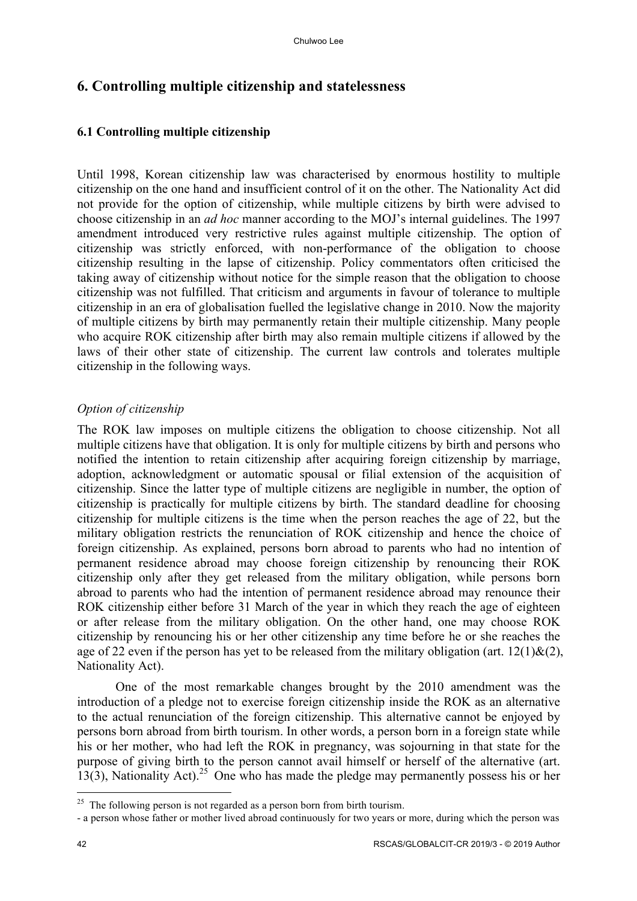## 6. Controlling multiple citizenship and statelessness

### 6.1 Controlling multiple citizenship

Until 1998, Korean citizenship law was characterised by enormous hostility to multiple citizenship on the one hand and insufficient control of it on the other. The Nationality Act did not provide for the option of citizenship, while multiple citizens by birth were advised to choose citizenship in an *ad hoc* manner according to the MOJ's internal guidelines. The 1997 amendment introduced very restrictive rules against multiple citizenship. The option of citizenship was strictly enforced, with non-performance of the obligation to choose citizenship resulting in the lapse of citizenship. Policy commentators often criticised the taking away of citizenship without notice for the simple reason that the obligation to choose citizenship was not fulfilled. That criticism and arguments in favour of tolerance to multiple citizenship in an era of globalisation fuelled the legislative change in 2010. Now the majority of multiple citizens by birth may permanently retain their multiple citizenship. Many people who acquire ROK citizenship after birth may also remain multiple citizens if allowed by the laws of their other state of citizenship. The current law controls and tolerates multiple citizenship in the following ways.

*Option of citizenship*

The ROK law imposes on multiple citizens the obligation to choose citizenship. Not all multiple citizens have that obligation. It is only for multiple citizens by birth and persons who notified the intention to retain citizenship after acquiring foreign citizenship by marriage, adoption, acknowledgment or automatic spousal or filial extension of the acquisition of citizenship. Since the latter type of multiple citizens are negligible in number, the option of citizenship is practically for multiple citizens by birth. The standard deadline for choosing citizenship for multiple citizens is the time when the person reaches the age of 22, but the military obligation restricts the renunciation of ROK citizenship and hence the choice of foreign citizenship. As explained, persons born abroad to parents who had no intention of permanent residence abroad may choose foreign citizenship by renouncing their ROK citizenship only after they get released from the military obligation, while persons born abroad to parents who had the intention of permanent residence abroad may renounce their ROK citizenship either before 31 March of the year in which they reach the age of eighteen or after release from the military obligation. On the other hand, one may choose ROK citizenship by renouncing his or her other citizenship any time before he or she reaches the age of 22 even if the person has yet to be released from the military obligation (art. 12(1)&(2), Nationality Act).

One of the most remarkable changes brought by the 2010 amendment was the introduction of a pledge not to exercise foreign citizenship inside the ROK as an alternative to the actual renunciation of the foreign citizenship. This alternative cannot be enjoyed by persons born abroad from birth tourism. In other words, a person born in a foreign state while his or her mother, who had left the ROK in pregnancy, was sojourning in that state for the purpose of giving birth to the person cannot avail himself or herself of the alternative (art. 13(3), Nationality Act).[25] One who has made the pledge may permanently possess his or her

---

[25] The following person is not regarded as a person born from birth tourism.

- a person whose father or mother lived abroad continuously for two years or more, during which the person was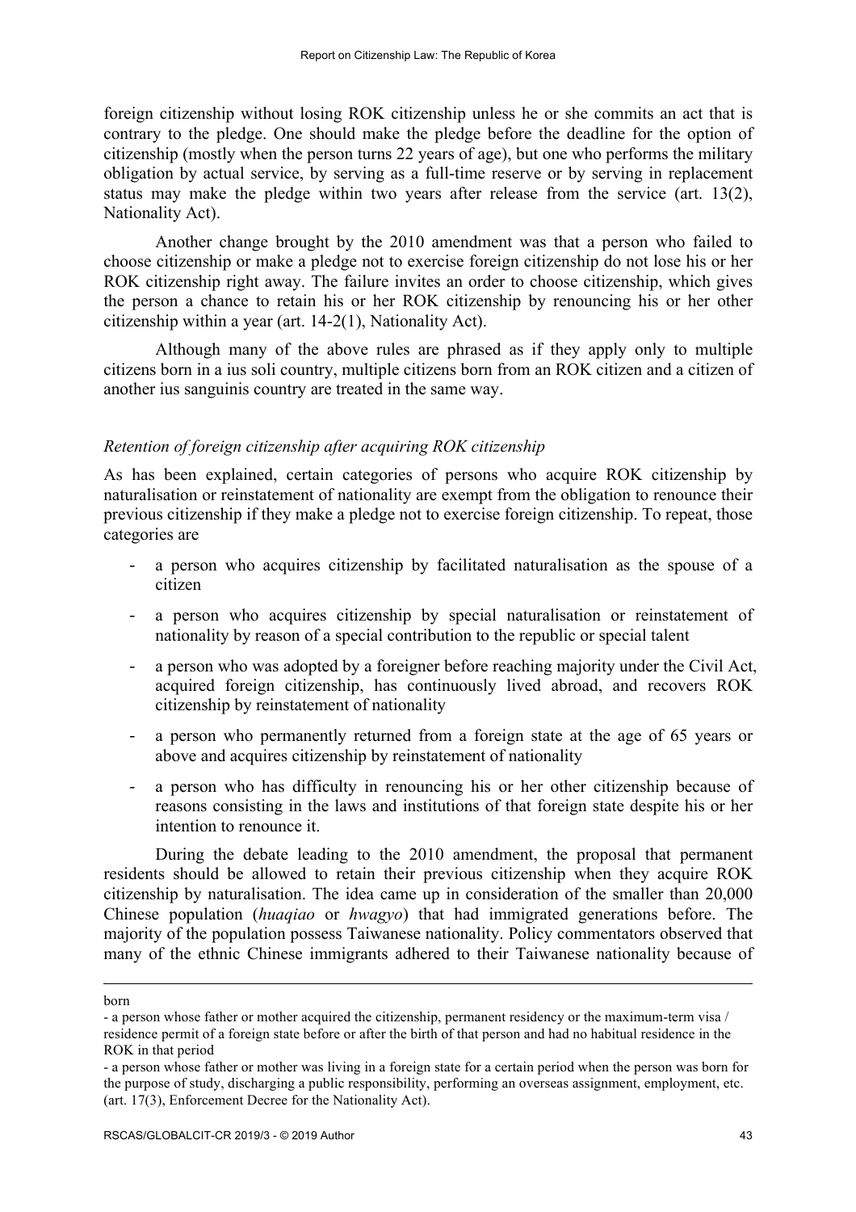foreign citizenship without losing ROK citizenship unless he or she commits an act that is contrary to the pledge. One should make the pledge before the deadline for the option of citizenship (mostly when the person turns 22 years of age), but one who performs the military obligation by actual service, by serving as a full-time reserve or by serving in replacement status may make the pledge within two years after release from the service (art. 13(2), Nationality Act).

Another change brought by the 2010 amendment was that a person who failed to choose citizenship or make a pledge not to exercise foreign citizenship do not lose his or her ROK citizenship right away. The failure invites an order to choose citizenship, which gives the person a chance to retain his or her ROK citizenship by renouncing his or her other citizenship within a year (art. 14-2(1), Nationality Act).

Although many of the above rules are phrased as if they apply only to multiple citizens born in a ius soli country, multiple citizens born from an ROK citizen and a citizen of another ius sanguinis country are treated in the same way.

*Retention of foreign citizenship after acquiring ROK citizenship*

As has been explained, certain categories of persons who acquire ROK citizenship by naturalisation or reinstatement of nationality are exempt from the obligation to renounce their previous citizenship if they make a pledge not to exercise foreign citizenship. To repeat, those categories are

- a person who acquires citizenship by facilitated naturalisation as the spouse of a citizen
- a person who acquires citizenship by special naturalisation or reinstatement of nationality by reason of a special contribution to the republic or special talent
- a person who was adopted by a foreigner before reaching majority under the Civil Act, acquired foreign citizenship, has continuously lived abroad, and recovers ROK citizenship by reinstatement of nationality
- a person who permanently returned from a foreign state at the age of 65 years or above and acquires citizenship by reinstatement of nationality
- a person who has difficulty in renouncing his or her other citizenship because of reasons consisting in the laws and institutions of that foreign state despite his or her intention to renounce it.

During the debate leading to the 2010 amendment, the proposal that permanent residents should be allowed to retain their previous citizenship when they acquire ROK citizenship by naturalisation. The idea came up in consideration of the smaller than 20,000 Chinese population (*huaqiao* or *hwagyo*) that had immigrated generations before. The majority of the population possess Taiwanese nationality. Policy commentators observed that many of the ethnic Chinese immigrants adhered to their Taiwanese nationality because of

---

born

- a person whose father or mother acquired the citizenship, permanent residency or the maximum-term visa / residence permit of a foreign state before or after the birth of that person and had no habitual residence in the ROK in that period
- a person whose father or mother was living in a foreign state for a certain period when the person was born for the purpose of study, discharging a public responsibility, performing an overseas assignment, employment, etc. (art. 17(3), Enforcement Decree for the Nationality Act).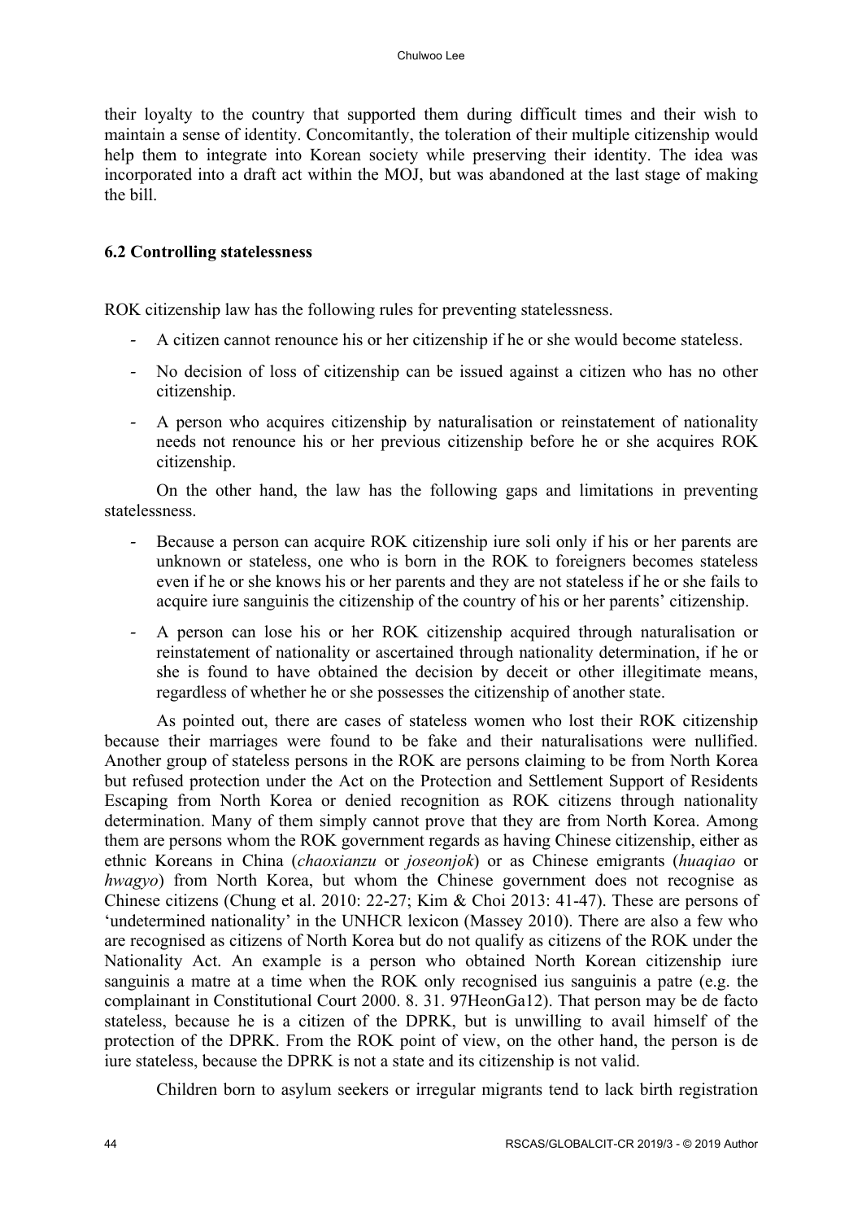their loyalty to the country that supported them during difficult times and their wish to maintain a sense of identity. Concomitantly, the toleration of their multiple citizenship would help them to integrate into Korean society while preserving their identity. The idea was incorporated into a draft act within the MOJ, but was abandoned at the last stage of making the bill.

### 6.2 Controlling statelessness

ROK citizenship law has the following rules for preventing statelessness.

- A citizen cannot renounce his or her citizenship if he or she would become stateless.
- No decision of loss of citizenship can be issued against a citizen who has no other citizenship.
- A person who acquires citizenship by naturalisation or reinstatement of nationality needs not renounce his or her previous citizenship before he or she acquires ROK citizenship.

On the other hand, the law has the following gaps and limitations in preventing statelessness.

- Because a person can acquire ROK citizenship iure soli only if his or her parents are unknown or stateless, one who is born in the ROK to foreigners becomes stateless even if he or she knows his or her parents and they are not stateless if he or she fails to acquire iure sanguinis the citizenship of the country of his or her parents' citizenship.
- A person can lose his or her ROK citizenship acquired through naturalisation or reinstatement of nationality or ascertained through nationality determination, if he or she is found to have obtained the decision by deceit or other illegitimate means, regardless of whether he or she possesses the citizenship of another state.

As pointed out, there are cases of stateless women who lost their ROK citizenship because their marriages were found to be fake and their naturalisations were nullified. Another group of stateless persons in the ROK are persons claiming to be from North Korea but refused protection under the Act on the Protection and Settlement Support of Residents Escaping from North Korea or denied recognition as ROK citizens through nationality determination. Many of them simply cannot prove that they are from North Korea. Among them are persons whom the ROK government regards as having Chinese citizenship, either as ethnic Koreans in China (*chaoxianzu* or *joseonjok*) or as Chinese emigrants (*huaqiao* or *hwagyo*) from North Korea, but whom the Chinese government does not recognise as Chinese citizens (Chung et al. 2010: 22-27; Kim & Choi 2013: 41-47). These are persons of 'undetermined nationality' in the UNHCR lexicon (Massey 2010). There are also a few who are recognised as citizens of North Korea but do not qualify as citizens of the ROK under the Nationality Act. An example is a person who obtained North Korean citizenship iure sanguinis a matre at a time when the ROK only recognised ius sanguinis a patre (e.g. the complainant in Constitutional Court 2000. 8. 31. 97HeonGa12). That person may be de facto stateless, because he is a citizen of the DPRK, but is unwilling to avail himself of the protection of the DPRK. From the ROK point of view, on the other hand, the person is de iure stateless, because the DPRK is not a state and its citizenship is not valid.

Children born to asylum seekers or irregular migrants tend to lack birth registration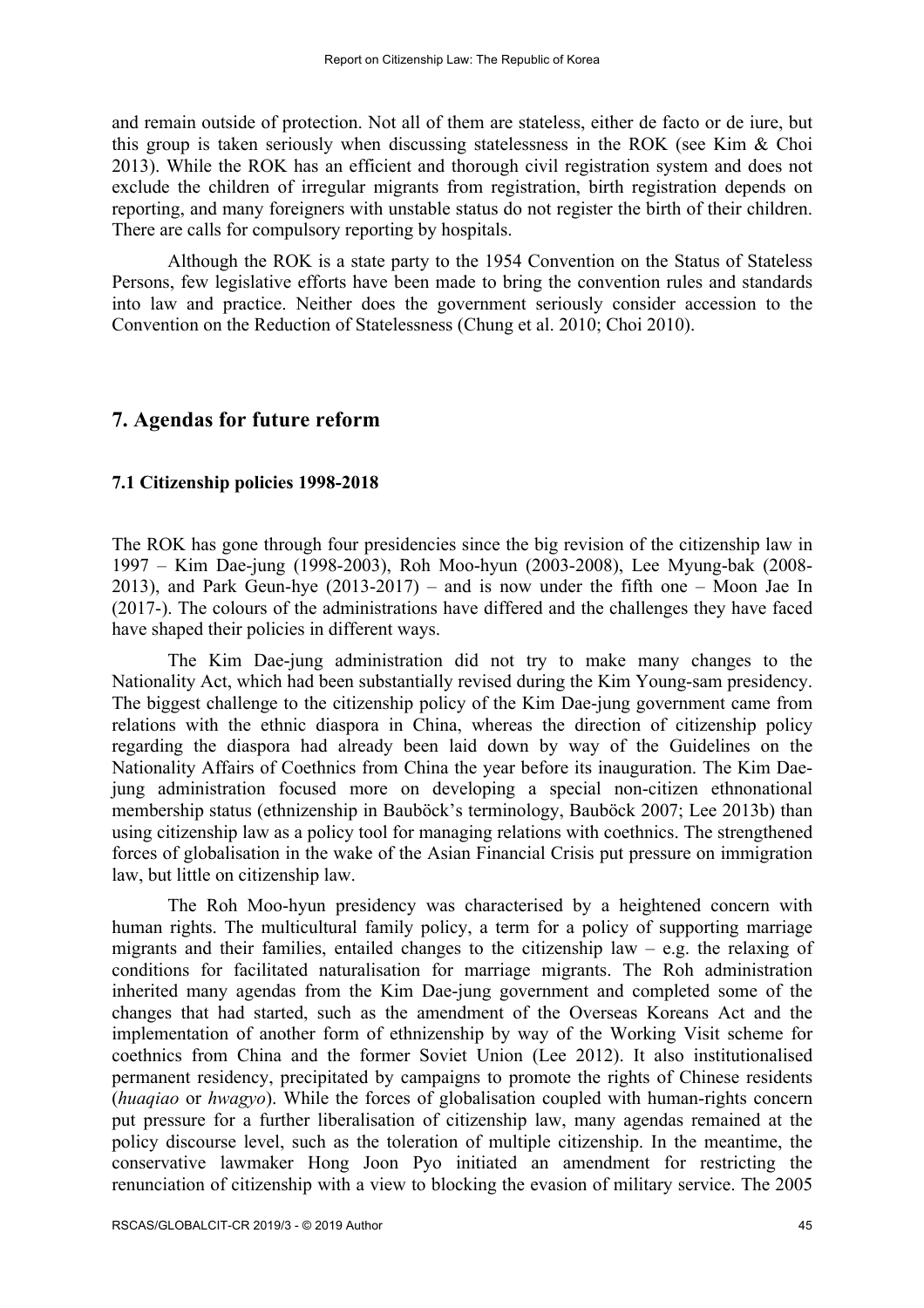and remain outside of protection. Not all of them are stateless, either de facto or de iure, but this group is taken seriously when discussing statelessness in the ROK (see Kim & Choi 2013). While the ROK has an efficient and thorough civil registration system and does not exclude the children of irregular migrants from registration, birth registration depends on reporting, and many foreigners with unstable status do not register the birth of their children. There are calls for compulsory reporting by hospitals.

Although the ROK is a state party to the 1954 Convention on the Status of Stateless Persons, few legislative efforts have been made to bring the convention rules and standards into law and practice. Neither does the government seriously consider accession to the Convention on the Reduction of Statelessness (Chung et al. 2010; Choi 2010).

## 7. Agendas for future reform

### 7.1 Citizenship policies 1998-2018

The ROK has gone through four presidencies since the big revision of the citizenship law in 1997 – Kim Dae-jung (1998-2003), Roh Moo-hyun (2003-2008), Lee Myung-bak (2008-2013), and Park Geun-hye (2013-2017) – and is now under the fifth one – Moon Jae In (2017-). The colours of the administrations have differed and the challenges they have faced have shaped their policies in different ways.

The Kim Dae-jung administration did not try to make many changes to the Nationality Act, which had been substantially revised during the Kim Young-sam presidency. The biggest challenge to the citizenship policy of the Kim Dae-jung government came from relations with the ethnic diaspora in China, whereas the direction of citizenship policy regarding the diaspora had already been laid down by way of the Guidelines on the Nationality Affairs of Coethnics from China the year before its inauguration. The Kim Dae-jung administration focused more on developing a special non-citizen ethnonational membership status (ethnizenship in Bauböck's terminology, Bauböck 2007; Lee 2013b) than using citizenship law as a policy tool for managing relations with coethnics. The strengthened forces of globalisation in the wake of the Asian Financial Crisis put pressure on immigration law, but little on citizenship law.

The Roh Moo-hyun presidency was characterised by a heightened concern with human rights. The multicultural family policy, a term for a policy of supporting marriage migrants and their families, entailed changes to the citizenship law – e.g. the relaxing of conditions for facilitated naturalisation for marriage migrants. The Roh administration inherited many agendas from the Kim Dae-jung government and completed some of the changes that had started, such as the amendment of the Overseas Koreans Act and the implementation of another form of ethnizenship by way of the Working Visit scheme for coethnics from China and the former Soviet Union (Lee 2012). It also institutionalised permanent residency, precipitated by campaigns to promote the rights of Chinese residents (*huaqiao* or *hwagyo*). While the forces of globalisation coupled with human-rights concern put pressure for a further liberalisation of citizenship law, many agendas remained at the policy discourse level, such as the toleration of multiple citizenship. In the meantime, the conservative lawmaker Hong Joon Pyo initiated an amendment for restricting the renunciation of citizenship with a view to blocking the evasion of military service. The 2005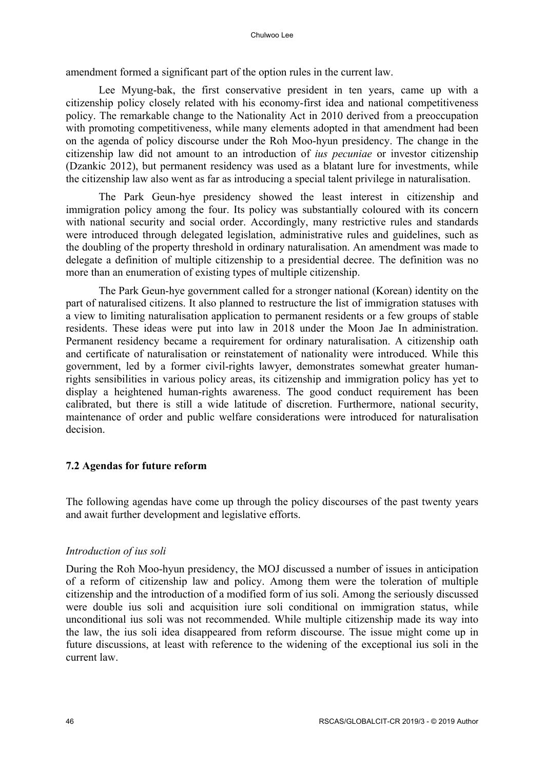amendment formed a significant part of the option rules in the current law.

Lee Myung-bak, the first conservative president in ten years, came up with a citizenship policy closely related with his economy-first idea and national competitiveness policy. The remarkable change to the Nationality Act in 2010 derived from a preoccupation with promoting competitiveness, while many elements adopted in that amendment had been on the agenda of policy discourse under the Roh Moo-hyun presidency. The change in the citizenship law did not amount to an introduction of *ius pecuniae* or investor citizenship (Dzankic 2012), but permanent residency was used as a blatant lure for investments, while the citizenship law also went as far as introducing a special talent privilege in naturalisation.

The Park Geun-hye presidency showed the least interest in citizenship and immigration policy among the four. Its policy was substantially coloured with its concern with national security and social order. Accordingly, many restrictive rules and standards were introduced through delegated legislation, administrative rules and guidelines, such as the doubling of the property threshold in ordinary naturalisation. An amendment was made to delegate a definition of multiple citizenship to a presidential decree. The definition was no more than an enumeration of existing types of multiple citizenship.

The Park Geun-hye government called for a stronger national (Korean) identity on the part of naturalised citizens. It also planned to restructure the list of immigration statuses with a view to limiting naturalisation application to permanent residents or a few groups of stable residents. These ideas were put into law in 2018 under the Moon Jae In administration. Permanent residency became a requirement for ordinary naturalisation. A citizenship oath and certificate of naturalisation or reinstatement of nationality were introduced. While this government, led by a former civil-rights lawyer, demonstrates somewhat greater human-rights sensibilities in various policy areas, its citizenship and immigration policy has yet to display a heightened human-rights awareness. The good conduct requirement has been calibrated, but there is still a wide latitude of discretion. Furthermore, national security, maintenance of order and public welfare considerations were introduced for naturalisation decision.

## 7.2 Agendas for future reform

The following agendas have come up through the policy discourses of the past twenty years and await further development and legislative efforts.

*Introduction of ius soli*

During the Roh Moo-hyun presidency, the MOJ discussed a number of issues in anticipation of a reform of citizenship law and policy. Among them were the toleration of multiple citizenship and the introduction of a modified form of ius soli. Among the seriously discussed were double ius soli and acquisition iure soli conditional on immigration status, while unconditional ius soli was not recommended. While multiple citizenship made its way into the law, the ius soli idea disappeared from reform discourse. The issue might come up in future discussions, at least with reference to the widening of the exceptional ius soli in the current law.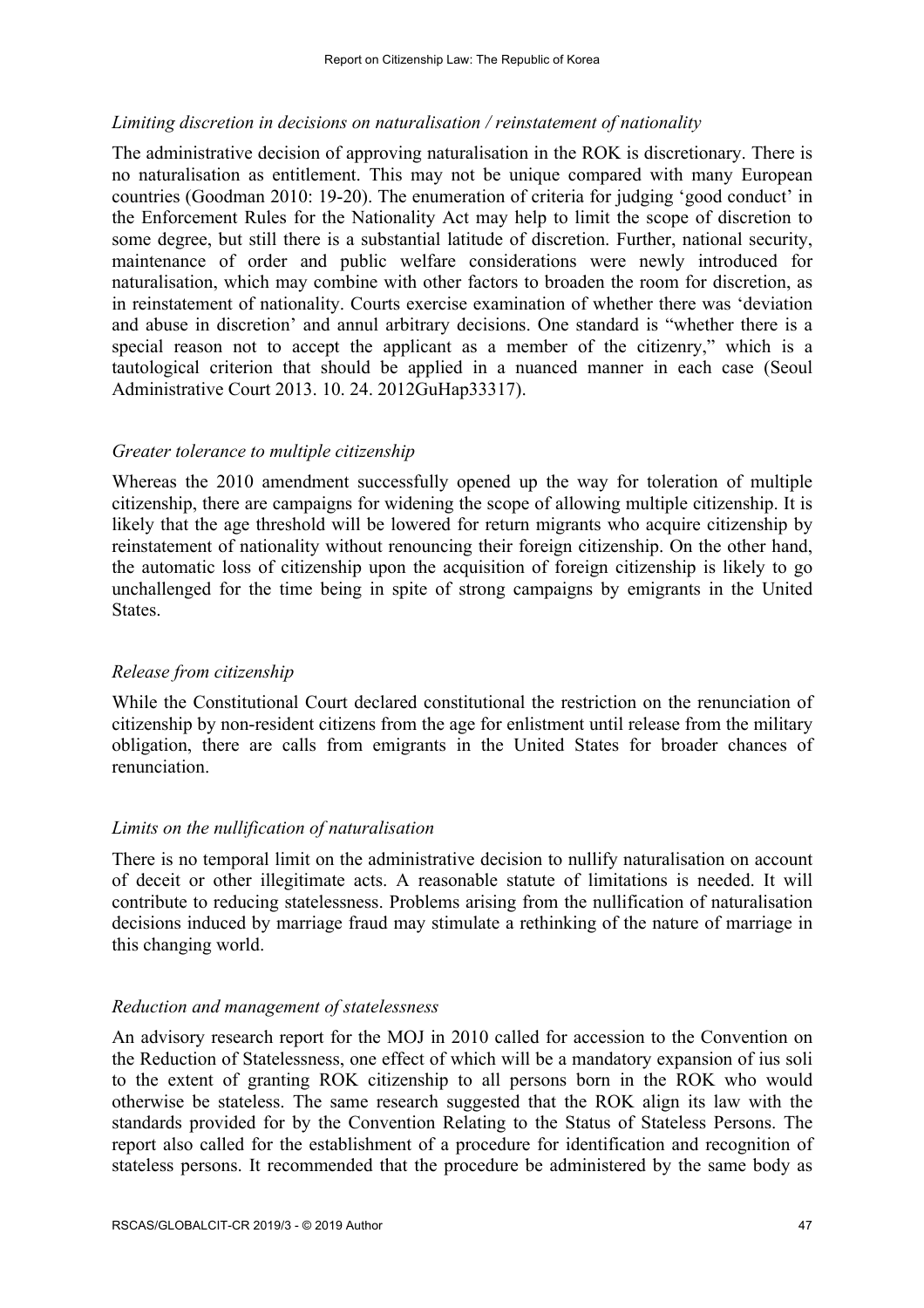*Limiting discretion in decisions on naturalisation / reinstatement of nationality*

The administrative decision of approving naturalisation in the ROK is discretionary. There is no naturalisation as entitlement. This may not be unique compared with many European countries (Goodman 2010: 19-20). The enumeration of criteria for judging 'good conduct' in the Enforcement Rules for the Nationality Act may help to limit the scope of discretion to some degree, but still there is a substantial latitude of discretion. Further, national security, maintenance of order and public welfare considerations were newly introduced for naturalisation, which may combine with other factors to broaden the room for discretion, as in reinstatement of nationality. Courts exercise examination of whether there was 'deviation and abuse in discretion' and annul arbitrary decisions. One standard is "whether there is a special reason not to accept the applicant as a member of the citizenry," which is a tautological criterion that should be applied in a nuanced manner in each case (Seoul Administrative Court 2013. 10. 24. 2012GuHap33317).

*Greater tolerance to multiple citizenship*

Whereas the 2010 amendment successfully opened up the way for toleration of multiple citizenship, there are campaigns for widening the scope of allowing multiple citizenship. It is likely that the age threshold will be lowered for return migrants who acquire citizenship by reinstatement of nationality without renouncing their foreign citizenship. On the other hand, the automatic loss of citizenship upon the acquisition of foreign citizenship is likely to go unchallenged for the time being in spite of strong campaigns by emigrants in the United States.

*Release from citizenship*

While the Constitutional Court declared constitutional the restriction on the renunciation of citizenship by non-resident citizens from the age for enlistment until release from the military obligation, there are calls from emigrants in the United States for broader chances of renunciation.

*Limits on the nullification of naturalisation*

There is no temporal limit on the administrative decision to nullify naturalisation on account of deceit or other illegitimate acts. A reasonable statute of limitations is needed. It will contribute to reducing statelessness. Problems arising from the nullification of naturalisation decisions induced by marriage fraud may stimulate a rethinking of the nature of marriage in this changing world.

*Reduction and management of statelessness*

An advisory research report for the MOJ in 2010 called for accession to the Convention on the Reduction of Statelessness, one effect of which will be a mandatory expansion of ius soli to the extent of granting ROK citizenship to all persons born in the ROK who would otherwise be stateless. The same research suggested that the ROK align its law with the standards provided for by the Convention Relating to the Status of Stateless Persons. The report also called for the establishment of a procedure for identification and recognition of stateless persons. It recommended that the procedure be administered by the same body as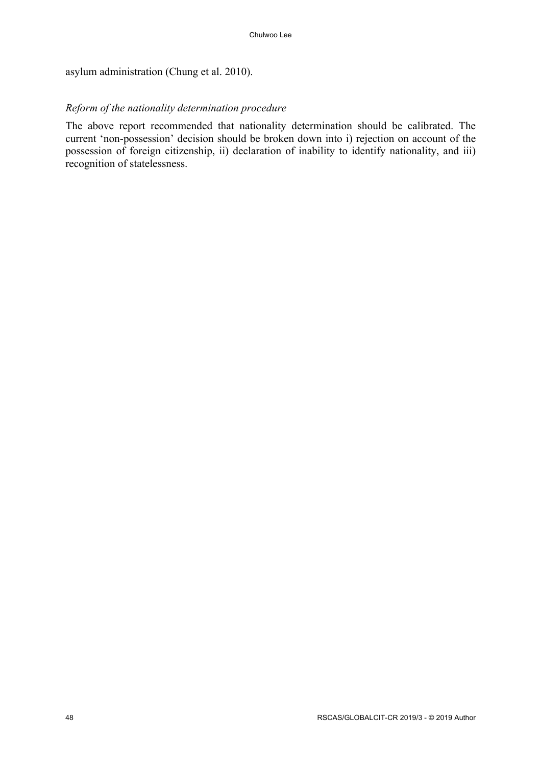asylum administration (Chung et al. 2010).

*Reform of the nationality determination procedure*

The above report recommended that nationality determination should be calibrated. The current 'non-possession' decision should be broken down into i) rejection on account of the possession of foreign citizenship, ii) declaration of inability to identify nationality, and iii) recognition of statelessness.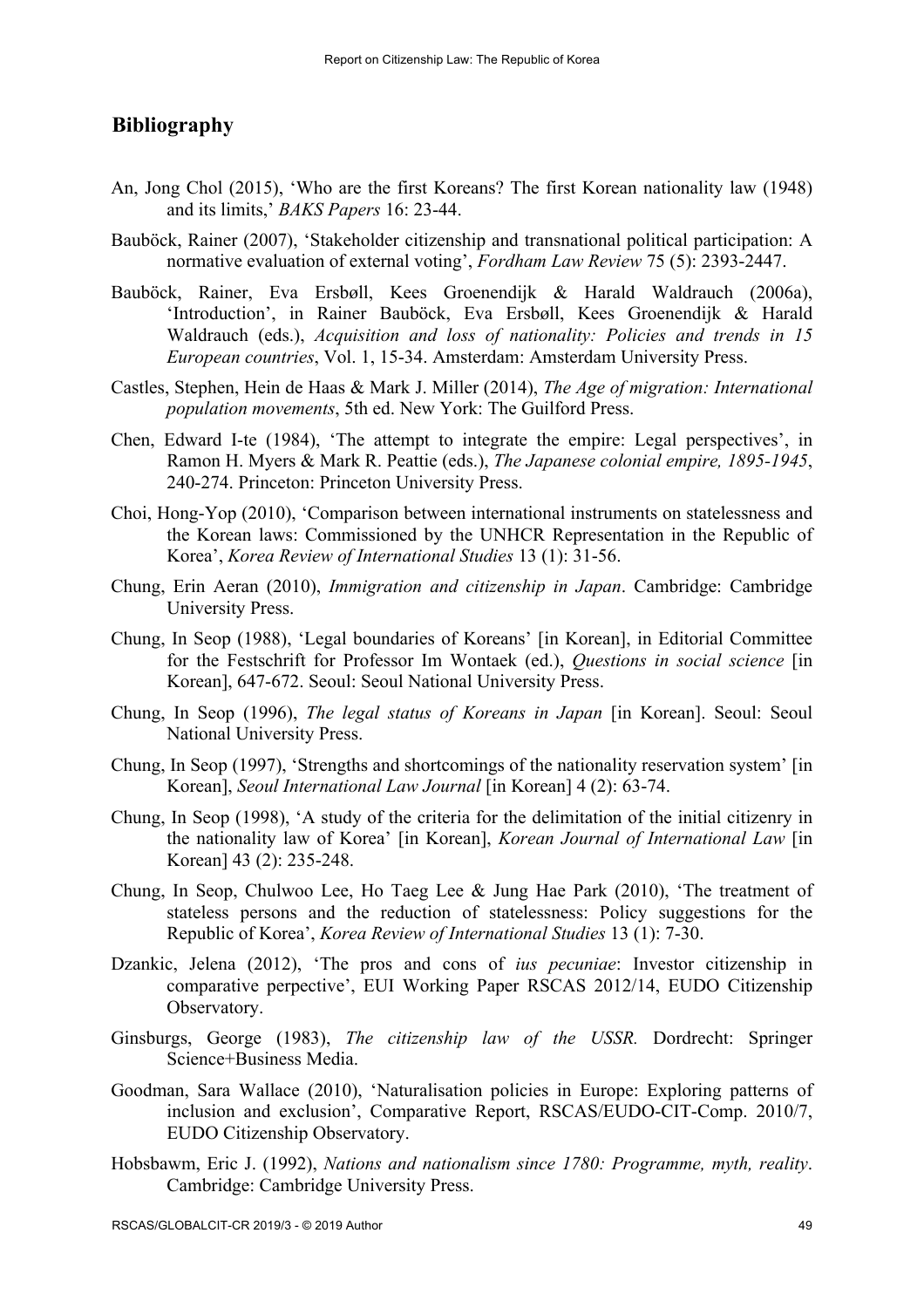## Bibliography

An, Jong Chol (2015), 'Who are the first Koreans? The first Korean nationality law (1948) and its limits,' *BAKS Papers* 16: 23-44.

Bauböck, Rainer (2007), 'Stakeholder citizenship and transnational political participation: A normative evaluation of external voting', *Fordham Law Review* 75 (5): 2393-2447.

Bauböck, Rainer, Eva Ersbøll, Kees Groenendijk & Harald Waldrauch (2006a), 'Introduction', in Rainer Bauböck, Eva Ersbøll, Kees Groenendijk & Harald Waldrauch (eds.), *Acquisition and loss of nationality: Policies and trends in 15 European countries*, Vol. 1, 15-34. Amsterdam: Amsterdam University Press.

Castles, Stephen, Hein de Haas & Mark J. Miller (2014), *The Age of migration: International population movements*, 5th ed. New York: The Guilford Press.

Chen, Edward I-te (1984), 'The attempt to integrate the empire: Legal perspectives', in Ramon H. Myers & Mark R. Peattie (eds.), *The Japanese colonial empire, 1895-1945*, 240-274. Princeton: Princeton University Press.

Choi, Hong-Yop (2010), 'Comparison between international instruments on statelessness and the Korean laws: Commissioned by the UNHCR Representation in the Republic of Korea', *Korea Review of International Studies* 13 (1): 31-56.

Chung, Erin Aeran (2010), *Immigration and citizenship in Japan*. Cambridge: Cambridge University Press.

Chung, In Seop (1988), 'Legal boundaries of Koreans' [in Korean], in Editorial Committee for the Festschrift for Professor Im Wontaek (ed.), *Questions in social science* [in Korean], 647-672. Seoul: Seoul National University Press.

Chung, In Seop (1996), *The legal status of Koreans in Japan* [in Korean]. Seoul: Seoul National University Press.

Chung, In Seop (1997), 'Strengths and shortcomings of the nationality reservation system' [in Korean], *Seoul International Law Journal* [in Korean] 4 (2): 63-74.

Chung, In Seop (1998), 'A study of the criteria for the delimitation of the initial citizenry in the nationality law of Korea' [in Korean], *Korean Journal of International Law* [in Korean] 43 (2): 235-248.

Chung, In Seop, Chulwoo Lee, Ho Taeg Lee & Jung Hae Park (2010), 'The treatment of stateless persons and the reduction of statelessness: Policy suggestions for the Republic of Korea', *Korea Review of International Studies* 13 (1): 7-30.

Dzankic, Jelena (2012), 'The pros and cons of *ius pecuniae*: Investor citizenship in comparative perpective', EUI Working Paper RSCAS 2012/14, EUDO Citizenship Observatory.

Ginsburgs, George (1983), *The citizenship law of the USSR.* Dordrecht: Springer Science+Business Media.

Goodman, Sara Wallace (2010), 'Naturalisation policies in Europe: Exploring patterns of inclusion and exclusion', Comparative Report, RSCAS/EUDO-CIT-Comp. 2010/7, EUDO Citizenship Observatory.

Hobsbawm, Eric J. (1992), *Nations and nationalism since 1780: Programme, myth, reality*. Cambridge: Cambridge University Press.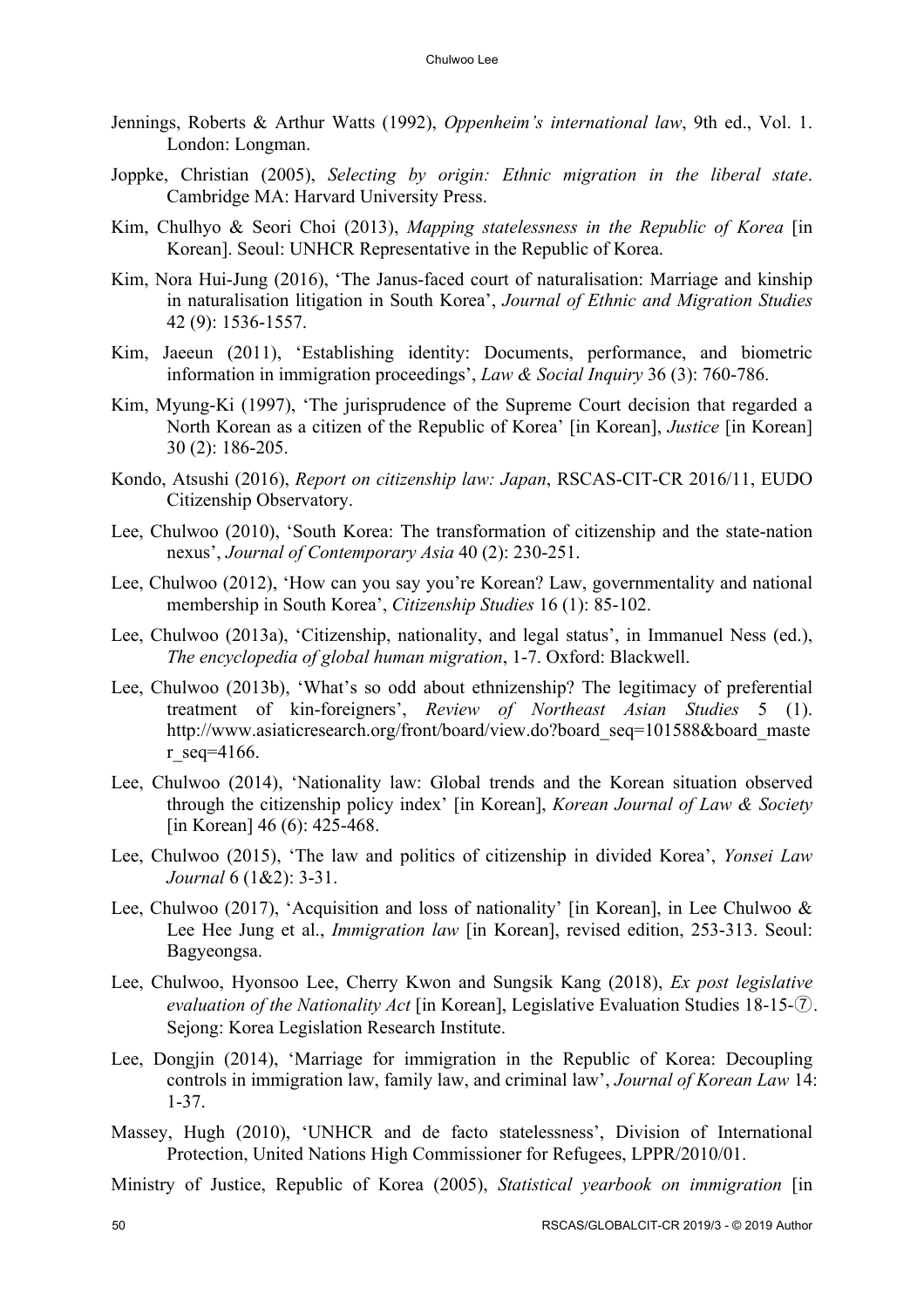Jennings, Roberts & Arthur Watts (1992), *Oppenheim's international law*, 9th ed., Vol. 1. London: Longman.

Joppke, Christian (2005), *Selecting by origin: Ethnic migration in the liberal state*. Cambridge MA: Harvard University Press.

Kim, Chulhyo & Seori Choi (2013), *Mapping statelessness in the Republic of Korea* [in Korean]. Seoul: UNHCR Representative in the Republic of Korea.

Kim, Nora Hui-Jung (2016), 'The Janus-faced court of naturalisation: Marriage and kinship in naturalisation litigation in South Korea', *Journal of Ethnic and Migration Studies* 42 (9): 1536-1557.

Kim, Jaeeun (2011), 'Establishing identity: Documents, performance, and biometric information in immigration proceedings', *Law & Social Inquiry* 36 (3): 760-786.

Kim, Myung-Ki (1997), 'The jurisprudence of the Supreme Court decision that regarded a North Korean as a citizen of the Republic of Korea' [in Korean], *Justice* [in Korean] 30 (2): 186-205.

Kondo, Atsushi (2016), *Report on citizenship law: Japan*, RSCAS-CIT-CR 2016/11, EUDO Citizenship Observatory.

Lee, Chulwoo (2010), 'South Korea: The transformation of citizenship and the state-nation nexus', *Journal of Contemporary Asia* 40 (2): 230-251.

Lee, Chulwoo (2012), 'How can you say you're Korean? Law, governmentality and national membership in South Korea', *Citizenship Studies* 16 (1): 85-102.

Lee, Chulwoo (2013a), 'Citizenship, nationality, and legal status', in Immanuel Ness (ed.), *The encyclopedia of global human migration*, 1-7. Oxford: Blackwell.

Lee, Chulwoo (2013b), 'What's so odd about ethnizenship? The legitimacy of preferential treatment of kin-foreigners', *Review of Northeast Asian Studies* 5 (1). http://www.asiaticresearch.org/front/board/view.do?board_seq=101588&board_master_seq=4166.

Lee, Chulwoo (2014), 'Nationality law: Global trends and the Korean situation observed through the citizenship policy index' [in Korean], *Korean Journal of Law & Society* [in Korean] 46 (6): 425-468.

Lee, Chulwoo (2015), 'The law and politics of citizenship in divided Korea', *Yonsei Law Journal* 6 (1&2): 3-31.

Lee, Chulwoo (2017), 'Acquisition and loss of nationality' [in Korean], in Lee Chulwoo & Lee Hee Jung et al., *Immigration law* [in Korean], revised edition, 253-313. Seoul: Bagyeongsa.

Lee, Chulwoo, Hyonsoo Lee, Cherry Kwon and Sungsik Kang (2018), *Ex post legislative evaluation of the Nationality Act* [in Korean], Legislative Evaluation Studies 18-15-⑦. Sejong: Korea Legislation Research Institute.

Lee, Dongjin (2014), 'Marriage for immigration in the Republic of Korea: Decoupling controls in immigration law, family law, and criminal law', *Journal of Korean Law* 14: 1-37.

Massey, Hugh (2010), 'UNHCR and de facto statelessness', Division of International Protection, United Nations High Commissioner for Refugees, LPPR/2010/01.

Ministry of Justice, Republic of Korea (2005), *Statistical yearbook on immigration* [in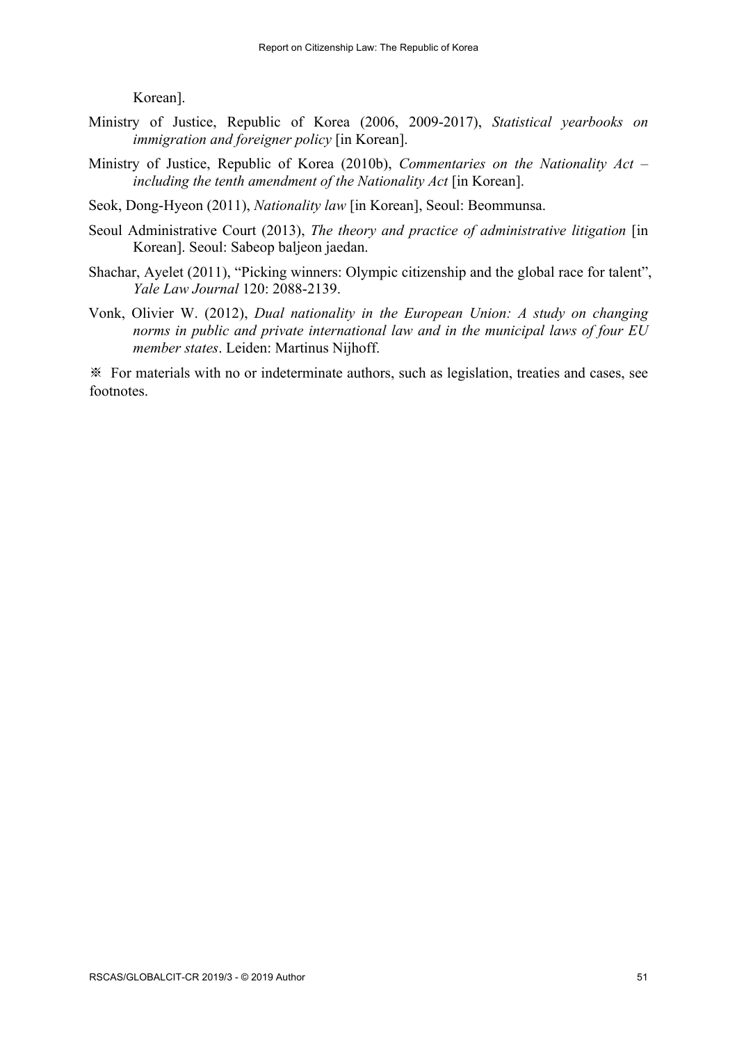Korean].

Ministry of Justice, Republic of Korea (2006, 2009-2017), *Statistical yearbooks on immigration and foreigner policy* [in Korean].

Ministry of Justice, Republic of Korea (2010b), *Commentaries on the Nationality Act – including the tenth amendment of the Nationality Act* [in Korean].

Seok, Dong-Hyeon (2011), *Nationality law* [in Korean], Seoul: Beommunsa.

Seoul Administrative Court (2013), *The theory and practice of administrative litigation* [in Korean]. Seoul: Sabeop baljeon jaedan.

Shachar, Ayelet (2011), "Picking winners: Olympic citizenship and the global race for talent", *Yale Law Journal* 120: 2088-2139.

Vonk, Olivier W. (2012), *Dual nationality in the European Union: A study on changing norms in public and private international law and in the municipal laws of four EU member states*. Leiden: Martinus Nijhoff.

※ For materials with no or indeterminate authors, such as legislation, treaties and cases, see footnotes.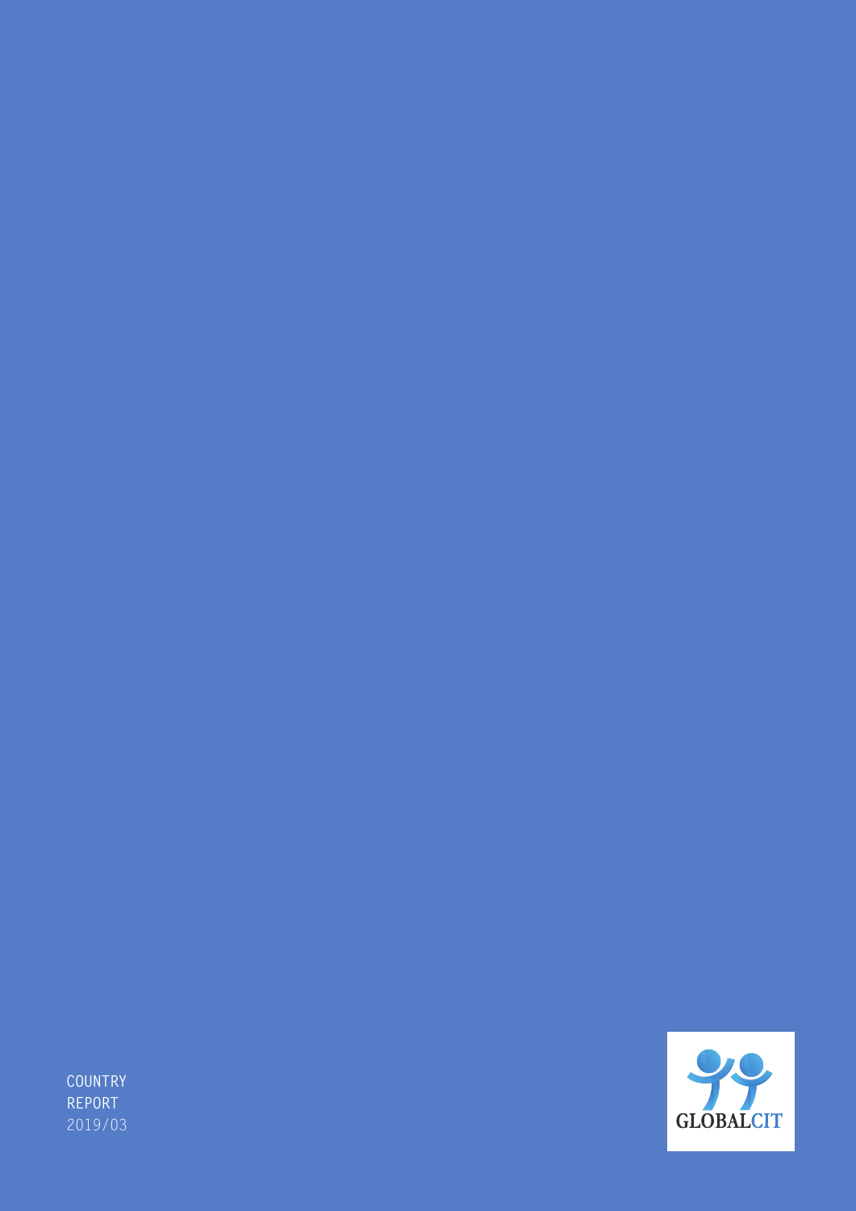COUNTRY
REPORT
2019/03

GLOBALCIT